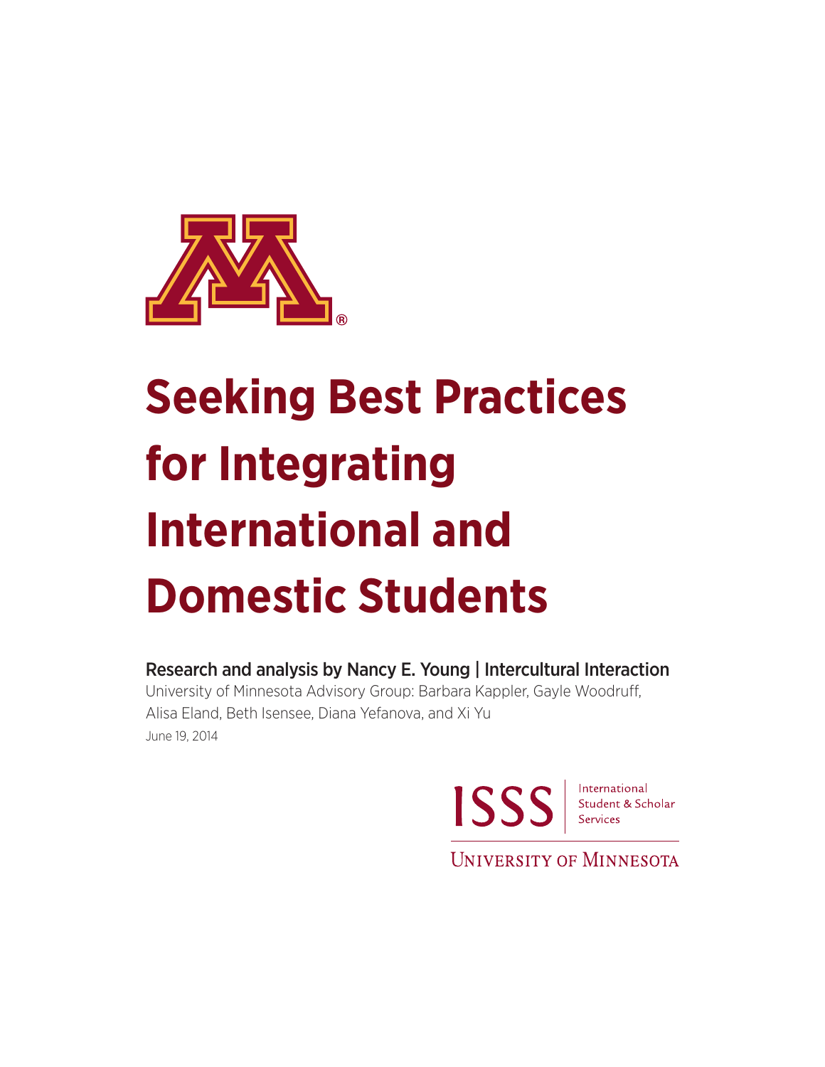# Seeking Best Practices for Integrating International and Domestic Students

**Research and analysis by Nancy E. Young | Intercultural Interaction**

University of Minnesota Advisory Group: Barbara Kappler, Gayle Woodruff, Alisa Eland, Beth Isensee, Diana Yefanova, and Xi Yu

June 19, 2014

ISSS | International Student & Scholar Services

University of Minnesota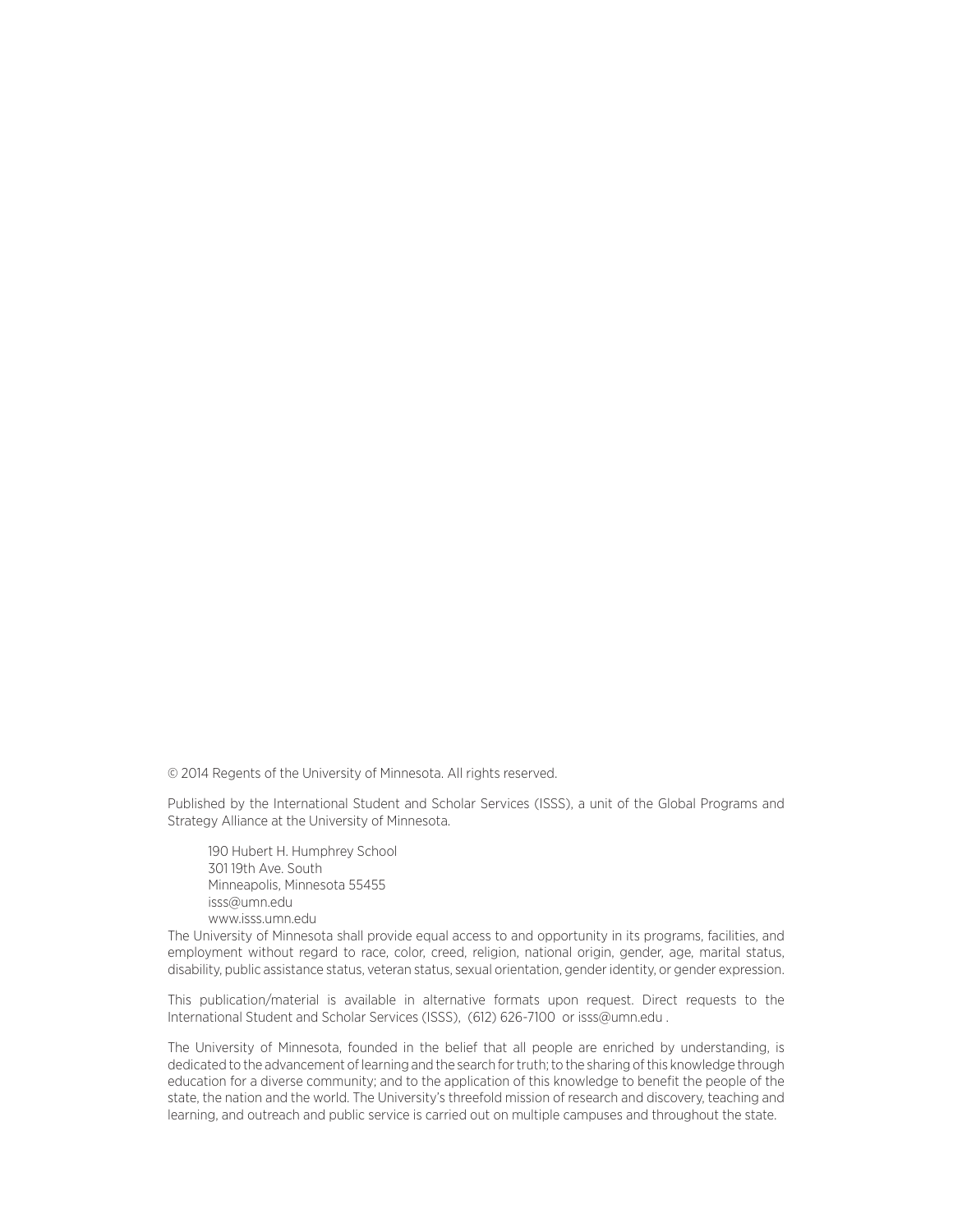© 2014 Regents of the University of Minnesota. All rights reserved.

Published by the International Student and Scholar Services (ISSS), a unit of the Global Programs and Strategy Alliance at the University of Minnesota.

190 Hubert H. Humphrey School
301 19th Ave. South
Minneapolis, Minnesota 55455
isss@umn.edu
www.isss.umn.edu

The University of Minnesota shall provide equal access to and opportunity in its programs, facilities, and employment without regard to race, color, creed, religion, national origin, gender, age, marital status, disability, public assistance status, veteran status, sexual orientation, gender identity, or gender expression.

This publication/material is available in alternative formats upon request. Direct requests to the International Student and Scholar Services (ISSS), (612) 626-7100 or isss@umn.edu .

The University of Minnesota, founded in the belief that all people are enriched by understanding, is dedicated to the advancement of learning and the search for truth; to the sharing of this knowledge through education for a diverse community; and to the application of this knowledge to benefit the people of the state, the nation and the world. The University's threefold mission of research and discovery, teaching and learning, and outreach and public service is carried out on multiple campuses and throughout the state.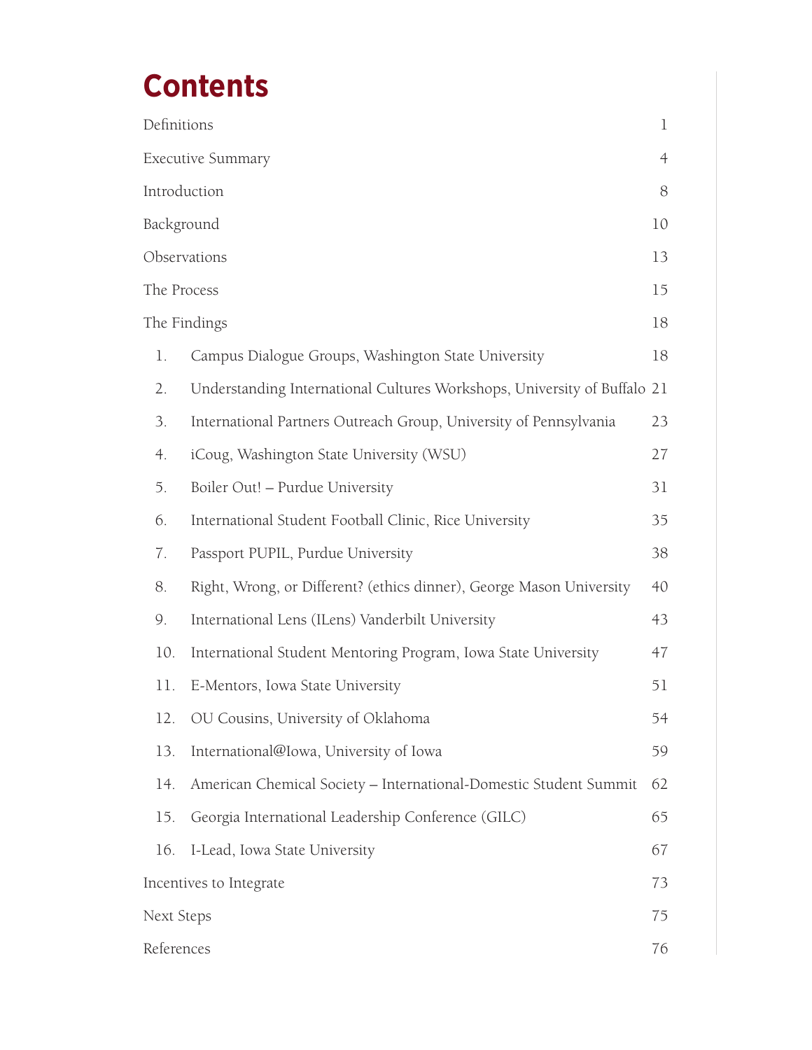# Contents

| | |
|---|---|
| Definitions | 1 |
| Executive Summary | 4 |
| Introduction | 8 |
| Background | 10 |
| Observations | 13 |
| The Process | 15 |
| The Findings | 18 |
| 1. Campus Dialogue Groups, Washington State University | 18 |
| 2. Understanding International Cultures Workshops, University of Buffalo | 21 |
| 3. International Partners Outreach Group, University of Pennsylvania | 23 |
| 4. iCoug, Washington State University (WSU) | 27 |
| 5. Boiler Out! – Purdue University | 31 |
| 6. International Student Football Clinic, Rice University | 35 |
| 7. Passport PUPIL, Purdue University | 38 |
| 8. Right, Wrong, or Different? (ethics dinner), George Mason University | 40 |
| 9. International Lens (ILens) Vanderbilt University | 43 |
| 10. International Student Mentoring Program, Iowa State University | 47 |
| 11. E-Mentors, Iowa State University | 51 |
| 12. OU Cousins, University of Oklahoma | 54 |
| 13. International@Iowa, University of Iowa | 59 |
| 14. American Chemical Society – International-Domestic Student Summit | 62 |
| 15. Georgia International Leadership Conference (GILC) | 65 |
| 16. I-Lead, Iowa State University | 67 |
| Incentives to Integrate | 73 |
| Next Steps | 75 |
| References | 76 |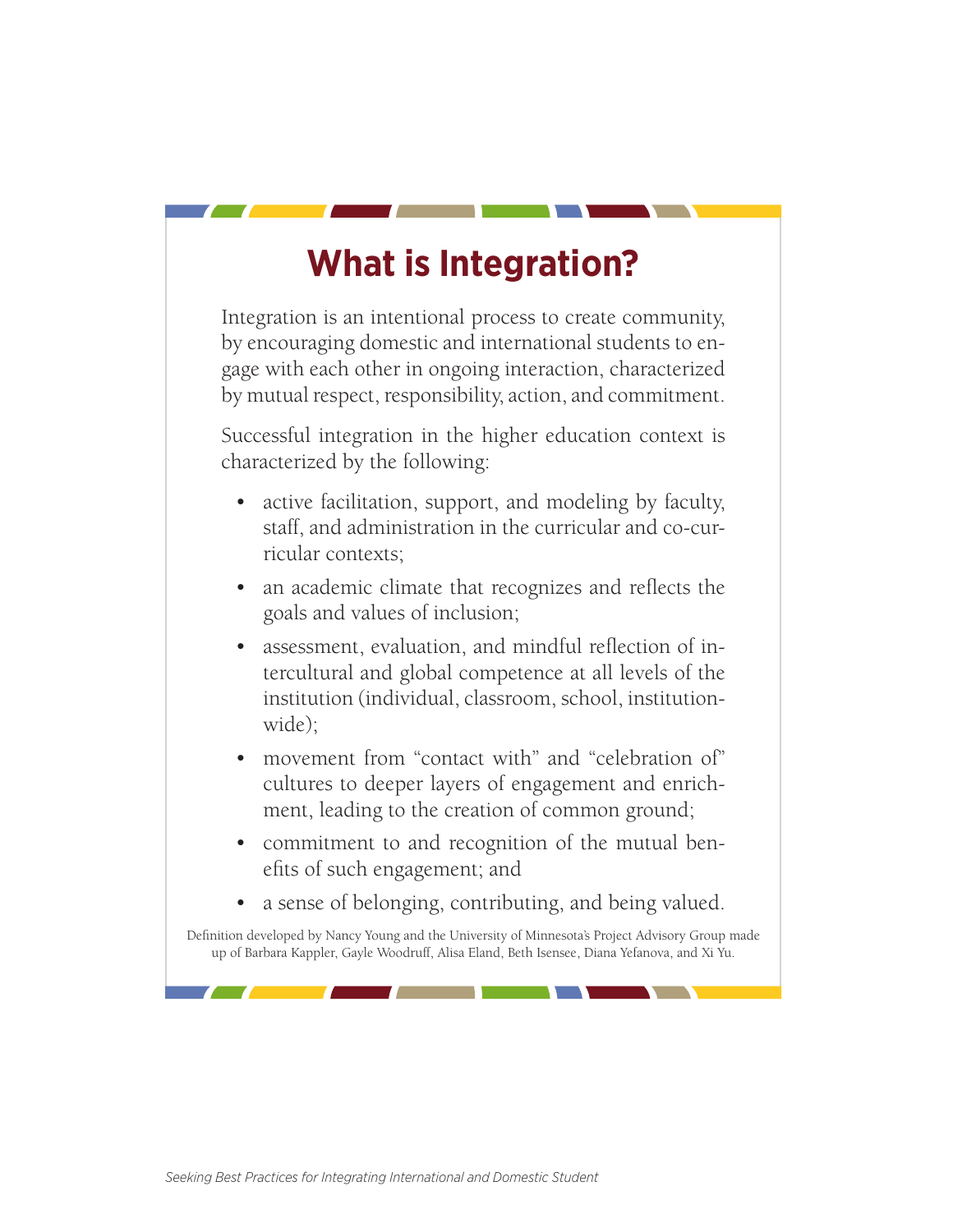# What is Integration?

Integration is an intentional process to create community, by encouraging domestic and international students to engage with each other in ongoing interaction, characterized by mutual respect, responsibility, action, and commitment.

Successful integration in the higher education context is characterized by the following:

- active facilitation, support, and modeling by faculty, staff, and administration in the curricular and co-curricular contexts;
- an academic climate that recognizes and reflects the goals and values of inclusion;
- assessment, evaluation, and mindful reflection of intercultural and global competence at all levels of the institution (individual, classroom, school, institution-wide);
- movement from "contact with" and "celebration of" cultures to deeper layers of engagement and enrichment, leading to the creation of common ground;
- commitment to and recognition of the mutual benefits of such engagement; and
- a sense of belonging, contributing, and being valued.

Definition developed by Nancy Young and the University of Minnesota's Project Advisory Group made up of Barbara Kappler, Gayle Woodruff, Alisa Eland, Beth Isensee, Diana Yefanova, and Xi Yu.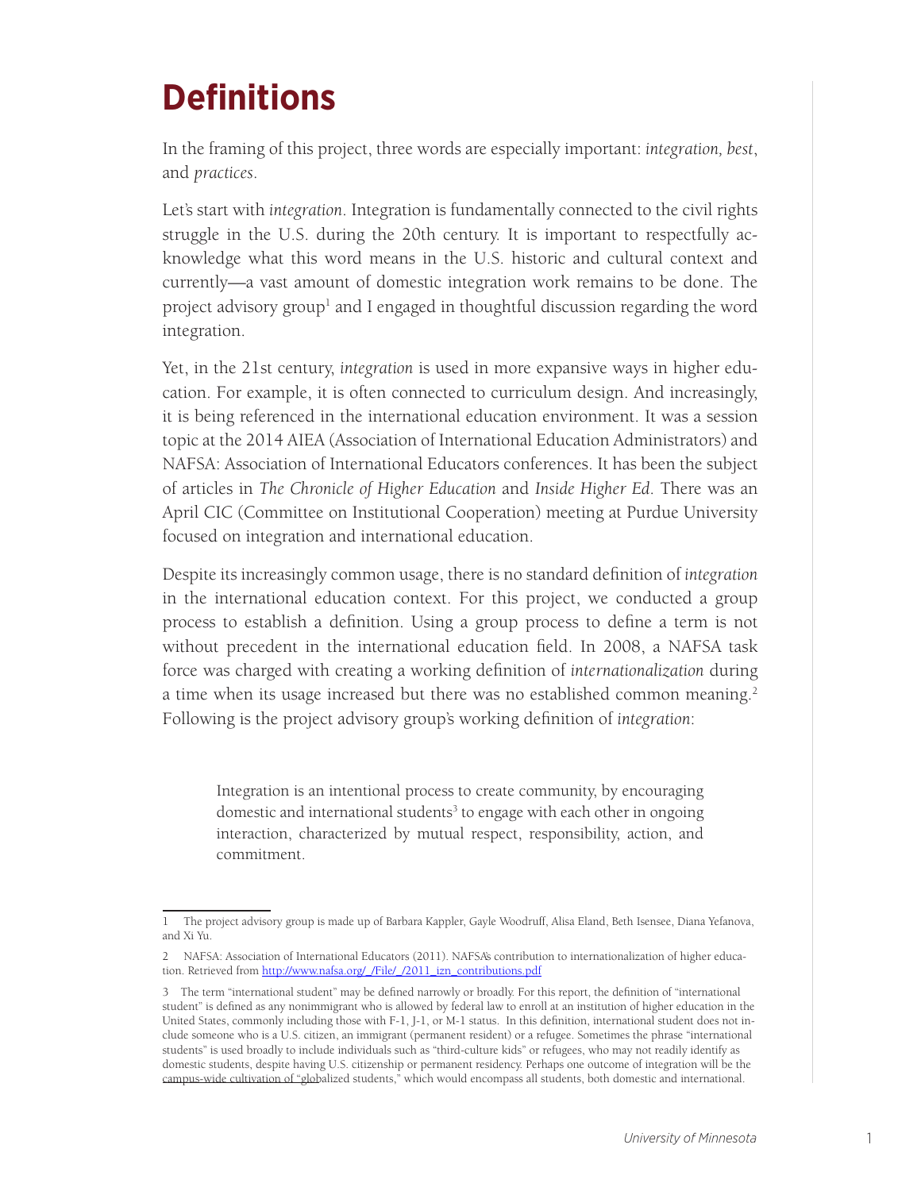# Definitions

In the framing of this project, three words are especially important: *integration, best*, and *practices*.

Let's start with *integration*. Integration is fundamentally connected to the civil rights struggle in the U.S. during the 20th century. It is important to respectfully acknowledge what this word means in the U.S. historic and cultural context and currently—a vast amount of domestic integration work remains to be done. The project advisory group[1] and I engaged in thoughtful discussion regarding the word integration.

Yet, in the 21st century, *integration* is used in more expansive ways in higher education. For example, it is often connected to curriculum design. And increasingly, it is being referenced in the international education environment. It was a session topic at the 2014 AIEA (Association of International Education Administrators) and NAFSA: Association of International Educators conferences. It has been the subject of articles in *The Chronicle of Higher Education* and *Inside Higher Ed*. There was an April CIC (Committee on Institutional Cooperation) meeting at Purdue University focused on integration and international education.

Despite its increasingly common usage, there is no standard definition of *integration* in the international education context. For this project, we conducted a group process to establish a definition. Using a group process to define a term is not without precedent in the international education field. In 2008, a NAFSA task force was charged with creating a working definition of *internationalization* during a time when its usage increased but there was no established common meaning.[2] Following is the project advisory group's working definition of *integration*:

> Integration is an intentional process to create community, by encouraging domestic and international students[3] to engage with each other in ongoing interaction, characterized by mutual respect, responsibility, action, and commitment.

---

1 The project advisory group is made up of Barbara Kappler, Gayle Woodruff, Alisa Eland, Beth Isensee, Diana Yefanova, and Xi Yu.

2 NAFSA: Association of International Educators (2011). NAFSA's contribution to internationalization of higher education. Retrieved from http://www.nafsa.org/_/File/_/2011_izn_contributions.pdf

3 The term "international student" may be defined narrowly or broadly. For this report, the definition of "international student" is defined as any nonimmigrant who is allowed by federal law to enroll at an institution of higher education in the United States, commonly including those with F-1, J-1, or M-1 status. In this definition, international student does not include someone who is a U.S. citizen, an immigrant (permanent resident) or a refugee. Sometimes the phrase "international students" is used broadly to include individuals such as "third-culture kids" or refugees, who may not readily identify as domestic students, despite having U.S. citizenship or permanent residency. Perhaps one outcome of integration will be the campus-wide cultivation of "globalized students," which would encompass all students, both domestic and international.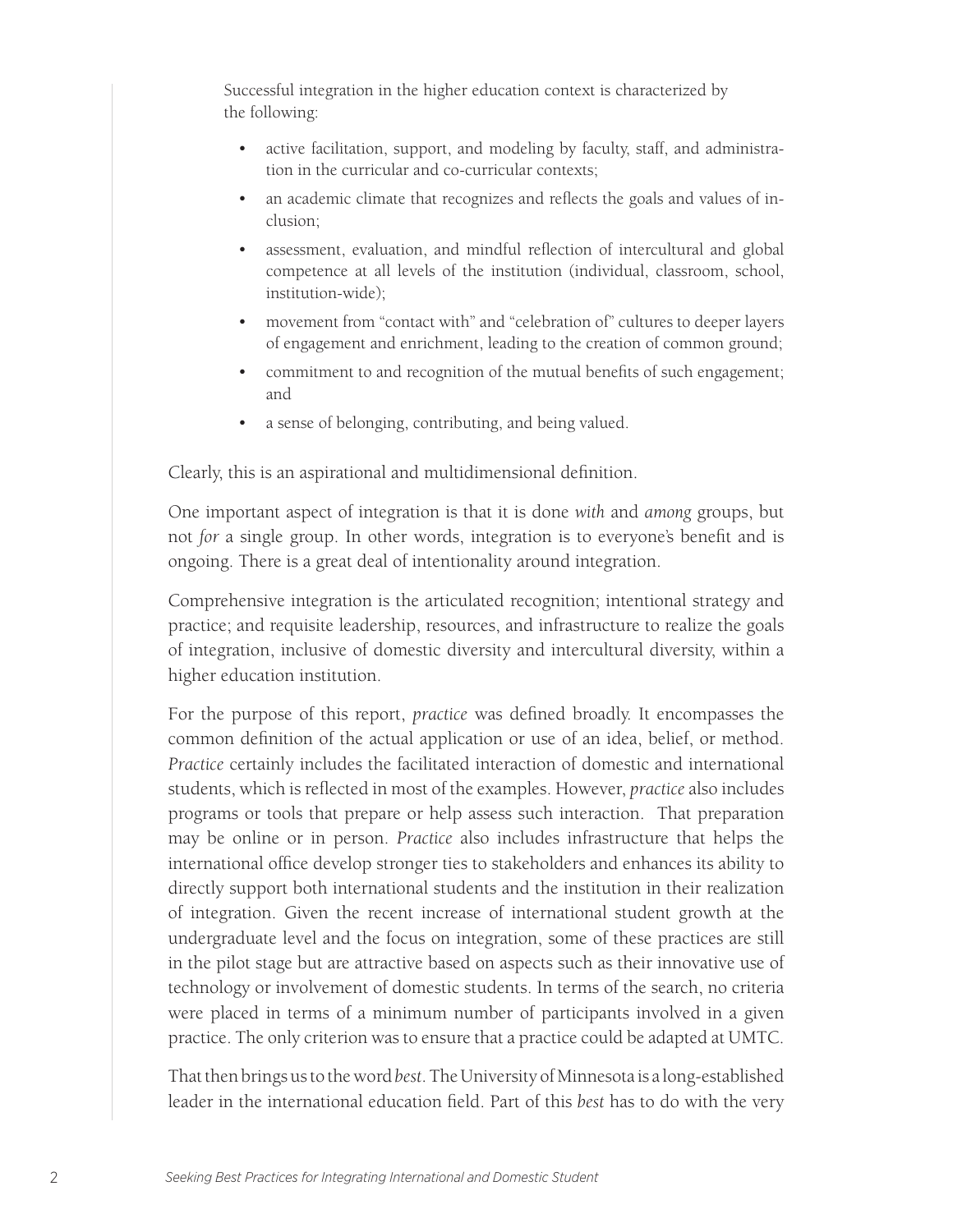Successful integration in the higher education context is characterized by the following:

- active facilitation, support, and modeling by faculty, staff, and administration in the curricular and co-curricular contexts;
- an academic climate that recognizes and reflects the goals and values of inclusion;
- assessment, evaluation, and mindful reflection of intercultural and global competence at all levels of the institution (individual, classroom, school, institution-wide);
- movement from "contact with" and "celebration of" cultures to deeper layers of engagement and enrichment, leading to the creation of common ground;
- commitment to and recognition of the mutual benefits of such engagement; and
- a sense of belonging, contributing, and being valued.

Clearly, this is an aspirational and multidimensional definition.

One important aspect of integration is that it is done *with* and *among* groups, but not *for* a single group. In other words, integration is to everyone's benefit and is ongoing. There is a great deal of intentionality around integration.

Comprehensive integration is the articulated recognition; intentional strategy and practice; and requisite leadership, resources, and infrastructure to realize the goals of integration, inclusive of domestic diversity and intercultural diversity, within a higher education institution.

For the purpose of this report, *practice* was defined broadly. It encompasses the common definition of the actual application or use of an idea, belief, or method. *Practice* certainly includes the facilitated interaction of domestic and international students, which is reflected in most of the examples. However, *practice* also includes programs or tools that prepare or help assess such interaction. That preparation may be online or in person. *Practice* also includes infrastructure that helps the international office develop stronger ties to stakeholders and enhances its ability to directly support both international students and the institution in their realization of integration. Given the recent increase of international student growth at the undergraduate level and the focus on integration, some of these practices are still in the pilot stage but are attractive based on aspects such as their innovative use of technology or involvement of domestic students. In terms of the search, no criteria were placed in terms of a minimum number of participants involved in a given practice. The only criterion was to ensure that a practice could be adapted at UMTC.

That then brings us to the word *best*. The University of Minnesota is a long-established leader in the international education field. Part of this *best* has to do with the very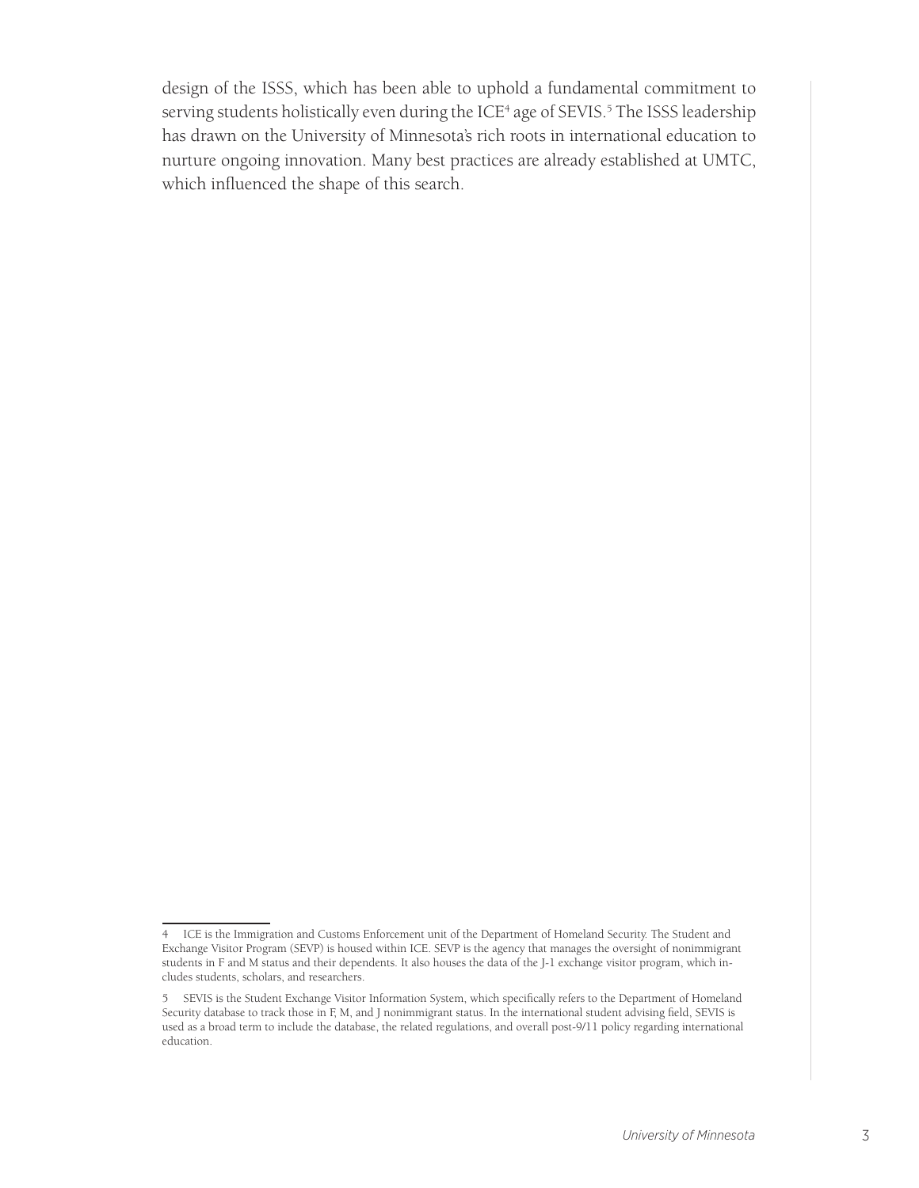design of the ISSS, which has been able to uphold a fundamental commitment to serving students holistically even during the ICE[4] age of SEVIS.[5] The ISSS leadership has drawn on the University of Minnesota's rich roots in international education to nurture ongoing innovation. Many best practices are already established at UMTC, which influenced the shape of this search.

---

4 ICE is the Immigration and Customs Enforcement unit of the Department of Homeland Security. The Student and Exchange Visitor Program (SEVP) is housed within ICE. SEVP is the agency that manages the oversight of nonimmigrant students in F and M status and their dependents. It also houses the data of the J-1 exchange visitor program, which includes students, scholars, and researchers.

5 SEVIS is the Student Exchange Visitor Information System, which specifically refers to the Department of Homeland Security database to track those in F, M, and J nonimmigrant status. In the international student advising field, SEVIS is used as a broad term to include the database, the related regulations, and overall post-9/11 policy regarding international education.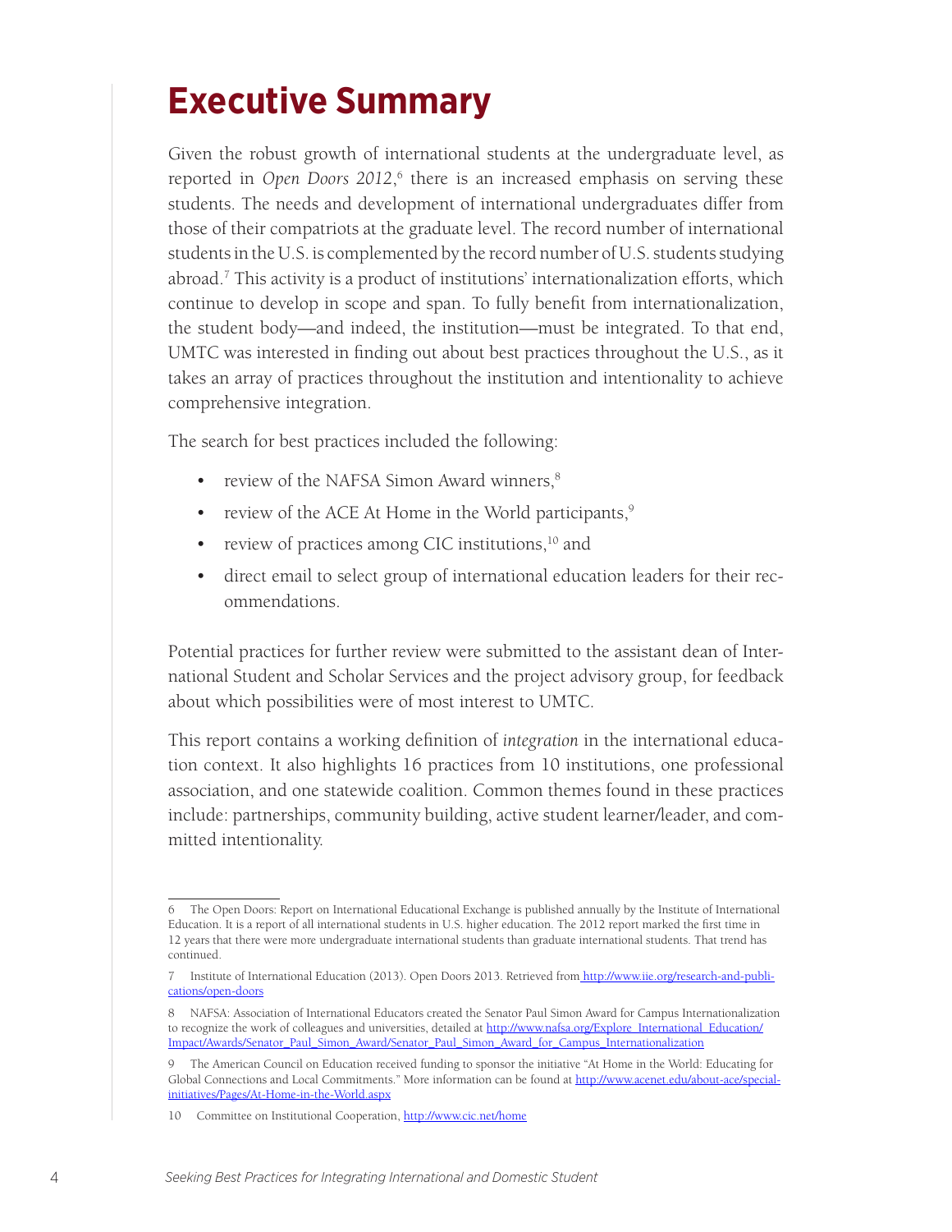# Executive Summary

Given the robust growth of international students at the undergraduate level, as reported in *Open Doors 2012*,[6] there is an increased emphasis on serving these students. The needs and development of international undergraduates differ from those of their compatriots at the graduate level. The record number of international students in the U.S. is complemented by the record number of U.S. students studying abroad.[7] This activity is a product of institutions' internationalization efforts, which continue to develop in scope and span. To fully benefit from internationalization, the student body—and indeed, the institution—must be integrated. To that end, UMTC was interested in finding out about best practices throughout the U.S., as it takes an array of practices throughout the institution and intentionality to achieve comprehensive integration.

The search for best practices included the following:

- review of the NAFSA Simon Award winners,[8]
- review of the ACE At Home in the World participants,[9]
- review of practices among CIC institutions,[10] and
- direct email to select group of international education leaders for their recommendations.

Potential practices for further review were submitted to the assistant dean of International Student and Scholar Services and the project advisory group, for feedback about which possibilities were of most interest to UMTC.

This report contains a working definition of *integration* in the international education context. It also highlights 16 practices from 10 institutions, one professional association, and one statewide coalition. Common themes found in these practices include: partnerships, community building, active student learner/leader, and committed intentionality.

---

6 The Open Doors: Report on International Educational Exchange is published annually by the Institute of International Education. It is a report of all international students in U.S. higher education. The 2012 report marked the first time in 12 years that there were more undergraduate international students than graduate international students. That trend has continued.

7 Institute of International Education (2013). Open Doors 2013. Retrieved from http://www.iie.org/research-and-publications/open-doors

8 NAFSA: Association of International Educators created the Senator Paul Simon Award for Campus Internationalization to recognize the work of colleagues and universities, detailed at http://www.nafsa.org/Explore_International_Education/Impact/Awards/Senator_Paul_Simon_Award/Senator_Paul_Simon_Award_for_Campus_Internationalization

9 The American Council on Education received funding to sponsor the initiative "At Home in the World: Educating for Global Connections and Local Commitments." More information can be found at http://www.acenet.edu/about-ace/special-initiatives/Pages/At-Home-in-the-World.aspx

10 Committee on Institutional Cooperation, http://www.cic.net/home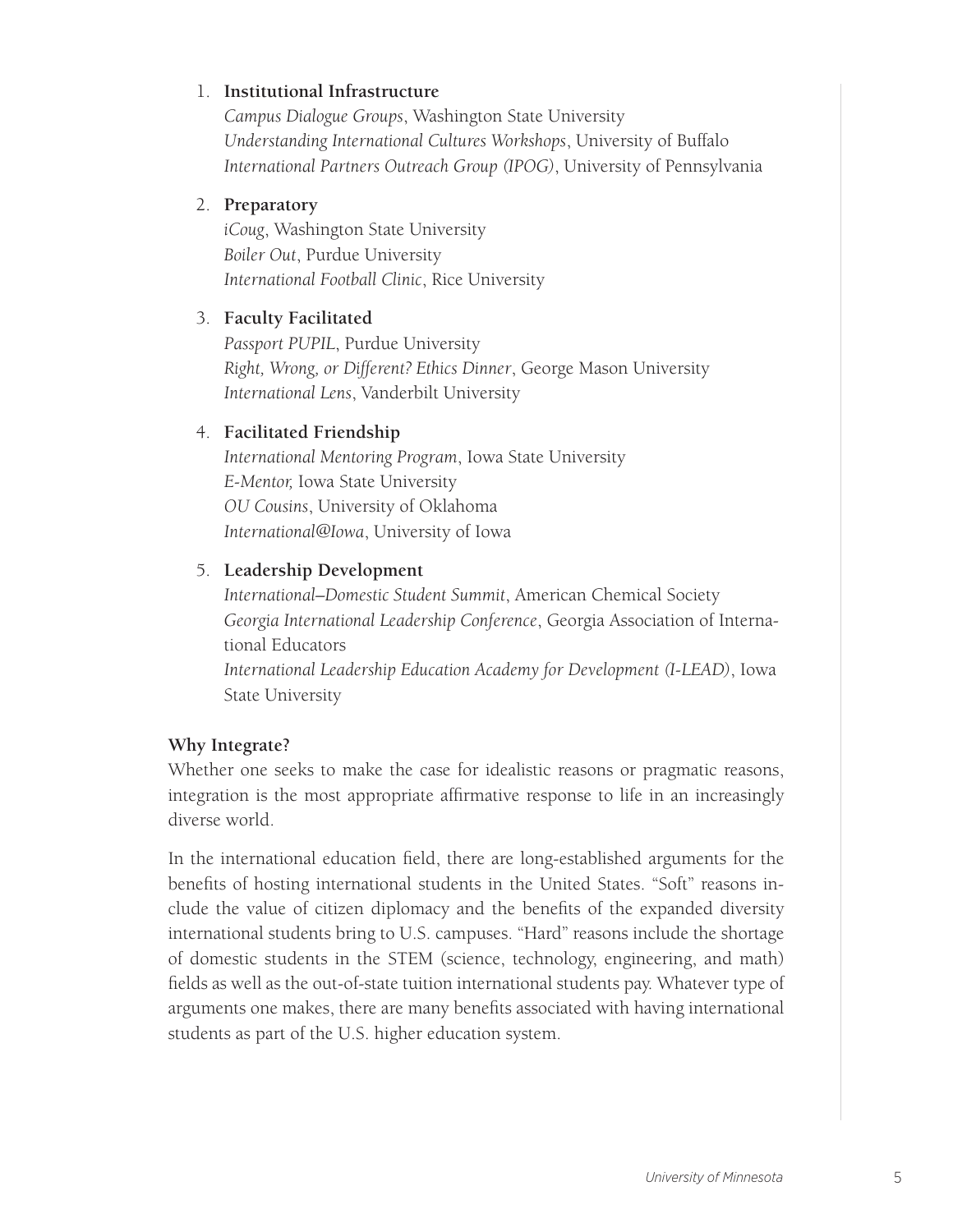1. **Institutional Infrastructure**
   *Campus Dialogue Groups*, Washington State University
   *Understanding International Cultures Workshops*, University of Buffalo
   *International Partners Outreach Group (IPOG)*, University of Pennsylvania

2. **Preparatory**
   *iCoug*, Washington State University
   *Boiler Out*, Purdue University
   *International Football Clinic*, Rice University

3. **Faculty Facilitated**
   *Passport PUPIL*, Purdue University
   *Right, Wrong, or Different? Ethics Dinner*, George Mason University
   *International Lens*, Vanderbilt University

4. **Facilitated Friendship**
   *International Mentoring Program*, Iowa State University
   *E-Mentor,* Iowa State University
   *OU Cousins*, University of Oklahoma
   *International@Iowa*, University of Iowa

5. **Leadership Development**
   *International–Domestic Student Summit*, American Chemical Society
   *Georgia International Leadership Conference*, Georgia Association of International Educators
   *International Leadership Education Academy for Development (I-LEAD)*, Iowa State University

**Why Integrate?**

Whether one seeks to make the case for idealistic reasons or pragmatic reasons, integration is the most appropriate affirmative response to life in an increasingly diverse world.

In the international education field, there are long-established arguments for the benefits of hosting international students in the United States. "Soft" reasons include the value of citizen diplomacy and the benefits of the expanded diversity international students bring to U.S. campuses. "Hard" reasons include the shortage of domestic students in the STEM (science, technology, engineering, and math) fields as well as the out-of-state tuition international students pay. Whatever type of arguments one makes, there are many benefits associated with having international students as part of the U.S. higher education system.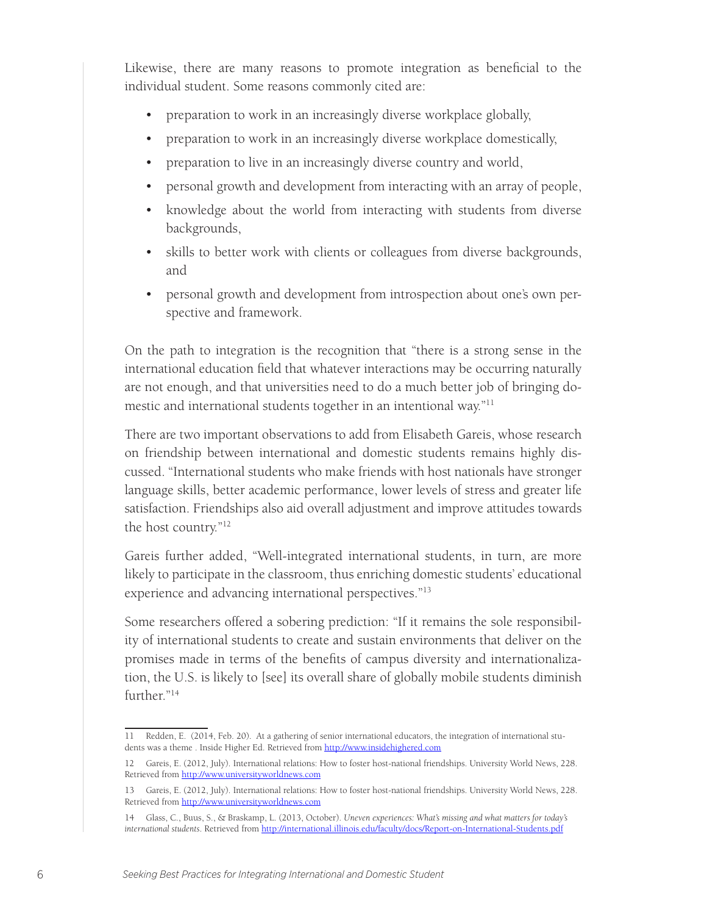Likewise, there are many reasons to promote integration as beneficial to the individual student. Some reasons commonly cited are:

- preparation to work in an increasingly diverse workplace globally,
- preparation to work in an increasingly diverse workplace domestically,
- preparation to live in an increasingly diverse country and world,
- personal growth and development from interacting with an array of people,
- knowledge about the world from interacting with students from diverse backgrounds,
- skills to better work with clients or colleagues from diverse backgrounds, and
- personal growth and development from introspection about one's own perspective and framework.

On the path to integration is the recognition that "there is a strong sense in the international education field that whatever interactions may be occurring naturally are not enough, and that universities need to do a much better job of bringing domestic and international students together in an intentional way."[11]

There are two important observations to add from Elisabeth Gareis, whose research on friendship between international and domestic students remains highly discussed. "International students who make friends with host nationals have stronger language skills, better academic performance, lower levels of stress and greater life satisfaction. Friendships also aid overall adjustment and improve attitudes towards the host country."[12]

Gareis further added, "Well-integrated international students, in turn, are more likely to participate in the classroom, thus enriching domestic students' educational experience and advancing international perspectives."[13]

Some researchers offered a sobering prediction: "If it remains the sole responsibility of international students to create and sustain environments that deliver on the promises made in terms of the benefits of campus diversity and internationalization, the U.S. is likely to [see] its overall share of globally mobile students diminish further."[14]

---

11 Redden, E. (2014, Feb. 20). At a gathering of senior international educators, the integration of international students was a theme . Inside Higher Ed. Retrieved from http://www.insidehighered.com

12 Gareis, E. (2012, July). International relations: How to foster host-national friendships. University World News, 228. Retrieved from http://www.universityworldnews.com

13 Gareis, E. (2012, July). International relations: How to foster host-national friendships. University World News, 228. Retrieved from http://www.universityworldnews.com

14 Glass, C., Buus, S., & Braskamp, L. (2013, October). *Uneven experiences: What's missing and what matters for today's international students.* Retrieved from http://international.illinois.edu/faculty/docs/Report-on-International-Students.pdf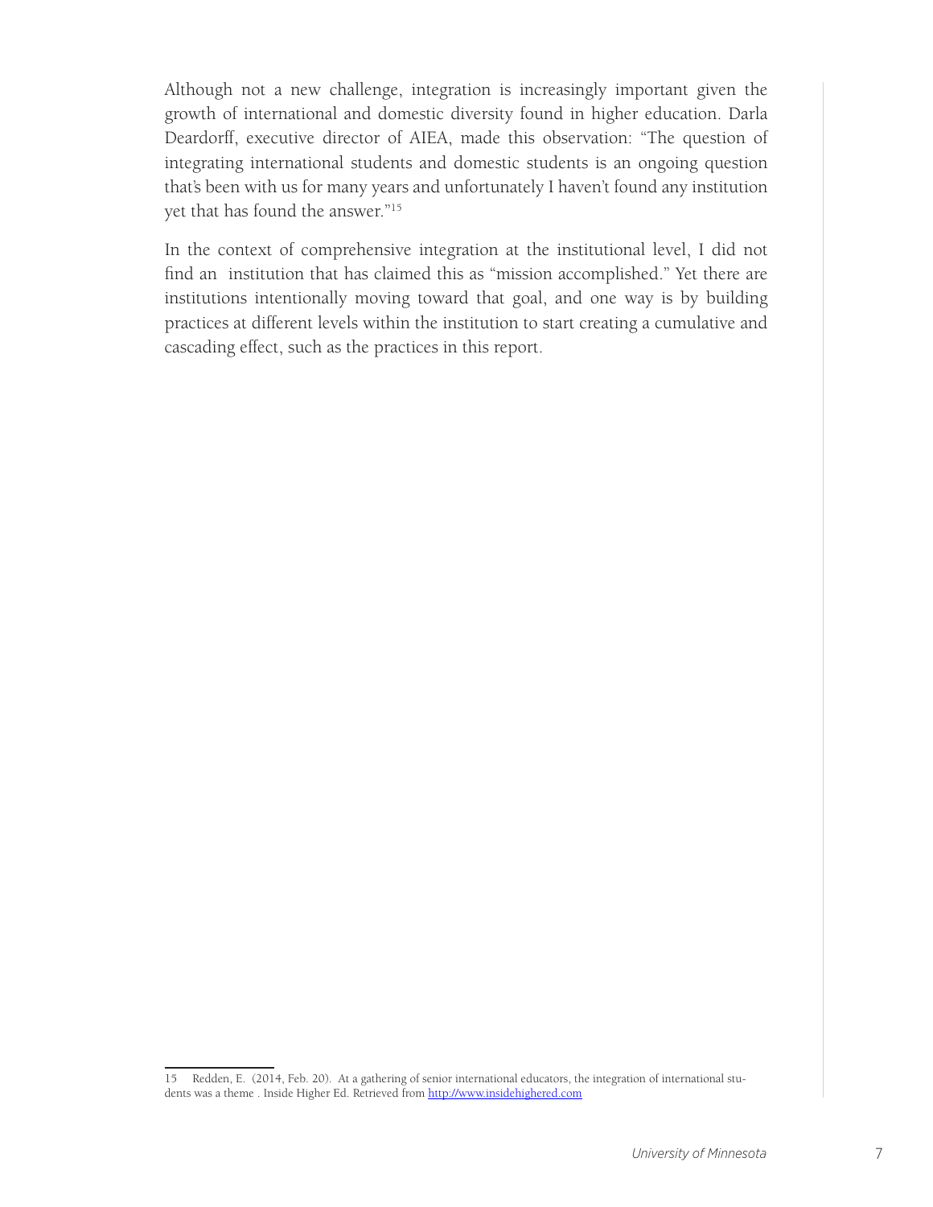Although not a new challenge, integration is increasingly important given the growth of international and domestic diversity found in higher education. Darla Deardorff, executive director of AIEA, made this observation: "The question of integrating international students and domestic students is an ongoing question that's been with us for many years and unfortunately I haven't found any institution yet that has found the answer."[15]

In the context of comprehensive integration at the institutional level, I did not find an institution that has claimed this as "mission accomplished." Yet there are institutions intentionally moving toward that goal, and one way is by building practices at different levels within the institution to start creating a cumulative and cascading effect, such as the practices in this report.

---

15 Redden, E. (2014, Feb. 20). At a gathering of senior international educators, the integration of international students was a theme . Inside Higher Ed. Retrieved from http://www.insidehighered.com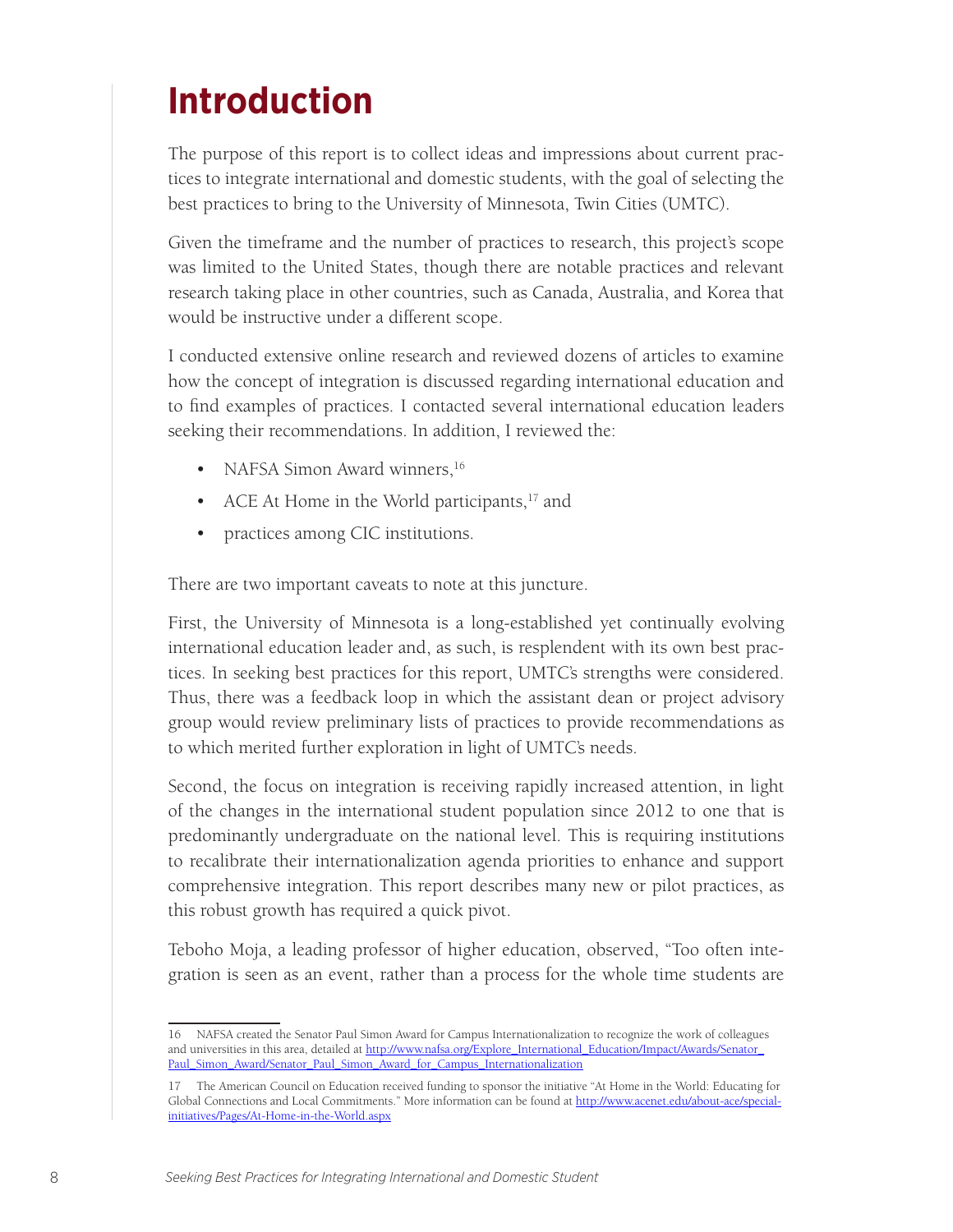# Introduction

The purpose of this report is to collect ideas and impressions about current practices to integrate international and domestic students, with the goal of selecting the best practices to bring to the University of Minnesota, Twin Cities (UMTC).

Given the timeframe and the number of practices to research, this project's scope was limited to the United States, though there are notable practices and relevant research taking place in other countries, such as Canada, Australia, and Korea that would be instructive under a different scope.

I conducted extensive online research and reviewed dozens of articles to examine how the concept of integration is discussed regarding international education and to find examples of practices. I contacted several international education leaders seeking their recommendations. In addition, I reviewed the:

- NAFSA Simon Award winners,[16]
- ACE At Home in the World participants,[17] and
- practices among CIC institutions.

There are two important caveats to note at this juncture.

First, the University of Minnesota is a long-established yet continually evolving international education leader and, as such, is resplendent with its own best practices. In seeking best practices for this report, UMTC's strengths were considered. Thus, there was a feedback loop in which the assistant dean or project advisory group would review preliminary lists of practices to provide recommendations as to which merited further exploration in light of UMTC's needs.

Second, the focus on integration is receiving rapidly increased attention, in light of the changes in the international student population since 2012 to one that is predominantly undergraduate on the national level. This is requiring institutions to recalibrate their internationalization agenda priorities to enhance and support comprehensive integration. This report describes many new or pilot practices, as this robust growth has required a quick pivot.

Teboho Moja, a leading professor of higher education, observed, "Too often integration is seen as an event, rather than a process for the whole time students are

---

16 NAFSA created the Senator Paul Simon Award for Campus Internationalization to recognize the work of colleagues and universities in this area, detailed at http://www.nafsa.org/Explore_International_Education/Impact/Awards/Senator_Paul_Simon_Award/Senator_Paul_Simon_Award_for_Campus_Internationalization

17 The American Council on Education received funding to sponsor the initiative "At Home in the World: Educating for Global Connections and Local Commitments." More information can be found at http://www.acenet.edu/about-ace/special-initiatives/Pages/At-Home-in-the-World.aspx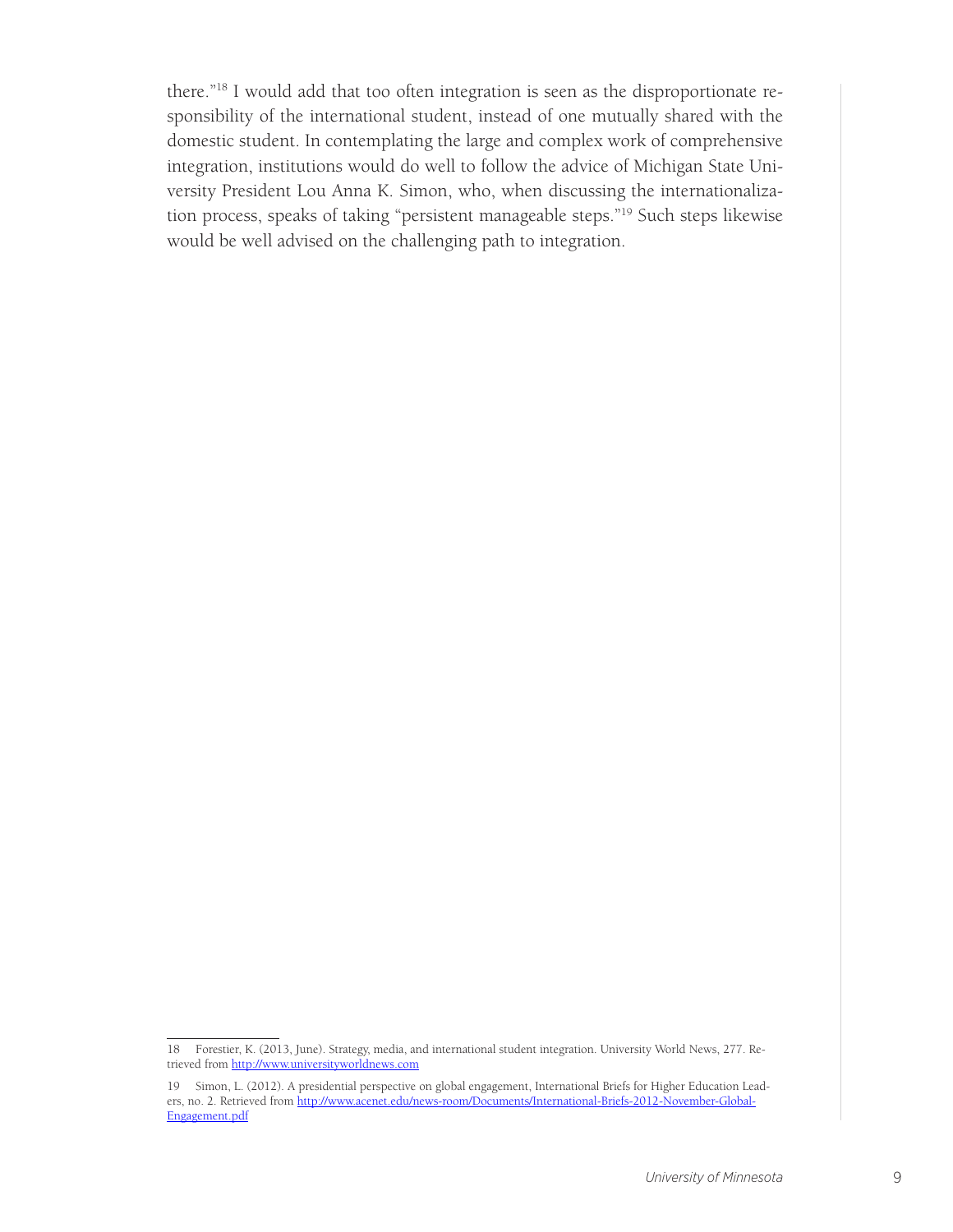there."[18] I would add that too often integration is seen as the disproportionate responsibility of the international student, instead of one mutually shared with the domestic student. In contemplating the large and complex work of comprehensive integration, institutions would do well to follow the advice of Michigan State University President Lou Anna K. Simon, who, when discussing the internationalization process, speaks of taking "persistent manageable steps."[19] Such steps likewise would be well advised on the challenging path to integration.

---

18 Forestier, K. (2013, June). Strategy, media, and international student integration. University World News, 277. Retrieved from http://www.universityworldnews.com

19 Simon, L. (2012). A presidential perspective on global engagement, International Briefs for Higher Education Leaders, no. 2. Retrieved from http://www.acenet.edu/news-room/Documents/International-Briefs-2012-November-Global-Engagement.pdf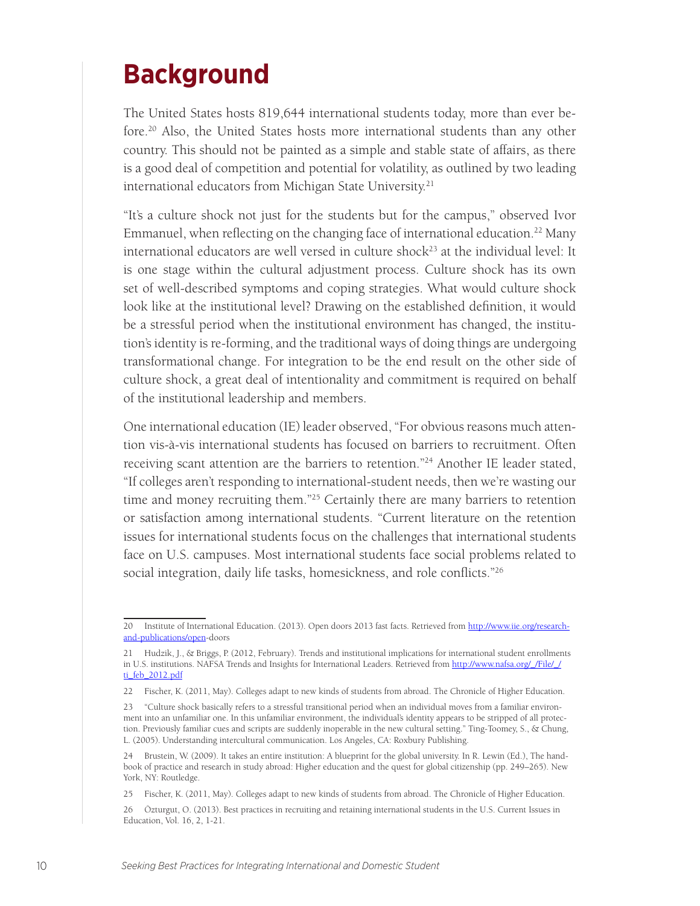# Background

The United States hosts 819,644 international students today, more than ever before.[20] Also, the United States hosts more international students than any other country. This should not be painted as a simple and stable state of affairs, as there is a good deal of competition and potential for volatility, as outlined by two leading international educators from Michigan State University.[21]

"It's a culture shock not just for the students but for the campus," observed Ivor Emmanuel, when reflecting on the changing face of international education.[22] Many international educators are well versed in culture shock[23] at the individual level: It is one stage within the cultural adjustment process. Culture shock has its own set of well-described symptoms and coping strategies. What would culture shock look like at the institutional level? Drawing on the established definition, it would be a stressful period when the institutional environment has changed, the institution's identity is re-forming, and the traditional ways of doing things are undergoing transformational change. For integration to be the end result on the other side of culture shock, a great deal of intentionality and commitment is required on behalf of the institutional leadership and members.

One international education (IE) leader observed, "For obvious reasons much attention vis-à-vis international students has focused on barriers to recruitment. Often receiving scant attention are the barriers to retention."[24] Another IE leader stated, "If colleges aren't responding to international-student needs, then we're wasting our time and money recruiting them."[25] Certainly there are many barriers to retention or satisfaction among international students. "Current literature on the retention issues for international students focus on the challenges that international students face on U.S. campuses. Most international students face social problems related to social integration, daily life tasks, homesickness, and role conflicts."[26]

---

20 Institute of International Education. (2013). Open doors 2013 fast facts. Retrieved from http://www.iie.org/research-and-publications/open-doors

21 Hudzik, J., & Briggs, P. (2012, February). Trends and institutional implications for international student enrollments in U.S. institutions. NAFSA Trends and Insights for International Leaders. Retrieved from http://www.nafsa.org/_/File/_/ti_feb_2012.pdf

22 Fischer, K. (2011, May). Colleges adapt to new kinds of students from abroad. The Chronicle of Higher Education.

23 "Culture shock basically refers to a stressful transitional period when an individual moves from a familiar environment into an unfamiliar one. In this unfamiliar environment, the individual's identity appears to be stripped of all protection. Previously familiar cues and scripts are suddenly inoperable in the new cultural setting." Ting-Toomey, S., & Chung, L. (2005). Understanding intercultural communication. Los Angeles, CA: Roxbury Publishing.

24 Brustein, W. (2009). It takes an entire institution: A blueprint for the global university. In R. Lewin (Ed.), The handbook of practice and research in study abroad: Higher education and the quest for global citizenship (pp. 249–265). New York, NY: Routledge.

25 Fischer, K. (2011, May). Colleges adapt to new kinds of students from abroad. The Chronicle of Higher Education.

26 Özturgut, O. (2013). Best practices in recruiting and retaining international students in the U.S. Current Issues in Education, Vol. 16, 2, 1-21.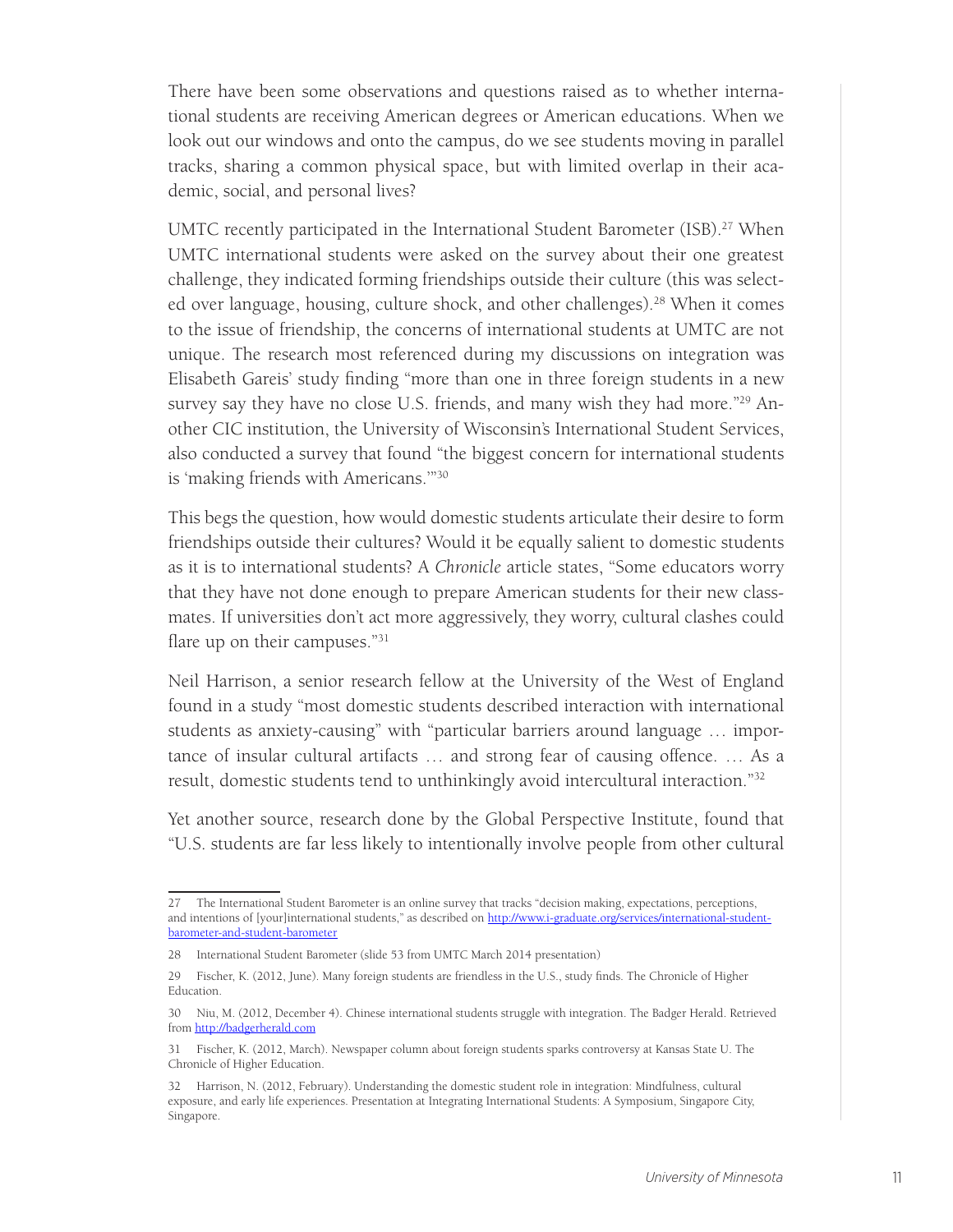There have been some observations and questions raised as to whether international students are receiving American degrees or American educations. When we look out our windows and onto the campus, do we see students moving in parallel tracks, sharing a common physical space, but with limited overlap in their academic, social, and personal lives?

UMTC recently participated in the International Student Barometer (ISB).[27] When UMTC international students were asked on the survey about their one greatest challenge, they indicated forming friendships outside their culture (this was selected over language, housing, culture shock, and other challenges).[28] When it comes to the issue of friendship, the concerns of international students at UMTC are not unique. The research most referenced during my discussions on integration was Elisabeth Gareis' study finding "more than one in three foreign students in a new survey say they have no close U.S. friends, and many wish they had more."[29] Another CIC institution, the University of Wisconsin's International Student Services, also conducted a survey that found "the biggest concern for international students is 'making friends with Americans.'"[30]

This begs the question, how would domestic students articulate their desire to form friendships outside their cultures? Would it be equally salient to domestic students as it is to international students? A *Chronicle* article states, "Some educators worry that they have not done enough to prepare American students for their new classmates. If universities don't act more aggressively, they worry, cultural clashes could flare up on their campuses."[31]

Neil Harrison, a senior research fellow at the University of the West of England found in a study "most domestic students described interaction with international students as anxiety-causing" with "particular barriers around language … importance of insular cultural artifacts … and strong fear of causing offence. … As a result, domestic students tend to unthinkingly avoid intercultural interaction."[32]

Yet another source, research done by the Global Perspective Institute, found that "U.S. students are far less likely to intentionally involve people from other cultural

---

27 The International Student Barometer is an online survey that tracks "decision making, expectations, perceptions, and intentions of [your]international students," as described on http://www.i-graduate.org/services/international-student-barometer-and-student-barometer

28 International Student Barometer (slide 53 from UMTC March 2014 presentation)

29 Fischer, K. (2012, June). Many foreign students are friendless in the U.S., study finds. The Chronicle of Higher Education.

30 Niu, M. (2012, December 4). Chinese international students struggle with integration. The Badger Herald. Retrieved from http://badgerherald.com

31 Fischer, K. (2012, March). Newspaper column about foreign students sparks controversy at Kansas State U. The Chronicle of Higher Education.

32 Harrison, N. (2012, February). Understanding the domestic student role in integration: Mindfulness, cultural exposure, and early life experiences. Presentation at Integrating International Students: A Symposium, Singapore City, Singapore.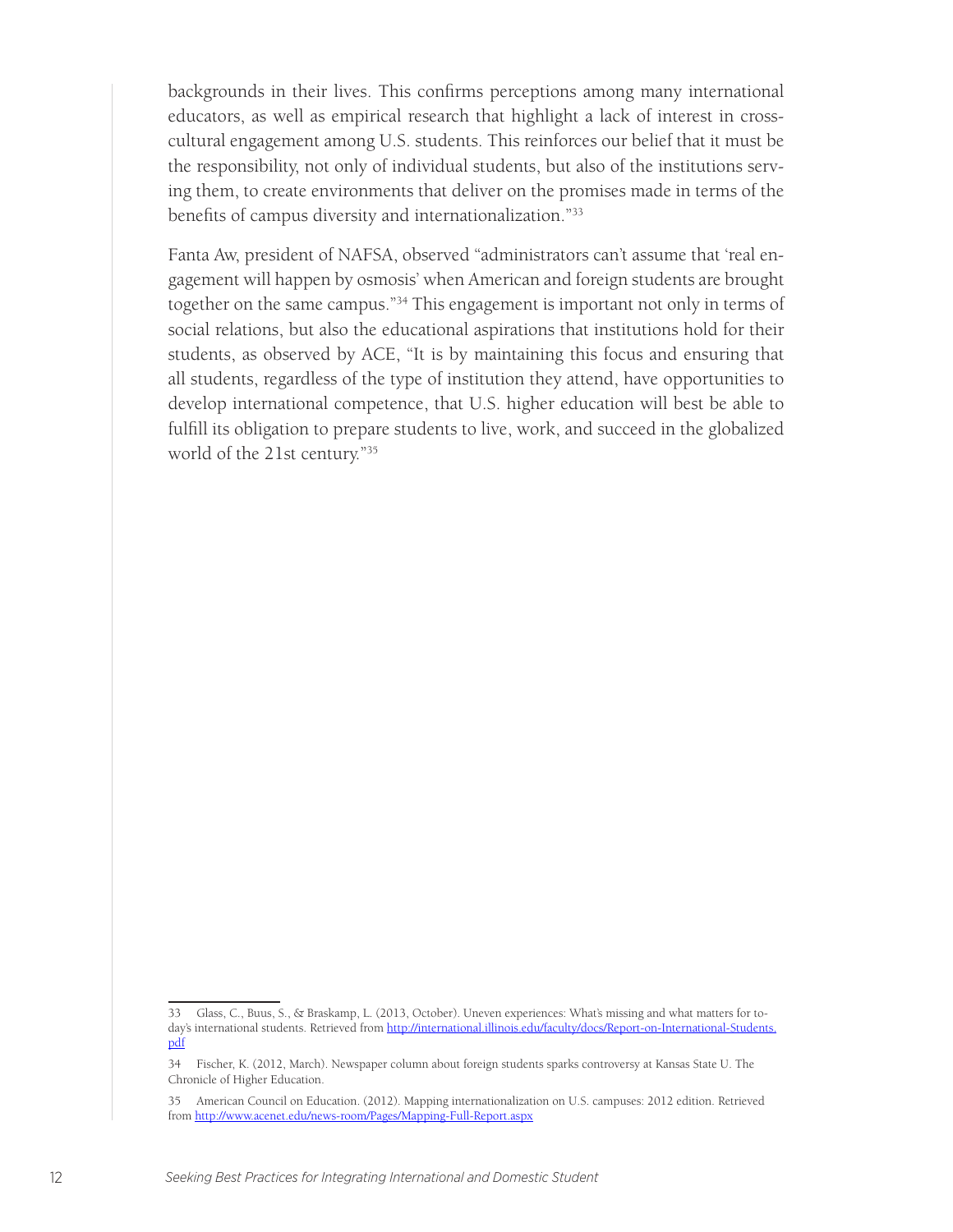backgrounds in their lives. This confirms perceptions among many international educators, as well as empirical research that highlight a lack of interest in cross-cultural engagement among U.S. students. This reinforces our belief that it must be the responsibility, not only of individual students, but also of the institutions serving them, to create environments that deliver on the promises made in terms of the benefits of campus diversity and internationalization."[33]

Fanta Aw, president of NAFSA, observed "administrators can't assume that 'real engagement will happen by osmosis' when American and foreign students are brought together on the same campus."[34] This engagement is important not only in terms of social relations, but also the educational aspirations that institutions hold for their students, as observed by ACE, "It is by maintaining this focus and ensuring that all students, regardless of the type of institution they attend, have opportunities to develop international competence, that U.S. higher education will best be able to fulfill its obligation to prepare students to live, work, and succeed in the globalized world of the 21st century."[35]

---

33 Glass, C., Buus, S., & Braskamp, L. (2013, October). Uneven experiences: What's missing and what matters for today's international students. Retrieved from http://international.illinois.edu/faculty/docs/Report-on-International-Students.pdf

34 Fischer, K. (2012, March). Newspaper column about foreign students sparks controversy at Kansas State U. The Chronicle of Higher Education.

35 American Council on Education. (2012). Mapping internationalization on U.S. campuses: 2012 edition. Retrieved from http://www.acenet.edu/news-room/Pages/Mapping-Full-Report.aspx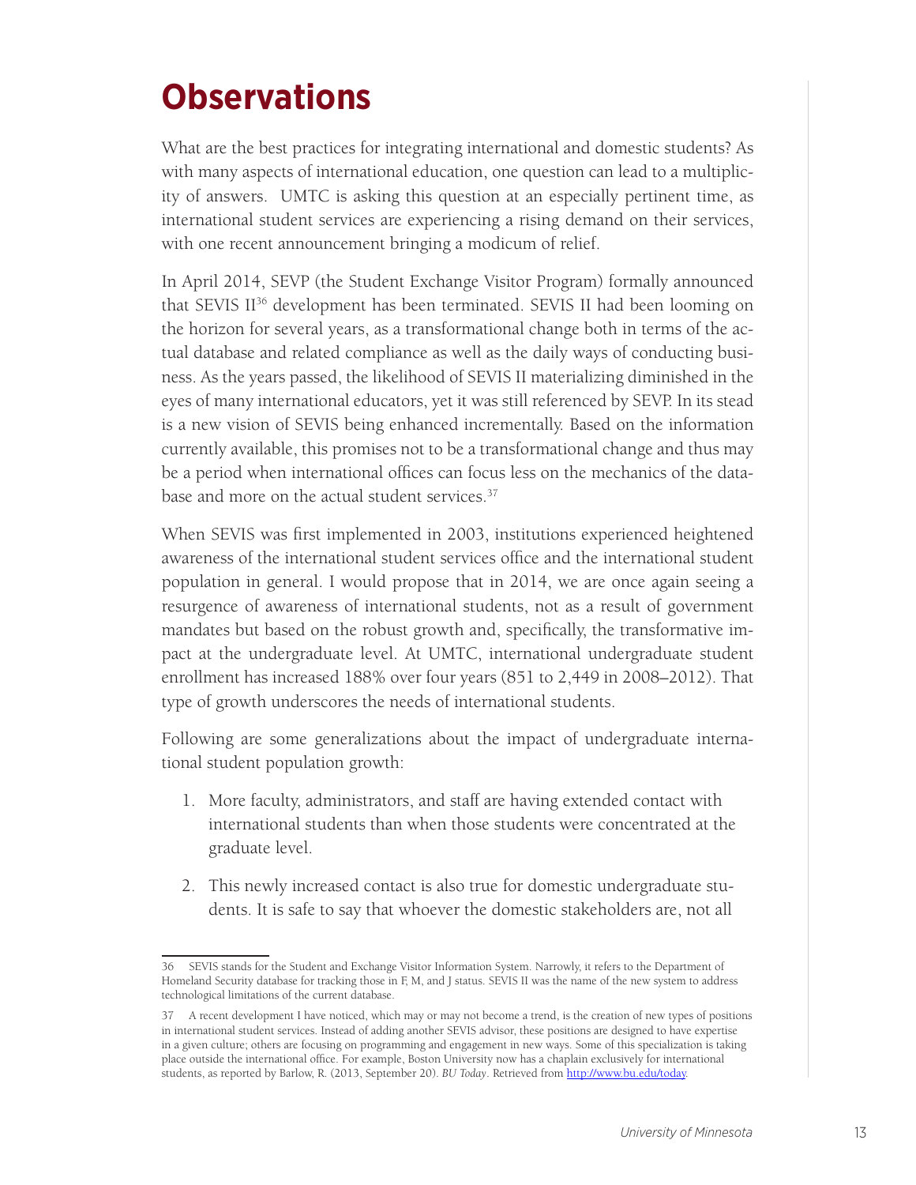# Observations

What are the best practices for integrating international and domestic students? As with many aspects of international education, one question can lead to a multiplicity of answers. UMTC is asking this question at an especially pertinent time, as international student services are experiencing a rising demand on their services, with one recent announcement bringing a modicum of relief.

In April 2014, SEVP (the Student Exchange Visitor Program) formally announced that SEVIS II[36] development has been terminated. SEVIS II had been looming on the horizon for several years, as a transformational change both in terms of the actual database and related compliance as well as the daily ways of conducting business. As the years passed, the likelihood of SEVIS II materializing diminished in the eyes of many international educators, yet it was still referenced by SEVP. In its stead is a new vision of SEVIS being enhanced incrementally. Based on the information currently available, this promises not to be a transformational change and thus may be a period when international offices can focus less on the mechanics of the database and more on the actual student services.[37]

When SEVIS was first implemented in 2003, institutions experienced heightened awareness of the international student services office and the international student population in general. I would propose that in 2014, we are once again seeing a resurgence of awareness of international students, not as a result of government mandates but based on the robust growth and, specifically, the transformative impact at the undergraduate level. At UMTC, international undergraduate student enrollment has increased 188% over four years (851 to 2,449 in 2008–2012). That type of growth underscores the needs of international students.

Following are some generalizations about the impact of undergraduate international student population growth:

1. More faculty, administrators, and staff are having extended contact with international students than when those students were concentrated at the graduate level.
2. This newly increased contact is also true for domestic undergraduate students. It is safe to say that whoever the domestic stakeholders are, not all

---

36 SEVIS stands for the Student and Exchange Visitor Information System. Narrowly, it refers to the Department of Homeland Security database for tracking those in F, M, and J status. SEVIS II was the name of the new system to address technological limitations of the current database.

37 A recent development I have noticed, which may or may not become a trend, is the creation of new types of positions in international student services. Instead of adding another SEVIS advisor, these positions are designed to have expertise in a given culture; others are focusing on programming and engagement in new ways. Some of this specialization is taking place outside the international office. For example, Boston University now has a chaplain exclusively for international students, as reported by Barlow, R. (2013, September 20). *BU Today*. Retrieved from http://www.bu.edu/today.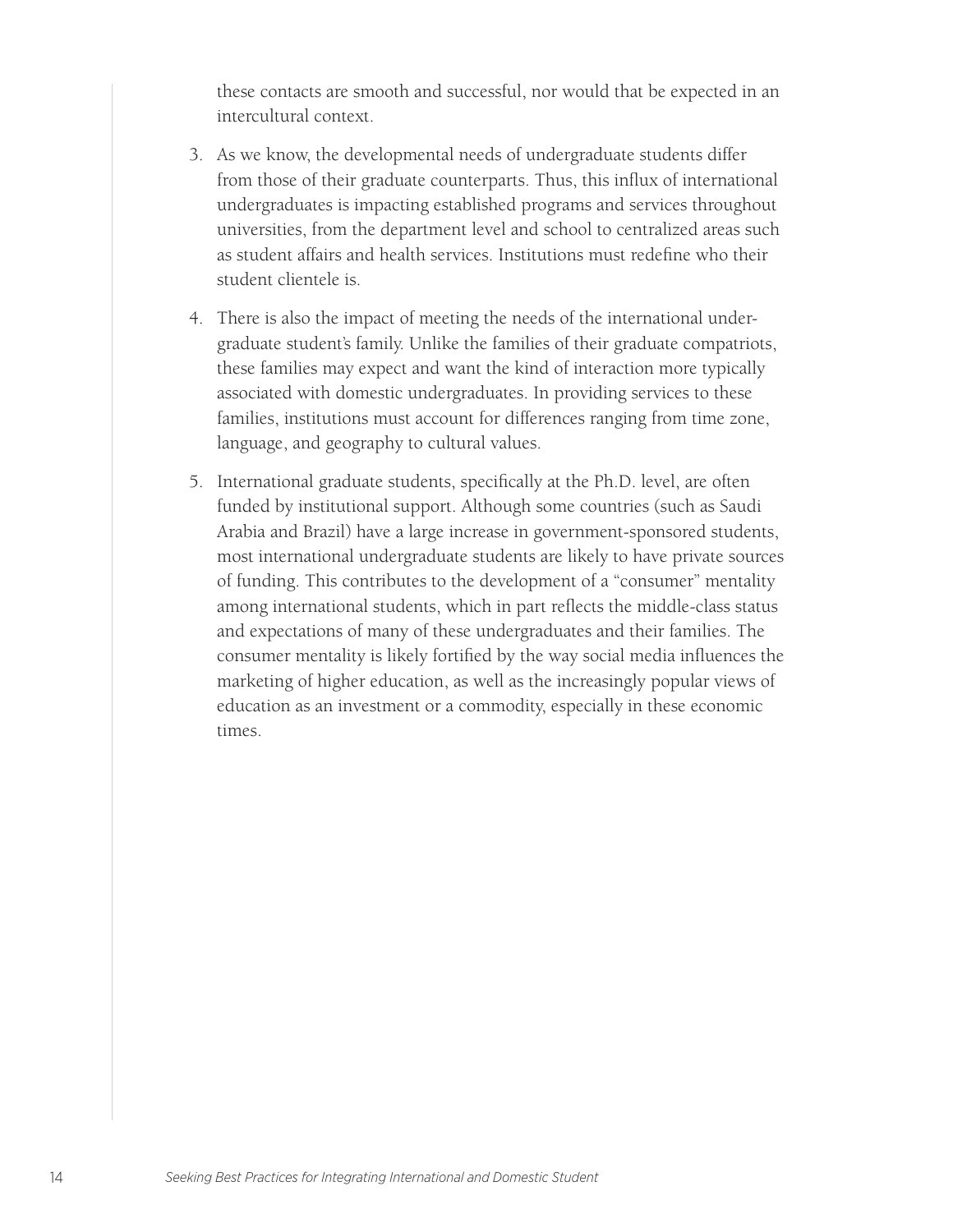these contacts are smooth and successful, nor would that be expected in an intercultural context.

3. As we know, the developmental needs of undergraduate students differ from those of their graduate counterparts. Thus, this influx of international undergraduates is impacting established programs and services throughout universities, from the department level and school to centralized areas such as student affairs and health services. Institutions must redefine who their student clientele is.

4. There is also the impact of meeting the needs of the international undergraduate student's family. Unlike the families of their graduate compatriots, these families may expect and want the kind of interaction more typically associated with domestic undergraduates. In providing services to these families, institutions must account for differences ranging from time zone, language, and geography to cultural values.

5. International graduate students, specifically at the Ph.D. level, are often funded by institutional support. Although some countries (such as Saudi Arabia and Brazil) have a large increase in government-sponsored students, most international undergraduate students are likely to have private sources of funding. This contributes to the development of a "consumer" mentality among international students, which in part reflects the middle-class status and expectations of many of these undergraduates and their families. The consumer mentality is likely fortified by the way social media influences the marketing of higher education, as well as the increasingly popular views of education as an investment or a commodity, especially in these economic times.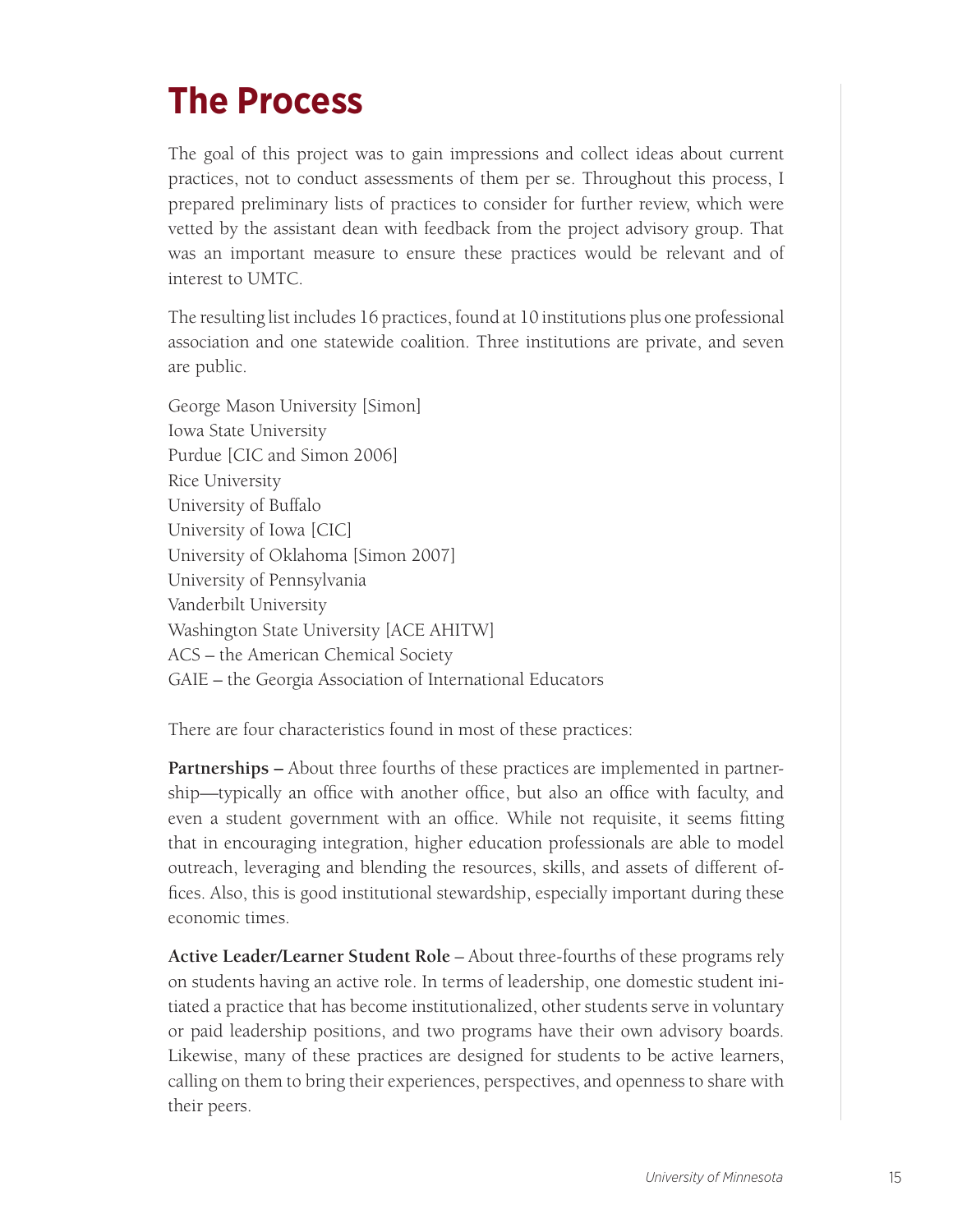# The Process

The goal of this project was to gain impressions and collect ideas about current practices, not to conduct assessments of them per se. Throughout this process, I prepared preliminary lists of practices to consider for further review, which were vetted by the assistant dean with feedback from the project advisory group. That was an important measure to ensure these practices would be relevant and of interest to UMTC.

The resulting list includes 16 practices, found at 10 institutions plus one professional association and one statewide coalition. Three institutions are private, and seven are public.

George Mason University [Simon]
Iowa State University
Purdue [CIC and Simon 2006]
Rice University
University of Buffalo
University of Iowa [CIC]
University of Oklahoma [Simon 2007]
University of Pennsylvania
Vanderbilt University
Washington State University [ACE AHITW]
ACS – the American Chemical Society
GAIE – the Georgia Association of International Educators

There are four characteristics found in most of these practices:

**Partnerships –** About three fourths of these practices are implemented in partnership—typically an office with another office, but also an office with faculty, and even a student government with an office. While not requisite, it seems fitting that in encouraging integration, higher education professionals are able to model outreach, leveraging and blending the resources, skills, and assets of different offices. Also, this is good institutional stewardship, especially important during these economic times.

**Active Leader/Learner Student Role –** About three-fourths of these programs rely on students having an active role. In terms of leadership, one domestic student initiated a practice that has become institutionalized, other students serve in voluntary or paid leadership positions, and two programs have their own advisory boards. Likewise, many of these practices are designed for students to be active learners, calling on them to bring their experiences, perspectives, and openness to share with their peers.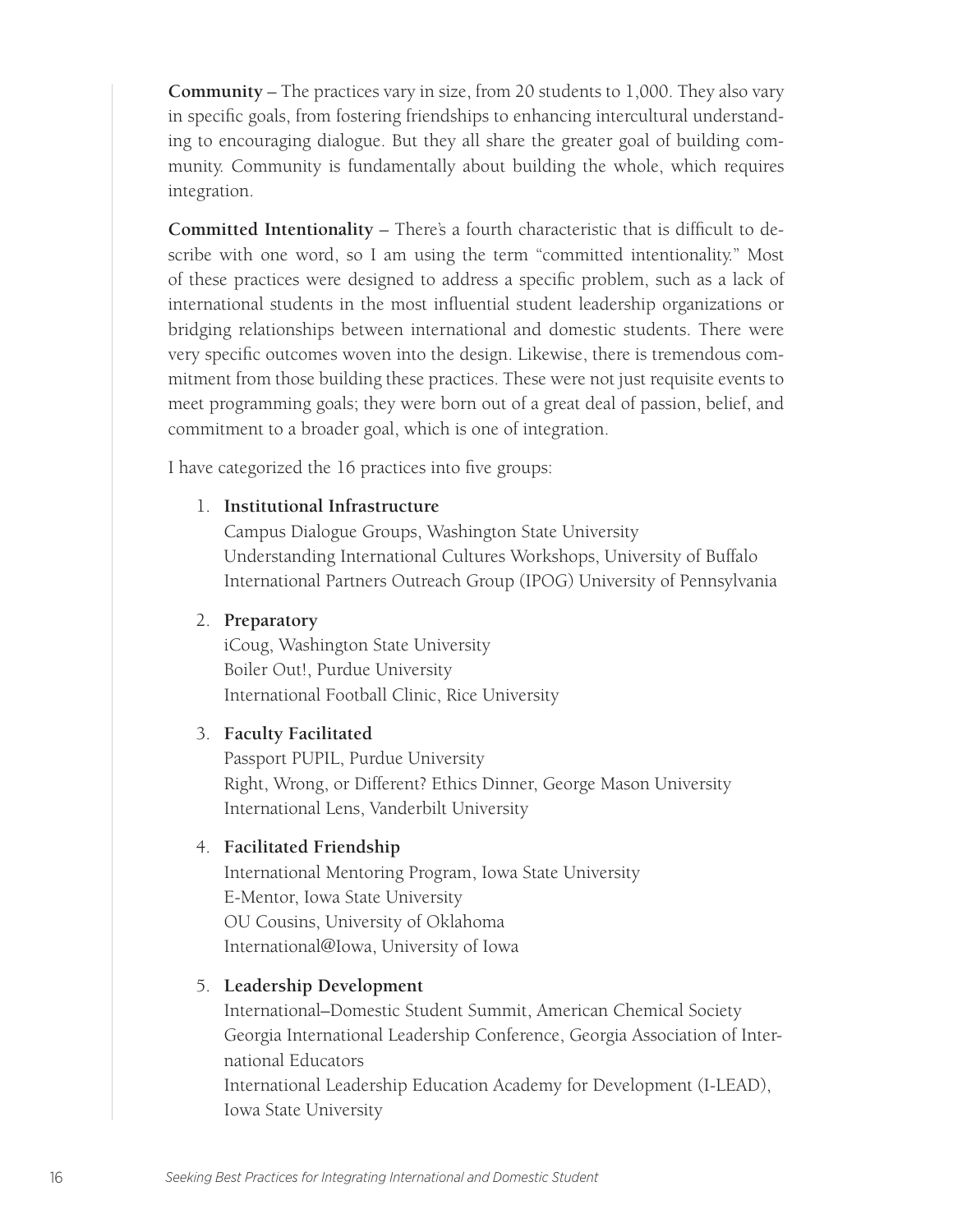**Community** – The practices vary in size, from 20 students to 1,000. They also vary in specific goals, from fostering friendships to enhancing intercultural understanding to encouraging dialogue. But they all share the greater goal of building community. Community is fundamentally about building the whole, which requires integration.

**Committed Intentionality** – There's a fourth characteristic that is difficult to describe with one word, so I am using the term "committed intentionality." Most of these practices were designed to address a specific problem, such as a lack of international students in the most influential student leadership organizations or bridging relationships between international and domestic students. There were very specific outcomes woven into the design. Likewise, there is tremendous commitment from those building these practices. These were not just requisite events to meet programming goals; they were born out of a great deal of passion, belief, and commitment to a broader goal, which is one of integration.

I have categorized the 16 practices into five groups:

1. **Institutional Infrastructure**
   Campus Dialogue Groups, Washington State University
   Understanding International Cultures Workshops, University of Buffalo
   International Partners Outreach Group (IPOG) University of Pennsylvania

2. **Preparatory**
   iCoug, Washington State University
   Boiler Out!, Purdue University
   International Football Clinic, Rice University

3. **Faculty Facilitated**
   Passport PUPIL, Purdue University
   Right, Wrong, or Different? Ethics Dinner, George Mason University
   International Lens, Vanderbilt University

4. **Facilitated Friendship**
   International Mentoring Program, Iowa State University
   E-Mentor, Iowa State University
   OU Cousins, University of Oklahoma
   International@Iowa, University of Iowa

5. **Leadership Development**
   International–Domestic Student Summit, American Chemical Society
   Georgia International Leadership Conference, Georgia Association of International Educators
   International Leadership Education Academy for Development (I-LEAD), Iowa State University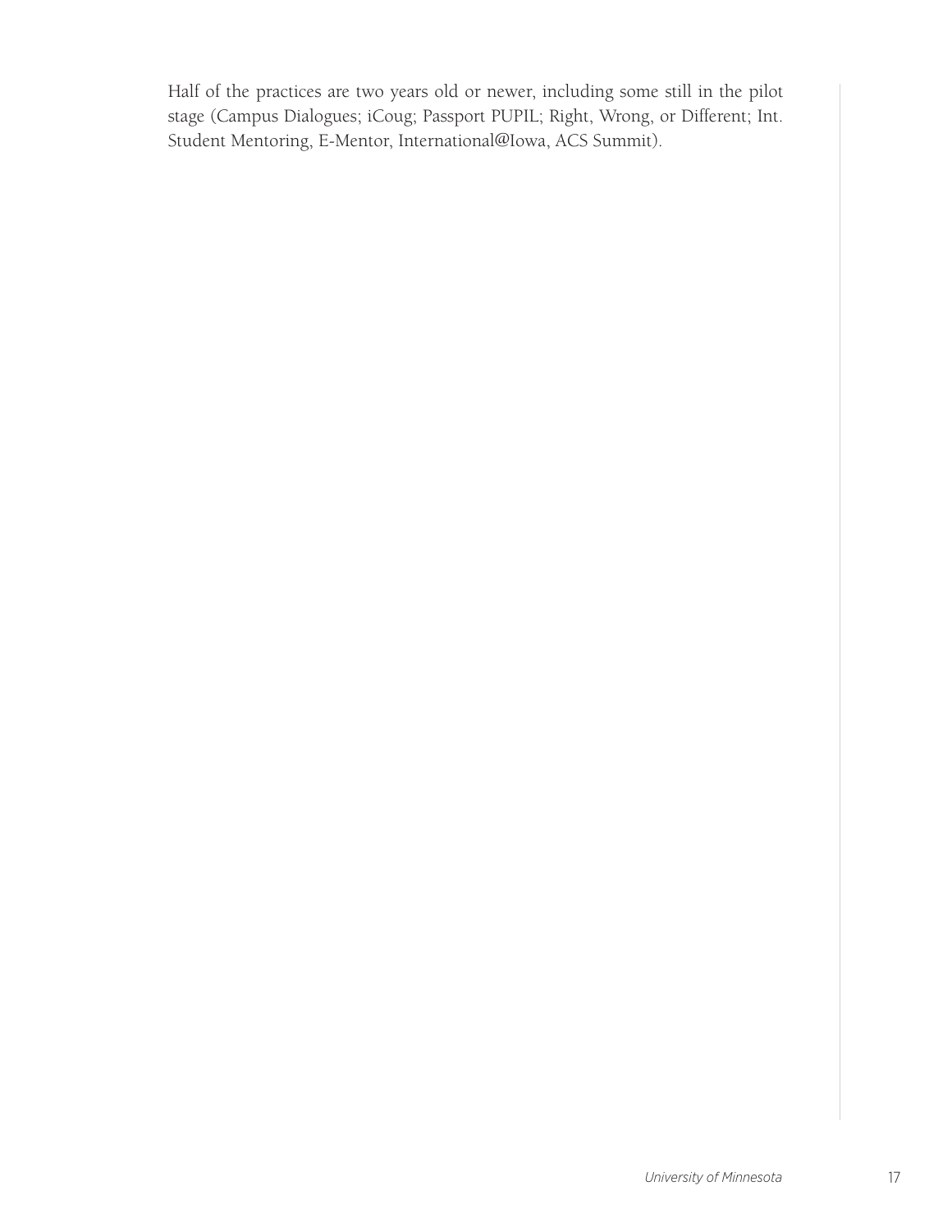Half of the practices are two years old or newer, including some still in the pilot stage (Campus Dialogues; iCoug; Passport PUPIL; Right, Wrong, or Different; Int. Student Mentoring, E-Mentor, International@Iowa, ACS Summit).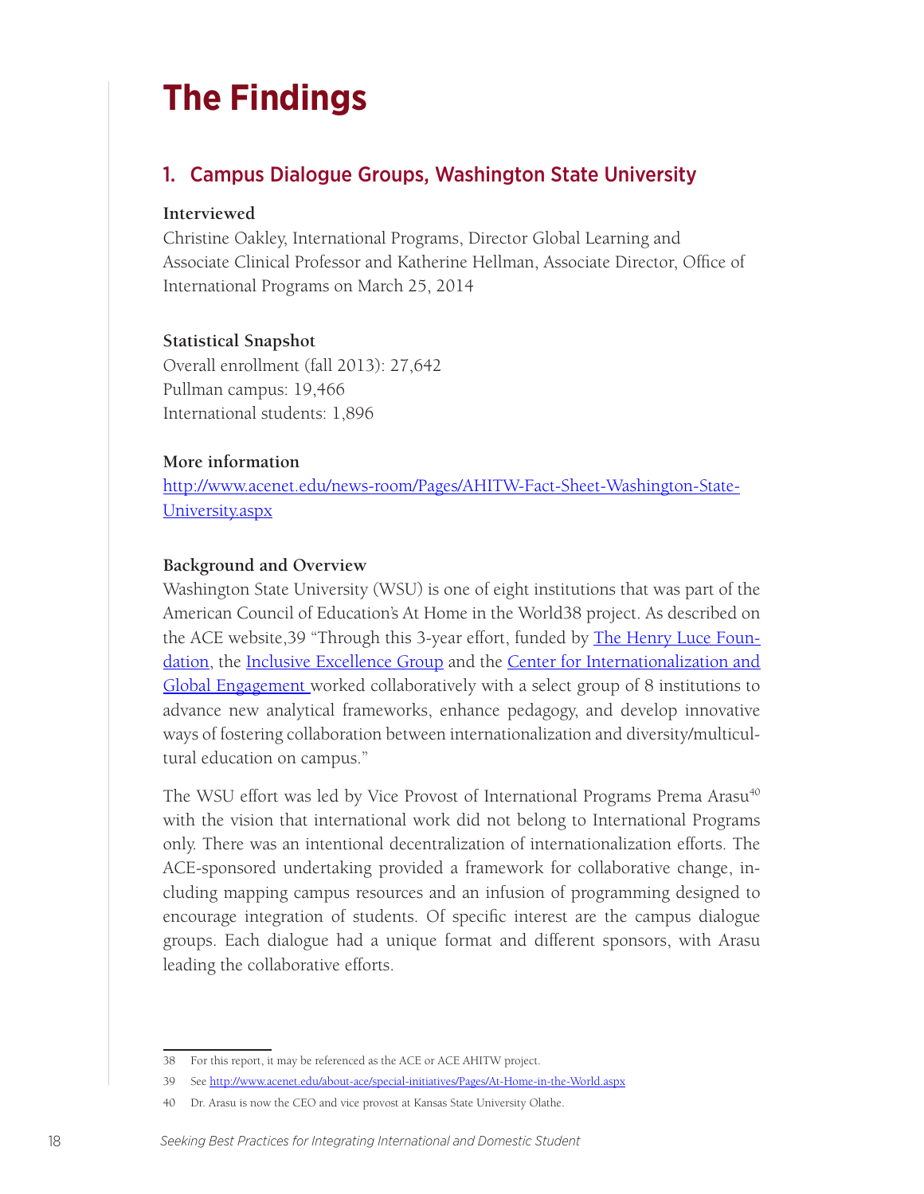# The Findings

## 1. Campus Dialogue Groups, Washington State University

**Interviewed**

Christine Oakley, International Programs, Director Global Learning and Associate Clinical Professor and Katherine Hellman, Associate Director, Office of International Programs on March 25, 2014

**Statistical Snapshot**

Overall enrollment (fall 2013): 27,642
Pullman campus: 19,466
International students: 1,896

**More information**

http://www.acenet.edu/news-room/Pages/AHITW-Fact-Sheet-Washington-State-University.aspx

**Background and Overview**

Washington State University (WSU) is one of eight institutions that was part of the American Council of Education's At Home in the World38 project. As described on the ACE website,39 "Through this 3-year effort, funded by The Henry Luce Foundation, the Inclusive Excellence Group and the Center for Internationalization and Global Engagement worked collaboratively with a select group of 8 institutions to advance new analytical frameworks, enhance pedagogy, and develop innovative ways of fostering collaboration between internationalization and diversity/multicultural education on campus."

The WSU effort was led by Vice Provost of International Programs Prema Arasu[40] with the vision that international work did not belong to International Programs only. There was an intentional decentralization of internationalization efforts. The ACE-sponsored undertaking provided a framework for collaborative change, including mapping campus resources and an infusion of programming designed to encourage integration of students. Of specific interest are the campus dialogue groups. Each dialogue had a unique format and different sponsors, with Arasu leading the collaborative efforts.

---

38 For this report, it may be referenced as the ACE or ACE AHITW project.

39 See http://www.acenet.edu/about-ace/special-initiatives/Pages/At-Home-in-the-World.aspx

40 Dr. Arasu is now the CEO and vice provost at Kansas State University Olathe.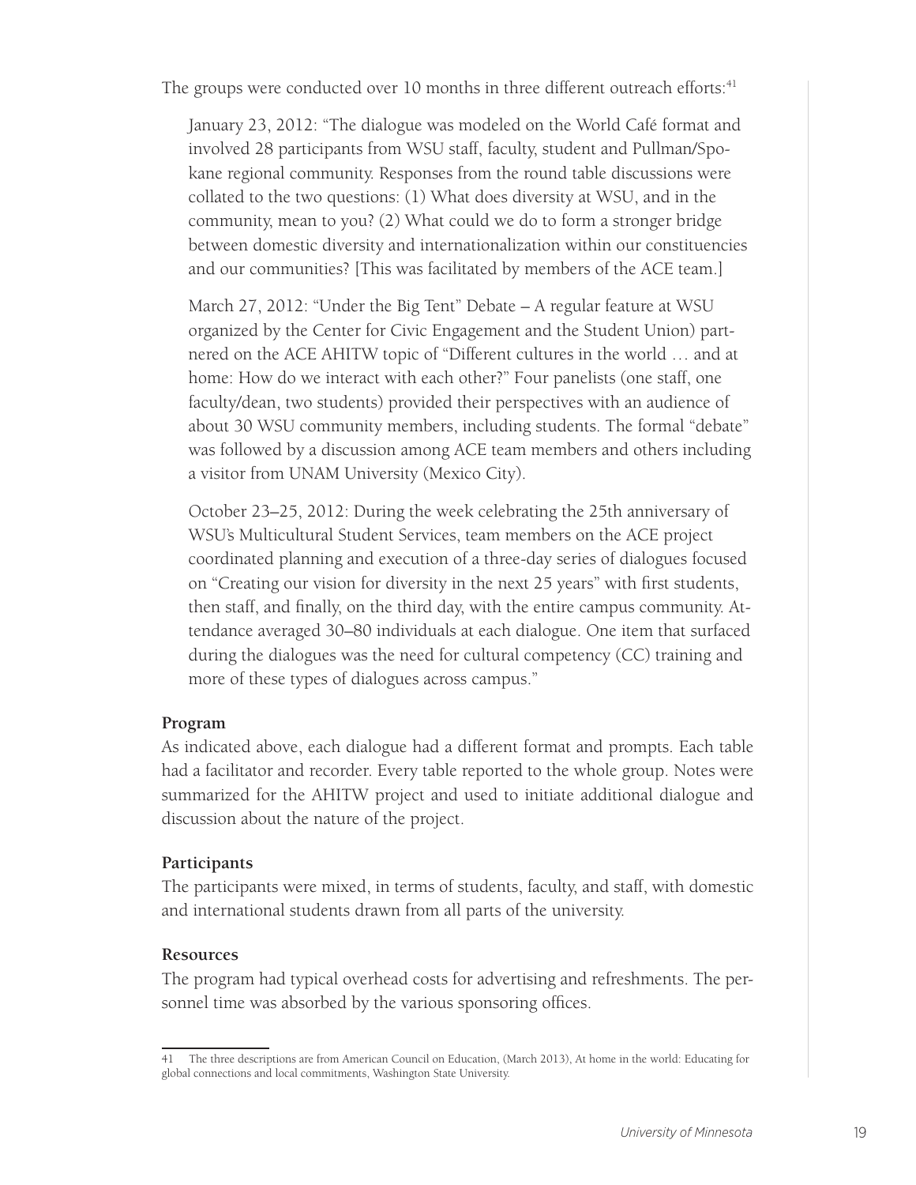The groups were conducted over 10 months in three different outreach efforts:[41]

> January 23, 2012: "The dialogue was modeled on the World Café format and involved 28 participants from WSU staff, faculty, student and Pullman/Spokane regional community. Responses from the round table discussions were collated to the two questions: (1) What does diversity at WSU, and in the community, mean to you? (2) What could we do to form a stronger bridge between domestic diversity and internationalization within our constituencies and our communities? [This was facilitated by members of the ACE team.]
>
> March 27, 2012: "Under the Big Tent" Debate – A regular feature at WSU organized by the Center for Civic Engagement and the Student Union) partnered on the ACE AHITW topic of "Different cultures in the world … and at home: How do we interact with each other?" Four panelists (one staff, one faculty/dean, two students) provided their perspectives with an audience of about 30 WSU community members, including students. The formal "debate" was followed by a discussion among ACE team members and others including a visitor from UNAM University (Mexico City).
>
> October 23–25, 2012: During the week celebrating the 25th anniversary of WSU's Multicultural Student Services, team members on the ACE project coordinated planning and execution of a three-day series of dialogues focused on "Creating our vision for diversity in the next 25 years" with first students, then staff, and finally, on the third day, with the entire campus community. Attendance averaged 30–80 individuals at each dialogue. One item that surfaced during the dialogues was the need for cultural competency (CC) training and more of these types of dialogues across campus."

### Program

As indicated above, each dialogue had a different format and prompts. Each table had a facilitator and recorder. Every table reported to the whole group. Notes were summarized for the AHITW project and used to initiate additional dialogue and discussion about the nature of the project.

### Participants

The participants were mixed, in terms of students, faculty, and staff, with domestic and international students drawn from all parts of the university.

### Resources

The program had typical overhead costs for advertising and refreshments. The personnel time was absorbed by the various sponsoring offices.

---

41 The three descriptions are from American Council on Education, (March 2013), At home in the world: Educating for global connections and local commitments, Washington State University.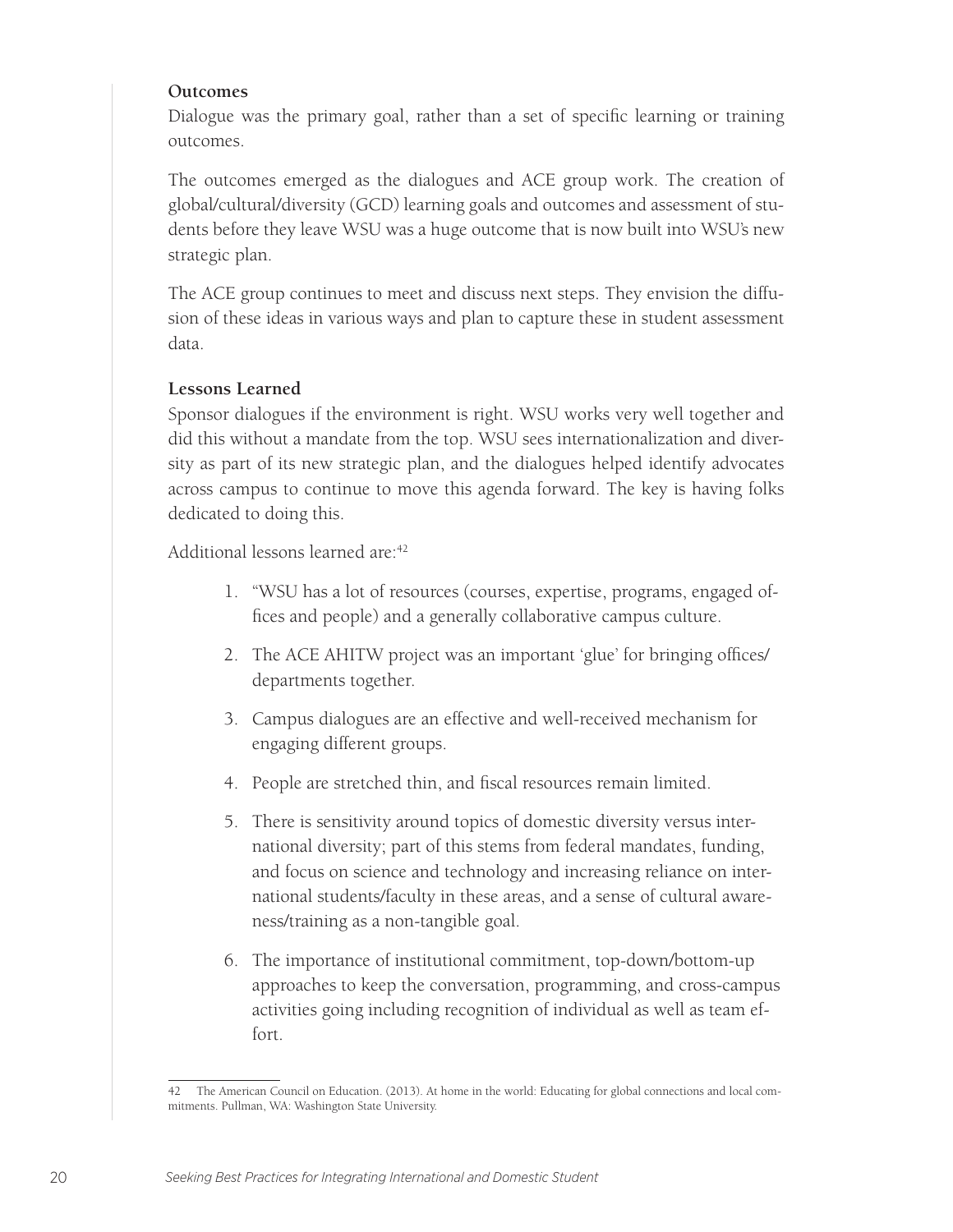**Outcomes**

Dialogue was the primary goal, rather than a set of specific learning or training outcomes.

The outcomes emerged as the dialogues and ACE group work. The creation of global/cultural/diversity (GCD) learning goals and outcomes and assessment of students before they leave WSU was a huge outcome that is now built into WSU's new strategic plan.

The ACE group continues to meet and discuss next steps. They envision the diffusion of these ideas in various ways and plan to capture these in student assessment data.

**Lessons Learned**

Sponsor dialogues if the environment is right. WSU works very well together and did this without a mandate from the top. WSU sees internationalization and diversity as part of its new strategic plan, and the dialogues helped identify advocates across campus to continue to move this agenda forward. The key is having folks dedicated to doing this.

Additional lessons learned are:[42]

1. "WSU has a lot of resources (courses, expertise, programs, engaged offices and people) and a generally collaborative campus culture.
2. The ACE AHITW project was an important 'glue' for bringing offices/departments together.
3. Campus dialogues are an effective and well-received mechanism for engaging different groups.
4. People are stretched thin, and fiscal resources remain limited.
5. There is sensitivity around topics of domestic diversity versus international diversity; part of this stems from federal mandates, funding, and focus on science and technology and increasing reliance on international students/faculty in these areas, and a sense of cultural awareness/training as a non-tangible goal.
6. The importance of institutional commitment, top-down/bottom-up approaches to keep the conversation, programming, and cross-campus activities going including recognition of individual as well as team effort.

42 The American Council on Education. (2013). At home in the world: Educating for global connections and local commitments. Pullman, WA: Washington State University.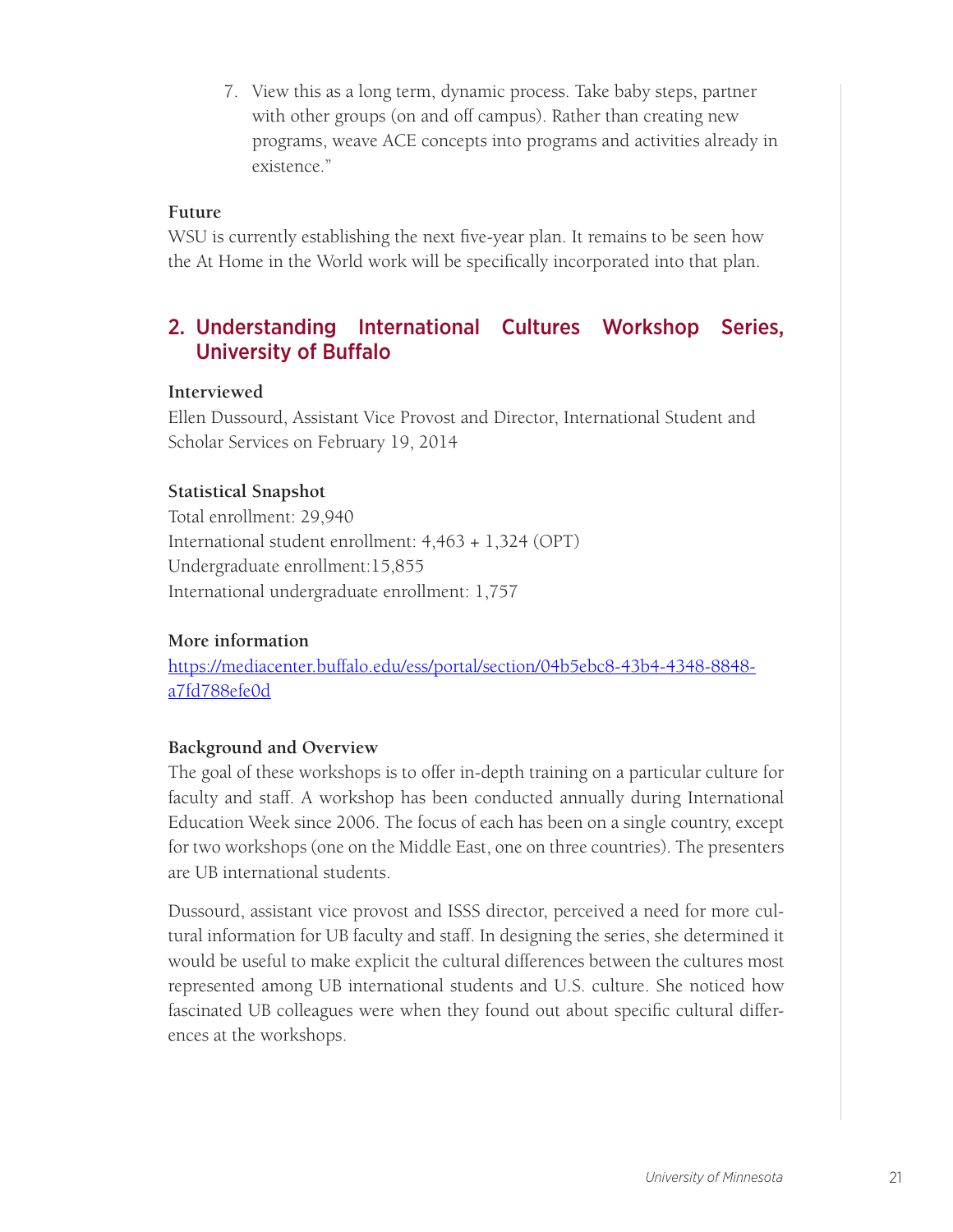7. View this as a long term, dynamic process. Take baby steps, partner with other groups (on and off campus). Rather than creating new programs, weave ACE concepts into programs and activities already in existence."

**Future**

WSU is currently establishing the next five-year plan. It remains to be seen how the At Home in the World work will be specifically incorporated into that plan.

## 2. Understanding International Cultures Workshop Series, University of Buffalo

**Interviewed**

Ellen Dussourd, Assistant Vice Provost and Director, International Student and Scholar Services on February 19, 2014

**Statistical Snapshot**

Total enrollment: 29,940
International student enrollment: 4,463 + 1,324 (OPT)
Undergraduate enrollment:15,855
International undergraduate enrollment: 1,757

**More information**

https://mediacenter.buffalo.edu/ess/portal/section/04b5ebc8-43b4-4348-8848-a7fd788efe0d

**Background and Overview**

The goal of these workshops is to offer in-depth training on a particular culture for faculty and staff. A workshop has been conducted annually during International Education Week since 2006. The focus of each has been on a single country, except for two workshops (one on the Middle East, one on three countries). The presenters are UB international students.

Dussourd, assistant vice provost and ISSS director, perceived a need for more cultural information for UB faculty and staff. In designing the series, she determined it would be useful to make explicit the cultural differences between the cultures most represented among UB international students and U.S. culture. She noticed how fascinated UB colleagues were when they found out about specific cultural differences at the workshops.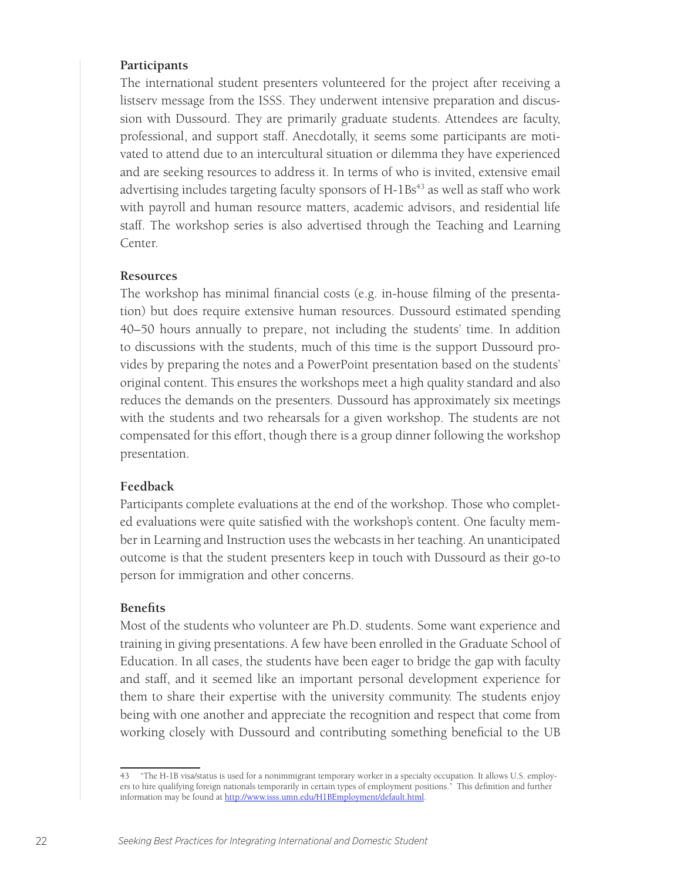### Participants

The international student presenters volunteered for the project after receiving a listserv message from the ISSS. They underwent intensive preparation and discussion with Dussourd. They are primarily graduate students. Attendees are faculty, professional, and support staff. Anecdotally, it seems some participants are motivated to attend due to an intercultural situation or dilemma they have experienced and are seeking resources to address it. In terms of who is invited, extensive email advertising includes targeting faculty sponsors of H-1Bs[43] as well as staff who work with payroll and human resource matters, academic advisors, and residential life staff. The workshop series is also advertised through the Teaching and Learning Center.

### Resources

The workshop has minimal financial costs (e.g. in-house filming of the presentation) but does require extensive human resources. Dussourd estimated spending 40–50 hours annually to prepare, not including the students' time. In addition to discussions with the students, much of this time is the support Dussourd provides by preparing the notes and a PowerPoint presentation based on the students' original content. This ensures the workshops meet a high quality standard and also reduces the demands on the presenters. Dussourd has approximately six meetings with the students and two rehearsals for a given workshop. The students are not compensated for this effort, though there is a group dinner following the workshop presentation.

### Feedback

Participants complete evaluations at the end of the workshop. Those who completed evaluations were quite satisfied with the workshop's content. One faculty member in Learning and Instruction uses the webcasts in her teaching. An unanticipated outcome is that the student presenters keep in touch with Dussourd as their go-to person for immigration and other concerns.

### Benefits

Most of the students who volunteer are Ph.D. students. Some want experience and training in giving presentations. A few have been enrolled in the Graduate School of Education. In all cases, the students have been eager to bridge the gap with faculty and staff, and it seemed like an important personal development experience for them to share their expertise with the university community. The students enjoy being with one another and appreciate the recognition and respect that come from working closely with Dussourd and contributing something beneficial to the UB

---

43 "The H-1B visa/status is used for a nonimmigrant temporary worker in a specialty occupation. It allows U.S. employers to hire qualifying foreign nationals temporarily in certain types of employment positions." This definition and further information may be found at http://www.isss.umn.edu/H1BEmployment/default.html.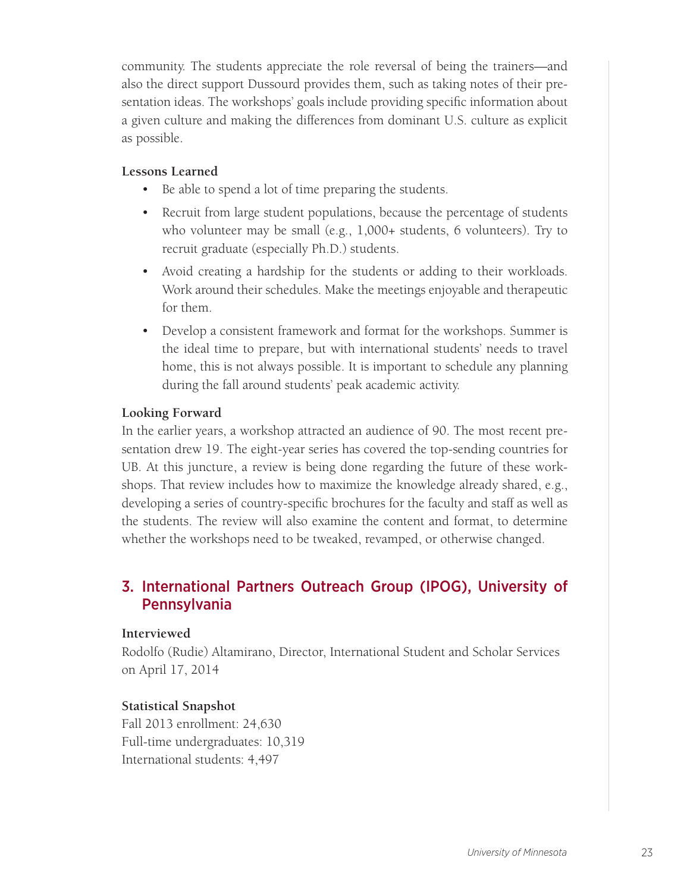community. The students appreciate the role reversal of being the trainers—and also the direct support Dussourd provides them, such as taking notes of their presentation ideas. The workshops' goals include providing specific information about a given culture and making the differences from dominant U.S. culture as explicit as possible.

**Lessons Learned**

- Be able to spend a lot of time preparing the students.
- Recruit from large student populations, because the percentage of students who volunteer may be small (e.g., 1,000+ students, 6 volunteers). Try to recruit graduate (especially Ph.D.) students.
- Avoid creating a hardship for the students or adding to their workloads. Work around their schedules. Make the meetings enjoyable and therapeutic for them.
- Develop a consistent framework and format for the workshops. Summer is the ideal time to prepare, but with international students' needs to travel home, this is not always possible. It is important to schedule any planning during the fall around students' peak academic activity.

**Looking Forward**

In the earlier years, a workshop attracted an audience of 90. The most recent presentation drew 19. The eight-year series has covered the top-sending countries for UB. At this juncture, a review is being done regarding the future of these workshops. That review includes how to maximize the knowledge already shared, e.g., developing a series of country-specific brochures for the faculty and staff as well as the students. The review will also examine the content and format, to determine whether the workshops need to be tweaked, revamped, or otherwise changed.

## 3. International Partners Outreach Group (IPOG), University of Pennsylvania

**Interviewed**

Rodolfo (Rudie) Altamirano, Director, International Student and Scholar Services on April 17, 2014

**Statistical Snapshot**

Fall 2013 enrollment: 24,630
Full-time undergraduates: 10,319
International students: 4,497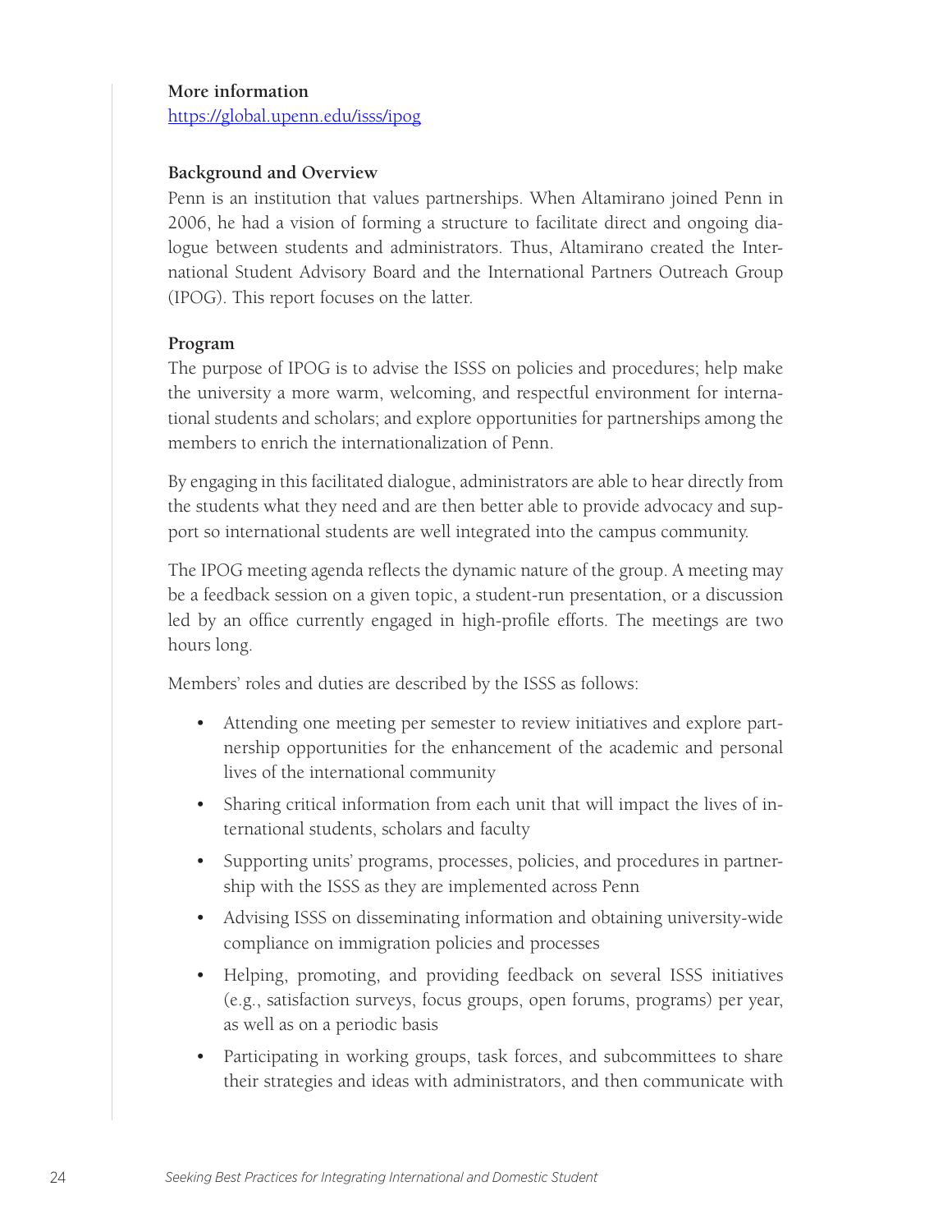**More information**
https://global.upenn.edu/isss/ipog

**Background and Overview**

Penn is an institution that values partnerships. When Altamirano joined Penn in 2006, he had a vision of forming a structure to facilitate direct and ongoing dialogue between students and administrators. Thus, Altamirano created the International Student Advisory Board and the International Partners Outreach Group (IPOG). This report focuses on the latter.

**Program**

The purpose of IPOG is to advise the ISSS on policies and procedures; help make the university a more warm, welcoming, and respectful environment for international students and scholars; and explore opportunities for partnerships among the members to enrich the internationalization of Penn.

By engaging in this facilitated dialogue, administrators are able to hear directly from the students what they need and are then better able to provide advocacy and support so international students are well integrated into the campus community.

The IPOG meeting agenda reflects the dynamic nature of the group. A meeting may be a feedback session on a given topic, a student-run presentation, or a discussion led by an office currently engaged in high-profile efforts. The meetings are two hours long.

Members' roles and duties are described by the ISSS as follows:

- Attending one meeting per semester to review initiatives and explore partnership opportunities for the enhancement of the academic and personal lives of the international community
- Sharing critical information from each unit that will impact the lives of international students, scholars and faculty
- Supporting units' programs, processes, policies, and procedures in partnership with the ISSS as they are implemented across Penn
- Advising ISSS on disseminating information and obtaining university-wide compliance on immigration policies and processes
- Helping, promoting, and providing feedback on several ISSS initiatives (e.g., satisfaction surveys, focus groups, open forums, programs) per year, as well as on a periodic basis
- Participating in working groups, task forces, and subcommittees to share their strategies and ideas with administrators, and then communicate with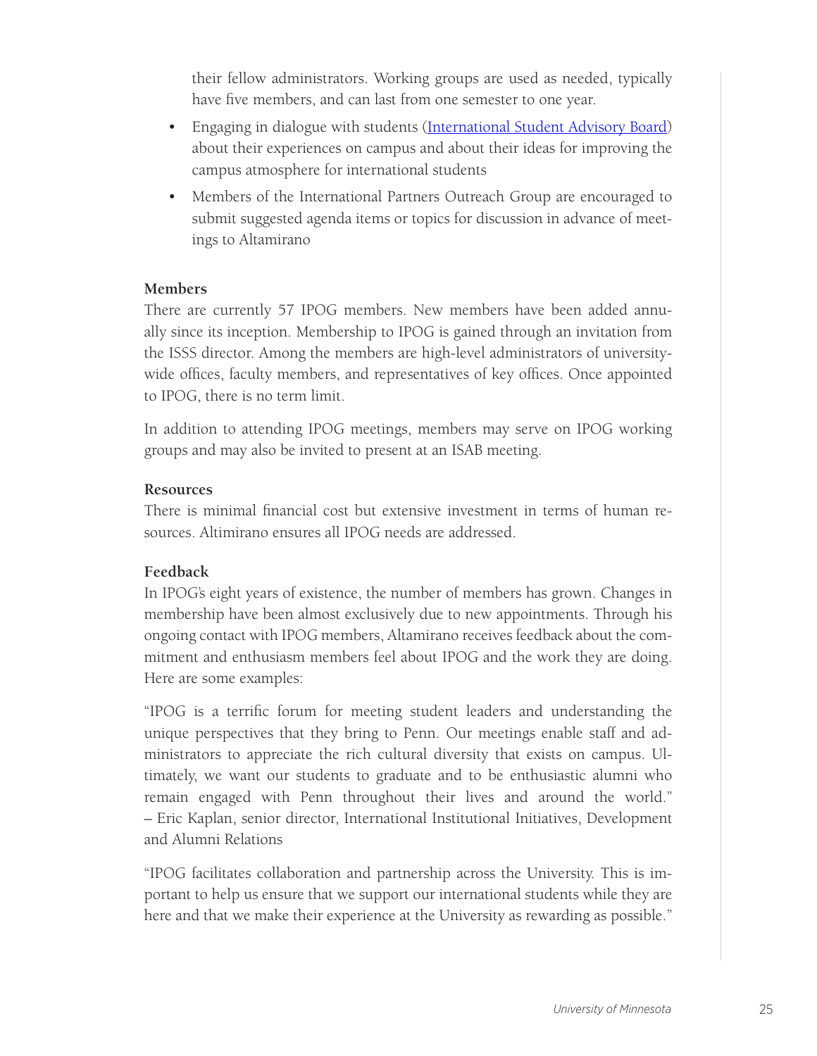their fellow administrators. Working groups are used as needed, typically have five members, and can last from one semester to one year.

- Engaging in dialogue with students (International Student Advisory Board) about their experiences on campus and about their ideas for improving the campus atmosphere for international students
- Members of the International Partners Outreach Group are encouraged to submit suggested agenda items or topics for discussion in advance of meetings to Altamirano

**Members**

There are currently 57 IPOG members. New members have been added annually since its inception. Membership to IPOG is gained through an invitation from the ISSS director. Among the members are high-level administrators of university-wide offices, faculty members, and representatives of key offices. Once appointed to IPOG, there is no term limit.

In addition to attending IPOG meetings, members may serve on IPOG working groups and may also be invited to present at an ISAB meeting.

**Resources**

There is minimal financial cost but extensive investment in terms of human resources. Altimirano ensures all IPOG needs are addressed.

**Feedback**

In IPOG's eight years of existence, the number of members has grown. Changes in membership have been almost exclusively due to new appointments. Through his ongoing contact with IPOG members, Altamirano receives feedback about the commitment and enthusiasm members feel about IPOG and the work they are doing. Here are some examples:

"IPOG is a terrific forum for meeting student leaders and understanding the unique perspectives that they bring to Penn. Our meetings enable staff and administrators to appreciate the rich cultural diversity that exists on campus. Ultimately, we want our students to graduate and to be enthusiastic alumni who remain engaged with Penn throughout their lives and around the world." – Eric Kaplan, senior director, International Institutional Initiatives, Development and Alumni Relations

"IPOG facilitates collaboration and partnership across the University. This is important to help us ensure that we support our international students while they are here and that we make their experience at the University as rewarding as possible."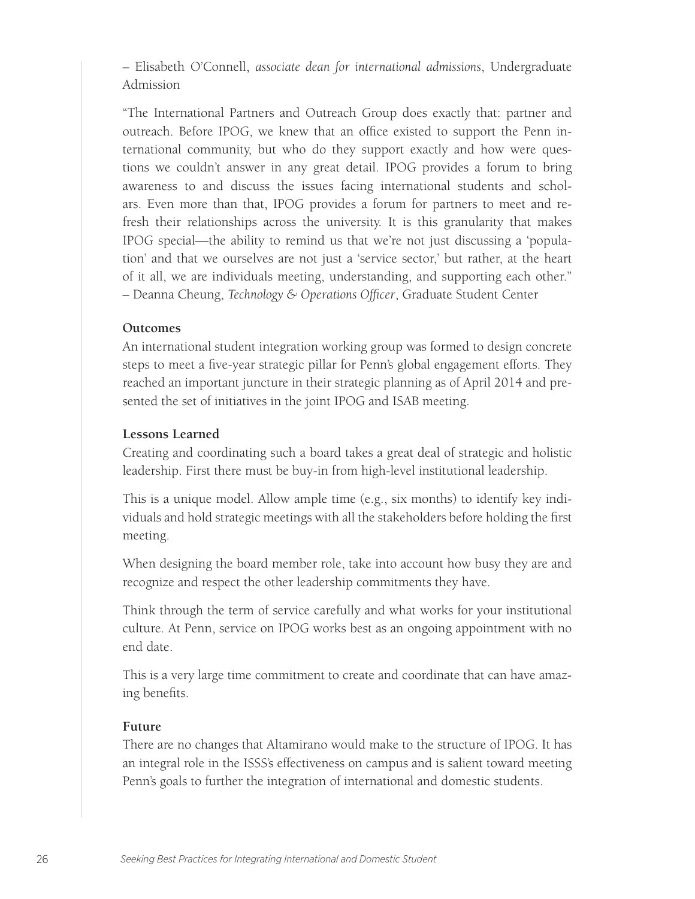– Elisabeth O'Connell, *associate dean for international admissions*, Undergraduate Admission

"The International Partners and Outreach Group does exactly that: partner and outreach. Before IPOG, we knew that an office existed to support the Penn international community, but who do they support exactly and how were questions we couldn't answer in any great detail. IPOG provides a forum to bring awareness to and discuss the issues facing international students and scholars. Even more than that, IPOG provides a forum for partners to meet and refresh their relationships across the university. It is this granularity that makes IPOG special—the ability to remind us that we're not just discussing a 'population' and that we ourselves are not just a 'service sector,' but rather, at the heart of it all, we are individuals meeting, understanding, and supporting each other."
– Deanna Cheung, *Technology & Operations Officer*, Graduate Student Center

**Outcomes**

An international student integration working group was formed to design concrete steps to meet a five-year strategic pillar for Penn's global engagement efforts. They reached an important juncture in their strategic planning as of April 2014 and presented the set of initiatives in the joint IPOG and ISAB meeting.

**Lessons Learned**

Creating and coordinating such a board takes a great deal of strategic and holistic leadership. First there must be buy-in from high-level institutional leadership.

This is a unique model. Allow ample time (e.g., six months) to identify key individuals and hold strategic meetings with all the stakeholders before holding the first meeting.

When designing the board member role, take into account how busy they are and recognize and respect the other leadership commitments they have.

Think through the term of service carefully and what works for your institutional culture. At Penn, service on IPOG works best as an ongoing appointment with no end date.

This is a very large time commitment to create and coordinate that can have amazing benefits.

**Future**

There are no changes that Altamirano would make to the structure of IPOG. It has an integral role in the ISSS's effectiveness on campus and is salient toward meeting Penn's goals to further the integration of international and domestic students.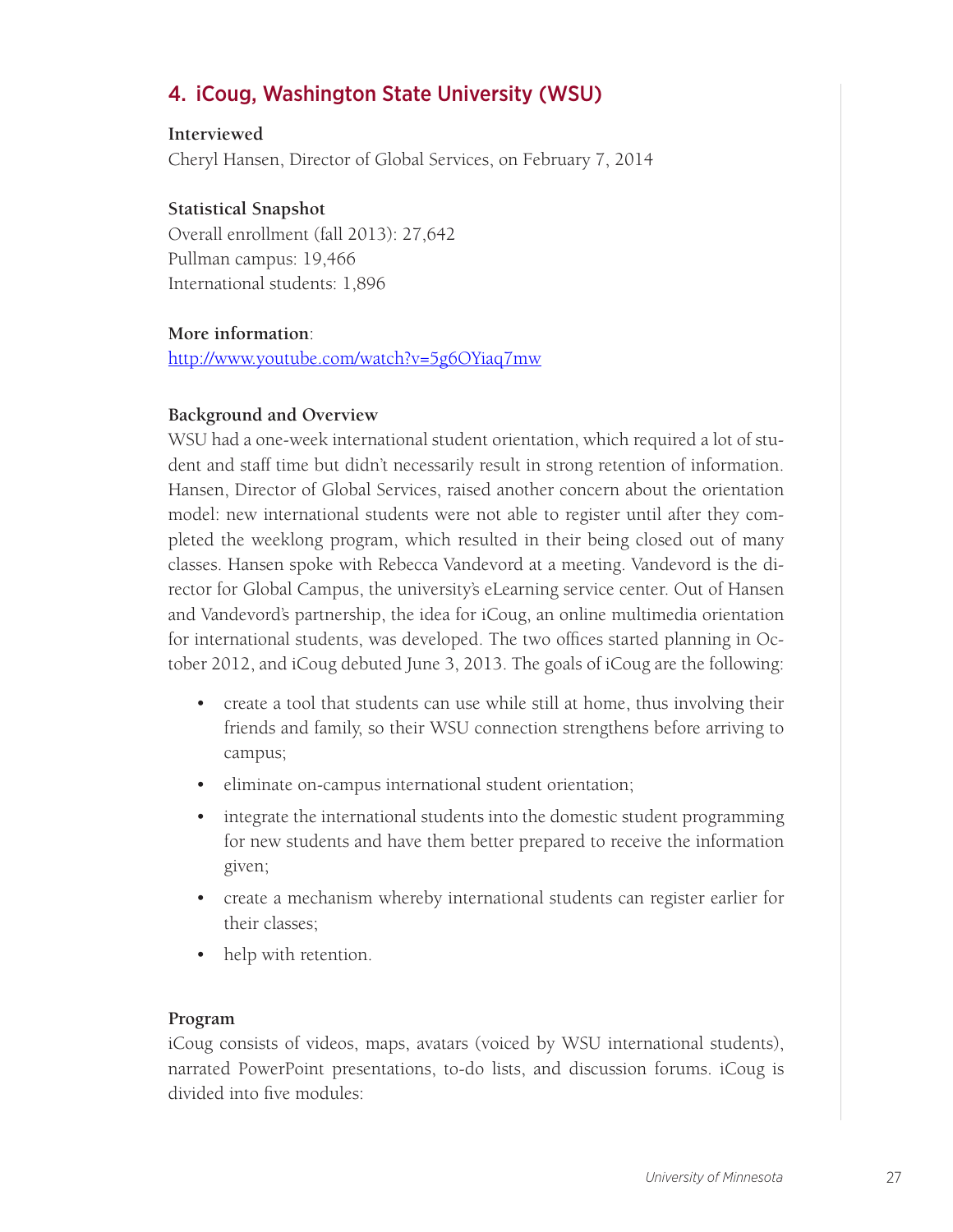## 4. iCoug, Washington State University (WSU)

**Interviewed**

Cheryl Hansen, Director of Global Services, on February 7, 2014

**Statistical Snapshot**

Overall enrollment (fall 2013): 27,642

Pullman campus: 19,466

International students: 1,896

**More information**:

http://www.youtube.com/watch?v=5g6OYiaq7mw

**Background and Overview**

WSU had a one-week international student orientation, which required a lot of student and staff time but didn't necessarily result in strong retention of information. Hansen, Director of Global Services, raised another concern about the orientation model: new international students were not able to register until after they completed the weeklong program, which resulted in their being closed out of many classes. Hansen spoke with Rebecca Vandevord at a meeting. Vandevord is the director for Global Campus, the university's eLearning service center. Out of Hansen and Vandevord's partnership, the idea for iCoug, an online multimedia orientation for international students, was developed. The two offices started planning in October 2012, and iCoug debuted June 3, 2013. The goals of iCoug are the following:

- create a tool that students can use while still at home, thus involving their friends and family, so their WSU connection strengthens before arriving to campus;
- eliminate on-campus international student orientation;
- integrate the international students into the domestic student programming for new students and have them better prepared to receive the information given;
- create a mechanism whereby international students can register earlier for their classes;
- help with retention.

**Program**

iCoug consists of videos, maps, avatars (voiced by WSU international students), narrated PowerPoint presentations, to-do lists, and discussion forums. iCoug is divided into five modules: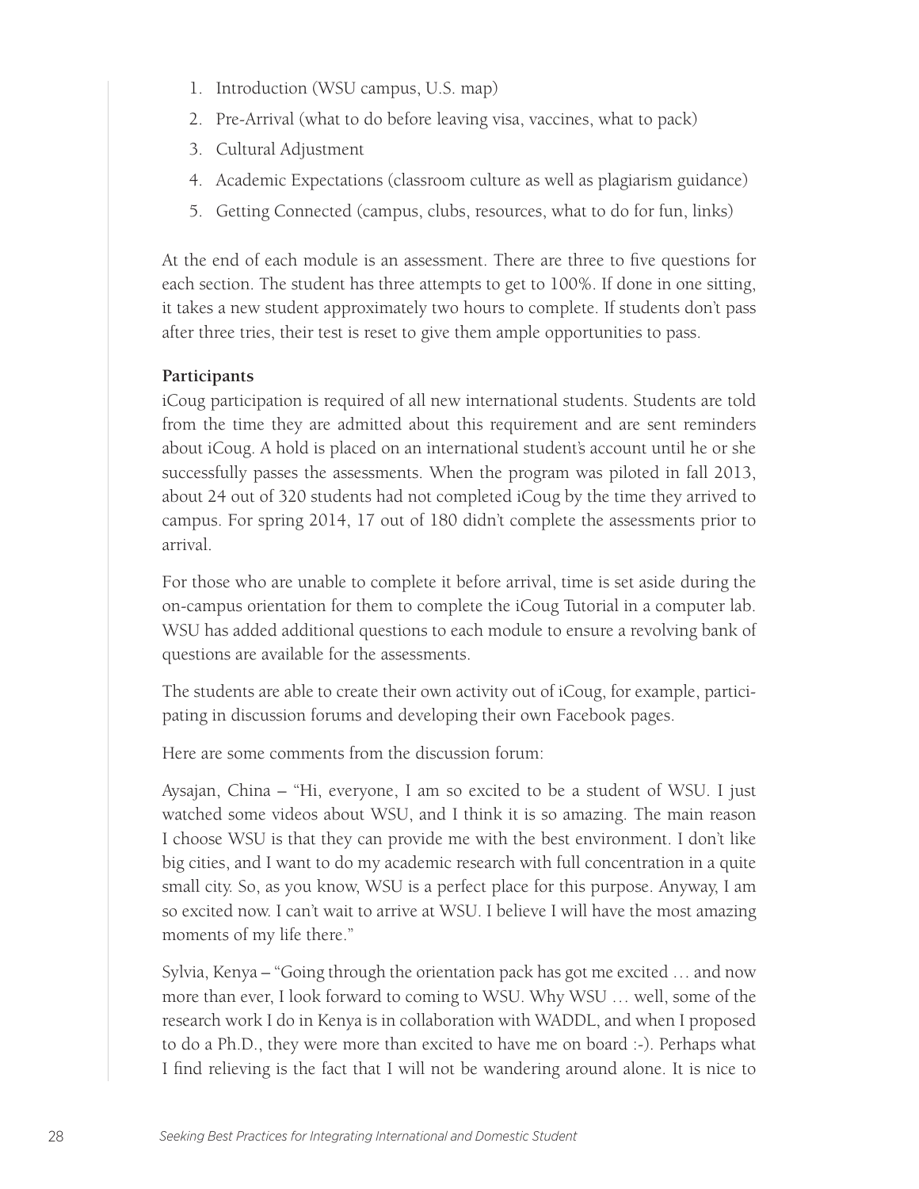1. Introduction (WSU campus, U.S. map)
2. Pre-Arrival (what to do before leaving visa, vaccines, what to pack)
3. Cultural Adjustment
4. Academic Expectations (classroom culture as well as plagiarism guidance)
5. Getting Connected (campus, clubs, resources, what to do for fun, links)

At the end of each module is an assessment. There are three to five questions for each section. The student has three attempts to get to 100%. If done in one sitting, it takes a new student approximately two hours to complete. If students don't pass after three tries, their test is reset to give them ample opportunities to pass.

**Participants**

iCoug participation is required of all new international students. Students are told from the time they are admitted about this requirement and are sent reminders about iCoug. A hold is placed on an international student's account until he or she successfully passes the assessments. When the program was piloted in fall 2013, about 24 out of 320 students had not completed iCoug by the time they arrived to campus. For spring 2014, 17 out of 180 didn't complete the assessments prior to arrival.

For those who are unable to complete it before arrival, time is set aside during the on-campus orientation for them to complete the iCoug Tutorial in a computer lab. WSU has added additional questions to each module to ensure a revolving bank of questions are available for the assessments.

The students are able to create their own activity out of iCoug, for example, participating in discussion forums and developing their own Facebook pages.

Here are some comments from the discussion forum:

Aysajan, China – "Hi, everyone, I am so excited to be a student of WSU. I just watched some videos about WSU, and I think it is so amazing. The main reason I choose WSU is that they can provide me with the best environment. I don't like big cities, and I want to do my academic research with full concentration in a quite small city. So, as you know, WSU is a perfect place for this purpose. Anyway, I am so excited now. I can't wait to arrive at WSU. I believe I will have the most amazing moments of my life there."

Sylvia, Kenya – "Going through the orientation pack has got me excited … and now more than ever, I look forward to coming to WSU. Why WSU … well, some of the research work I do in Kenya is in collaboration with WADDL, and when I proposed to do a Ph.D., they were more than excited to have me on board :-). Perhaps what I find relieving is the fact that I will not be wandering around alone. It is nice to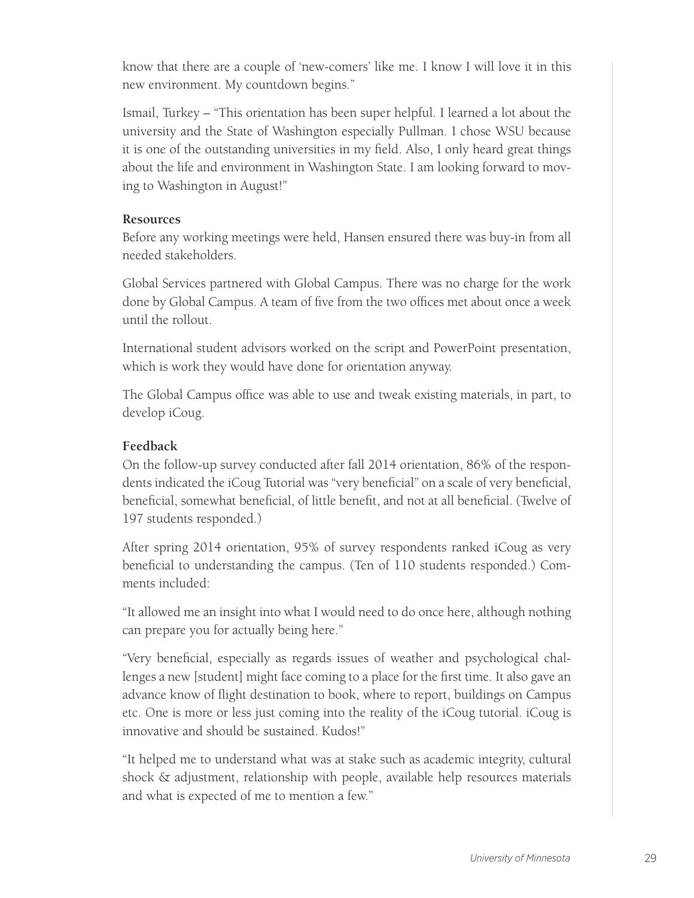know that there are a couple of 'new-comers' like me. I know I will love it in this new environment. My countdown begins."

Ismail, Turkey – "This orientation has been super helpful. I learned a lot about the university and the State of Washington especially Pullman. I chose WSU because it is one of the outstanding universities in my field. Also, I only heard great things about the life and environment in Washington State. I am looking forward to moving to Washington in August!"

**Resources**

Before any working meetings were held, Hansen ensured there was buy-in from all needed stakeholders.

Global Services partnered with Global Campus. There was no charge for the work done by Global Campus. A team of five from the two offices met about once a week until the rollout.

International student advisors worked on the script and PowerPoint presentation, which is work they would have done for orientation anyway.

The Global Campus office was able to use and tweak existing materials, in part, to develop iCoug.

**Feedback**

On the follow-up survey conducted after fall 2014 orientation, 86% of the respondents indicated the iCoug Tutorial was "very beneficial" on a scale of very beneficial, beneficial, somewhat beneficial, of little benefit, and not at all beneficial. (Twelve of 197 students responded.)

After spring 2014 orientation, 95% of survey respondents ranked iCoug as very beneficial to understanding the campus. (Ten of 110 students responded.) Comments included:

"It allowed me an insight into what I would need to do once here, although nothing can prepare you for actually being here."

"Very beneficial, especially as regards issues of weather and psychological challenges a new [student] might face coming to a place for the first time. It also gave an advance know of flight destination to book, where to report, buildings on Campus etc. One is more or less just coming into the reality of the iCoug tutorial. iCoug is innovative and should be sustained. Kudos!"

"It helped me to understand what was at stake such as academic integrity, cultural shock & adjustment, relationship with people, available help resources materials and what is expected of me to mention a few."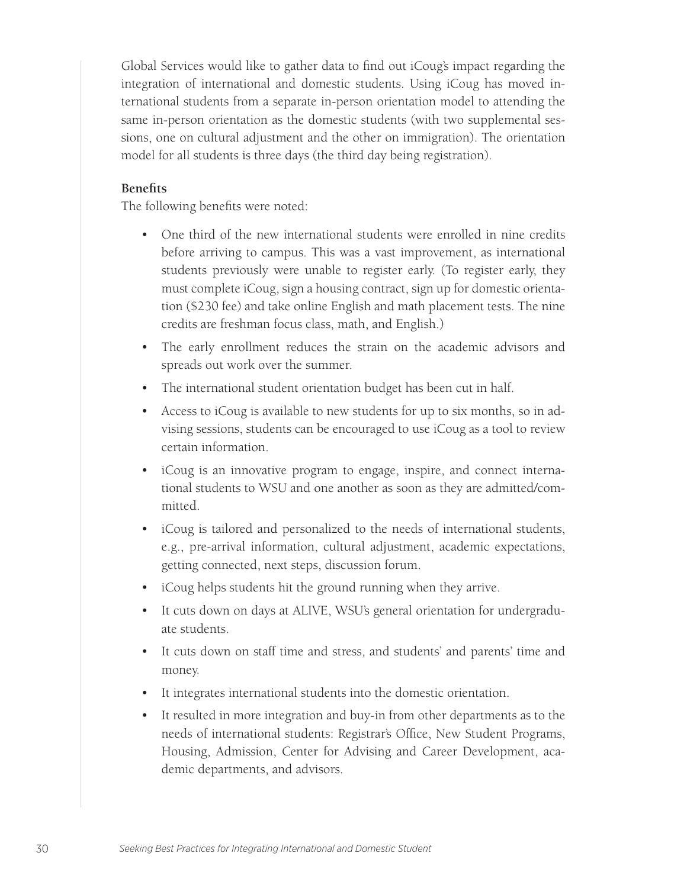Global Services would like to gather data to find out iCoug's impact regarding the integration of international and domestic students. Using iCoug has moved international students from a separate in-person orientation model to attending the same in-person orientation as the domestic students (with two supplemental sessions, one on cultural adjustment and the other on immigration). The orientation model for all students is three days (the third day being registration).

**Benefits**

The following benefits were noted:

- One third of the new international students were enrolled in nine credits before arriving to campus. This was a vast improvement, as international students previously were unable to register early. (To register early, they must complete iCoug, sign a housing contract, sign up for domestic orientation ($230 fee) and take online English and math placement tests. The nine credits are freshman focus class, math, and English.)
- The early enrollment reduces the strain on the academic advisors and spreads out work over the summer.
- The international student orientation budget has been cut in half.
- Access to iCoug is available to new students for up to six months, so in advising sessions, students can be encouraged to use iCoug as a tool to review certain information.
- iCoug is an innovative program to engage, inspire, and connect international students to WSU and one another as soon as they are admitted/committed.
- iCoug is tailored and personalized to the needs of international students, e.g., pre-arrival information, cultural adjustment, academic expectations, getting connected, next steps, discussion forum.
- iCoug helps students hit the ground running when they arrive.
- It cuts down on days at ALIVE, WSU's general orientation for undergraduate students.
- It cuts down on staff time and stress, and students' and parents' time and money.
- It integrates international students into the domestic orientation.
- It resulted in more integration and buy-in from other departments as to the needs of international students: Registrar's Office, New Student Programs, Housing, Admission, Center for Advising and Career Development, academic departments, and advisors.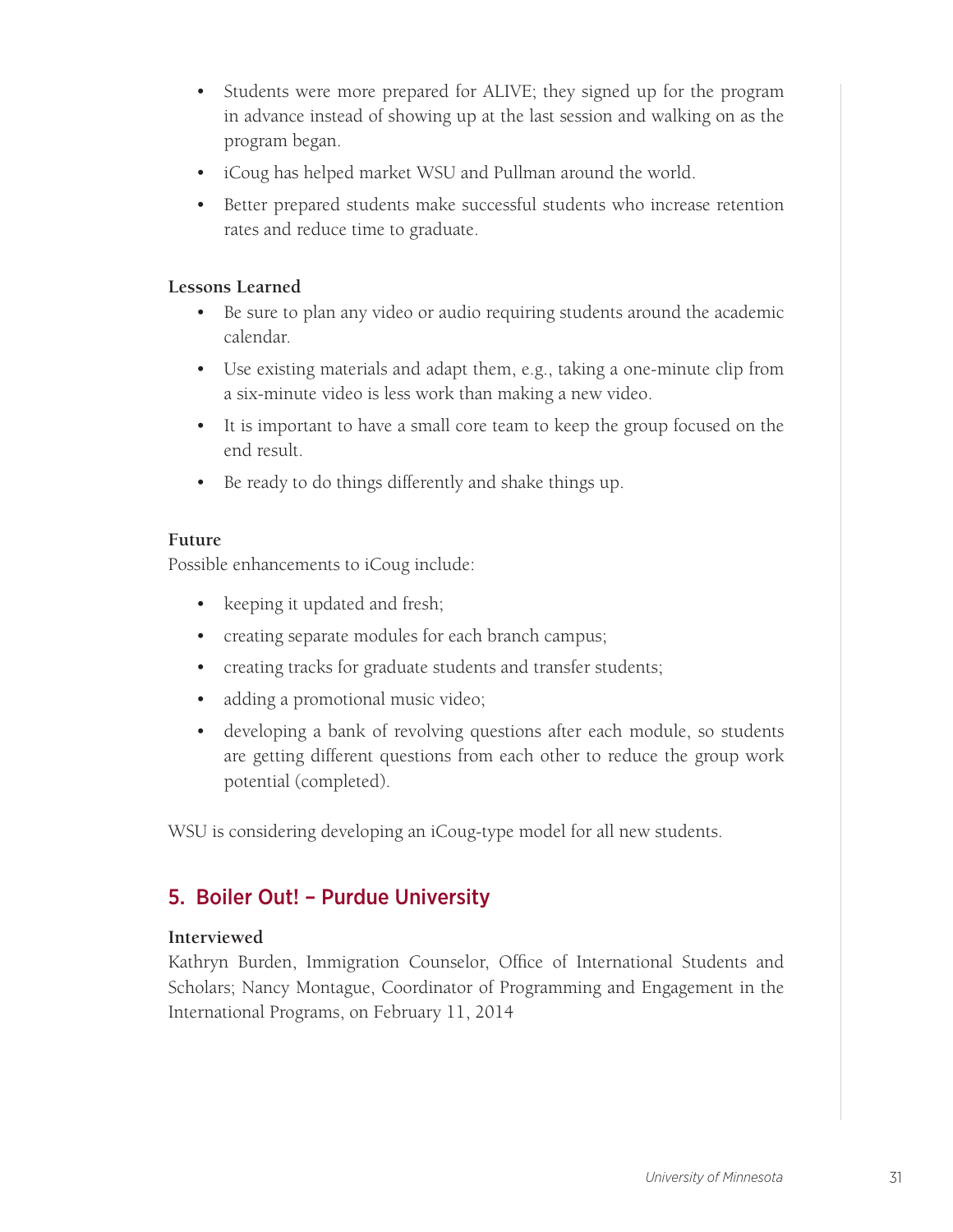- Students were more prepared for ALIVE; they signed up for the program in advance instead of showing up at the last session and walking on as the program began.
- iCoug has helped market WSU and Pullman around the world.
- Better prepared students make successful students who increase retention rates and reduce time to graduate.

**Lessons Learned**

- Be sure to plan any video or audio requiring students around the academic calendar.
- Use existing materials and adapt them, e.g., taking a one-minute clip from a six-minute video is less work than making a new video.
- It is important to have a small core team to keep the group focused on the end result.
- Be ready to do things differently and shake things up.

**Future**

Possible enhancements to iCoug include:

- keeping it updated and fresh;
- creating separate modules for each branch campus;
- creating tracks for graduate students and transfer students;
- adding a promotional music video;
- developing a bank of revolving questions after each module, so students are getting different questions from each other to reduce the group work potential (completed).

WSU is considering developing an iCoug-type model for all new students.

## 5. Boiler Out! – Purdue University

**Interviewed**

Kathryn Burden, Immigration Counselor, Office of International Students and Scholars; Nancy Montague, Coordinator of Programming and Engagement in the International Programs, on February 11, 2014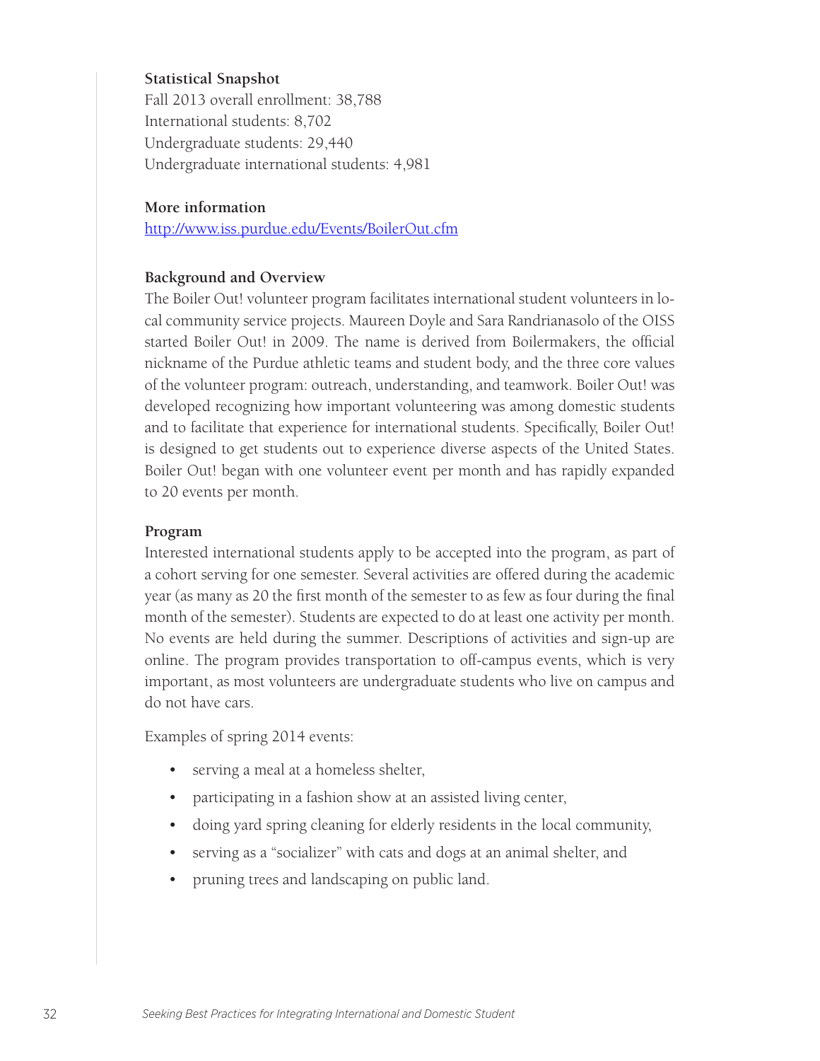**Statistical Snapshot**

Fall 2013 overall enrollment: 38,788
International students: 8,702
Undergraduate students: 29,440
Undergraduate international students: 4,981

**More information**

http://www.iss.purdue.edu/Events/BoilerOut.cfm

**Background and Overview**

The Boiler Out! volunteer program facilitates international student volunteers in local community service projects. Maureen Doyle and Sara Randrianasolo of the OISS started Boiler Out! in 2009. The name is derived from Boilermakers, the official nickname of the Purdue athletic teams and student body, and the three core values of the volunteer program: outreach, understanding, and teamwork. Boiler Out! was developed recognizing how important volunteering was among domestic students and to facilitate that experience for international students. Specifically, Boiler Out! is designed to get students out to experience diverse aspects of the United States. Boiler Out! began with one volunteer event per month and has rapidly expanded to 20 events per month.

**Program**

Interested international students apply to be accepted into the program, as part of a cohort serving for one semester. Several activities are offered during the academic year (as many as 20 the first month of the semester to as few as four during the final month of the semester). Students are expected to do at least one activity per month. No events are held during the summer. Descriptions of activities and sign-up are online. The program provides transportation to off-campus events, which is very important, as most volunteers are undergraduate students who live on campus and do not have cars.

Examples of spring 2014 events:

- serving a meal at a homeless shelter,
- participating in a fashion show at an assisted living center,
- doing yard spring cleaning for elderly residents in the local community,
- serving as a "socializer" with cats and dogs at an animal shelter, and
- pruning trees and landscaping on public land.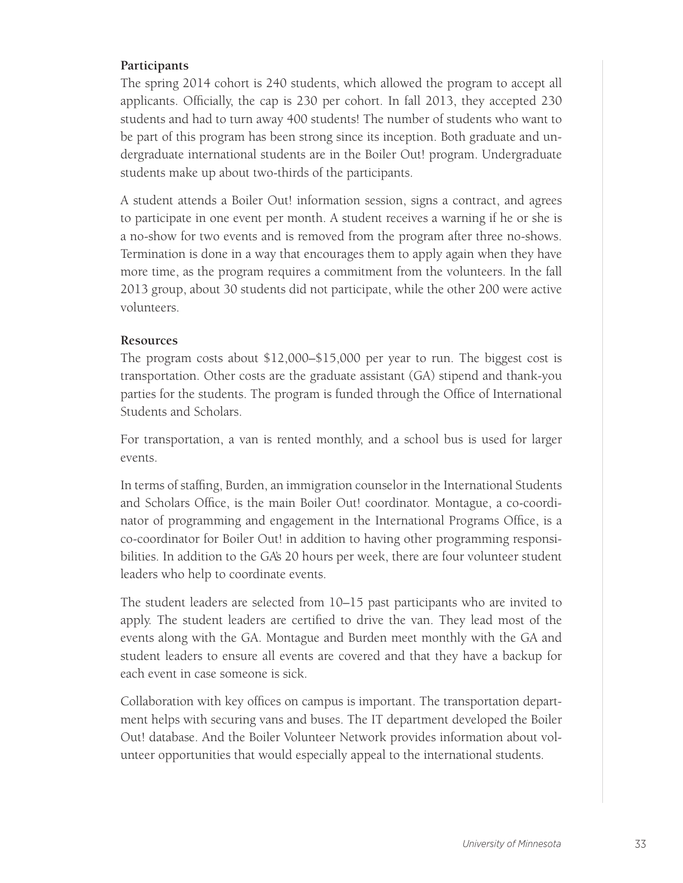### Participants

The spring 2014 cohort is 240 students, which allowed the program to accept all applicants. Officially, the cap is 230 per cohort. In fall 2013, they accepted 230 students and had to turn away 400 students! The number of students who want to be part of this program has been strong since its inception. Both graduate and undergraduate international students are in the Boiler Out! program. Undergraduate students make up about two-thirds of the participants.

A student attends a Boiler Out! information session, signs a contract, and agrees to participate in one event per month. A student receives a warning if he or she is a no-show for two events and is removed from the program after three no-shows. Termination is done in a way that encourages them to apply again when they have more time, as the program requires a commitment from the volunteers. In the fall 2013 group, about 30 students did not participate, while the other 200 were active volunteers.

### Resources

The program costs about $12,000–$15,000 per year to run. The biggest cost is transportation. Other costs are the graduate assistant (GA) stipend and thank-you parties for the students. The program is funded through the Office of International Students and Scholars.

For transportation, a van is rented monthly, and a school bus is used for larger events.

In terms of staffing, Burden, an immigration counselor in the International Students and Scholars Office, is the main Boiler Out! coordinator. Montague, a co-coordinator of programming and engagement in the International Programs Office, is a co-coordinator for Boiler Out! in addition to having other programming responsibilities. In addition to the GA's 20 hours per week, there are four volunteer student leaders who help to coordinate events.

The student leaders are selected from 10–15 past participants who are invited to apply. The student leaders are certified to drive the van. They lead most of the events along with the GA. Montague and Burden meet monthly with the GA and student leaders to ensure all events are covered and that they have a backup for each event in case someone is sick.

Collaboration with key offices on campus is important. The transportation department helps with securing vans and buses. The IT department developed the Boiler Out! database. And the Boiler Volunteer Network provides information about volunteer opportunities that would especially appeal to the international students.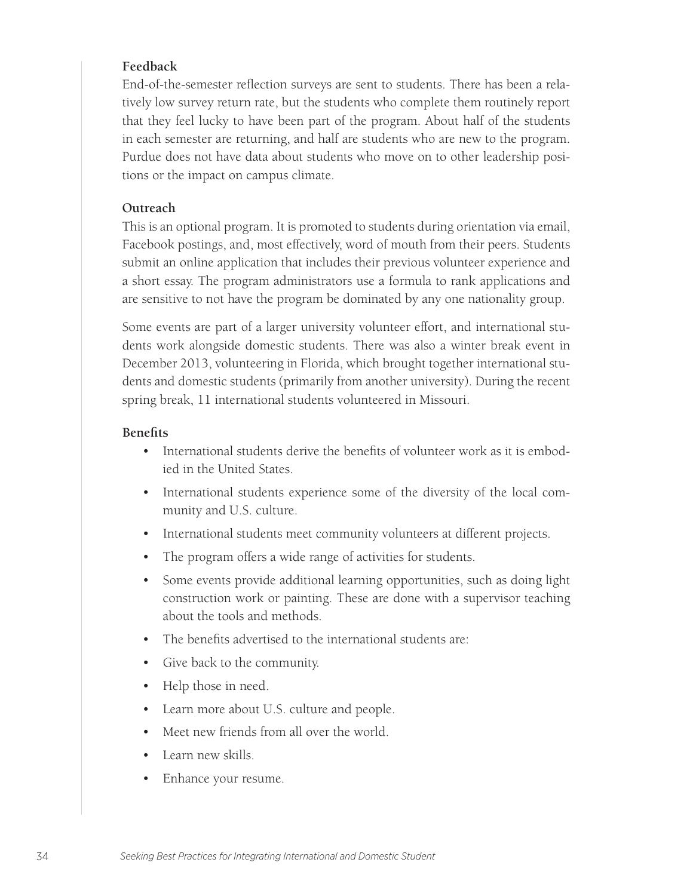### Feedback

End-of-the-semester reflection surveys are sent to students. There has been a relatively low survey return rate, but the students who complete them routinely report that they feel lucky to have been part of the program. About half of the students in each semester are returning, and half are students who are new to the program. Purdue does not have data about students who move on to other leadership positions or the impact on campus climate.

### Outreach

This is an optional program. It is promoted to students during orientation via email, Facebook postings, and, most effectively, word of mouth from their peers. Students submit an online application that includes their previous volunteer experience and a short essay. The program administrators use a formula to rank applications and are sensitive to not have the program be dominated by any one nationality group.

Some events are part of a larger university volunteer effort, and international students work alongside domestic students. There was also a winter break event in December 2013, volunteering in Florida, which brought together international students and domestic students (primarily from another university). During the recent spring break, 11 international students volunteered in Missouri.

### Benefits

- International students derive the benefits of volunteer work as it is embodied in the United States.
- International students experience some of the diversity of the local community and U.S. culture.
- International students meet community volunteers at different projects.
- The program offers a wide range of activities for students.
- Some events provide additional learning opportunities, such as doing light construction work or painting. These are done with a supervisor teaching about the tools and methods.
- The benefits advertised to the international students are:
- Give back to the community.
- Help those in need.
- Learn more about U.S. culture and people.
- Meet new friends from all over the world.
- Learn new skills.
- Enhance your resume.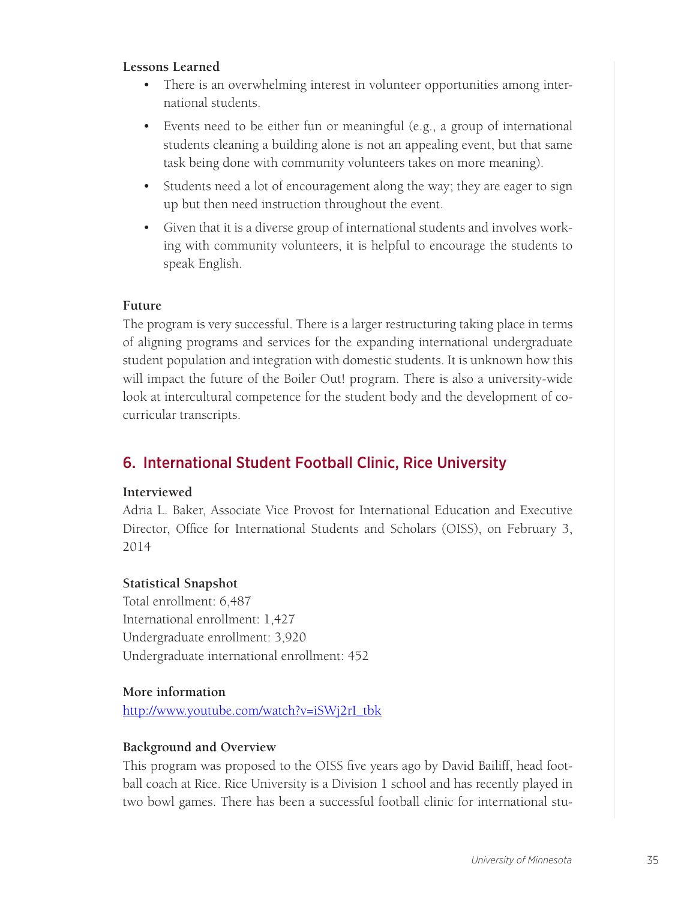**Lessons Learned**

- There is an overwhelming interest in volunteer opportunities among international students.
- Events need to be either fun or meaningful (e.g., a group of international students cleaning a building alone is not an appealing event, but that same task being done with community volunteers takes on more meaning).
- Students need a lot of encouragement along the way; they are eager to sign up but then need instruction throughout the event.
- Given that it is a diverse group of international students and involves working with community volunteers, it is helpful to encourage the students to speak English.

**Future**

The program is very successful. There is a larger restructuring taking place in terms of aligning programs and services for the expanding international undergraduate student population and integration with domestic students. It is unknown how this will impact the future of the Boiler Out! program. There is also a university-wide look at intercultural competence for the student body and the development of co-curricular transcripts.

## 6. International Student Football Clinic, Rice University

**Interviewed**

Adria L. Baker, Associate Vice Provost for International Education and Executive Director, Office for International Students and Scholars (OISS), on February 3, 2014

**Statistical Snapshot**

Total enrollment: 6,487
International enrollment: 1,427
Undergraduate enrollment: 3,920
Undergraduate international enrollment: 452

**More information**

http://www.youtube.com/watch?v=iSWj2rI_tbk

**Background and Overview**

This program was proposed to the OISS five years ago by David Bailiff, head football coach at Rice. Rice University is a Division 1 school and has recently played in two bowl games. There has been a successful football clinic for international stu-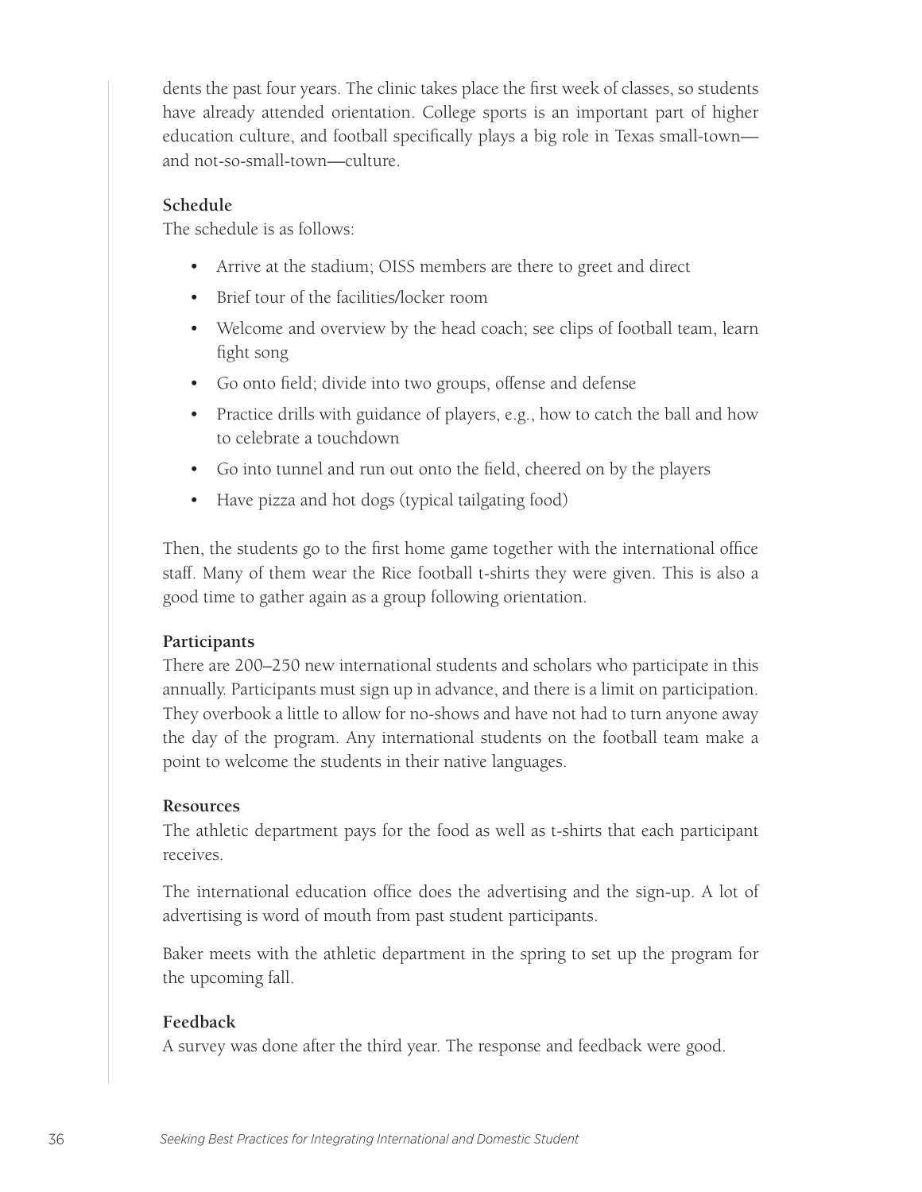dents the past four years. The clinic takes place the first week of classes, so students have already attended orientation. College sports is an important part of higher education culture, and football specifically plays a big role in Texas small-town—and not-so-small-town—culture.

**Schedule**

The schedule is as follows:

- Arrive at the stadium; OISS members are there to greet and direct
- Brief tour of the facilities/locker room
- Welcome and overview by the head coach; see clips of football team, learn fight song
- Go onto field; divide into two groups, offense and defense
- Practice drills with guidance of players, e.g., how to catch the ball and how to celebrate a touchdown
- Go into tunnel and run out onto the field, cheered on by the players
- Have pizza and hot dogs (typical tailgating food)

Then, the students go to the first home game together with the international office staff. Many of them wear the Rice football t-shirts they were given. This is also a good time to gather again as a group following orientation.

**Participants**

There are 200–250 new international students and scholars who participate in this annually. Participants must sign up in advance, and there is a limit on participation. They overbook a little to allow for no-shows and have not had to turn anyone away the day of the program. Any international students on the football team make a point to welcome the students in their native languages.

**Resources**

The athletic department pays for the food as well as t-shirts that each participant receives.

The international education office does the advertising and the sign-up. A lot of advertising is word of mouth from past student participants.

Baker meets with the athletic department in the spring to set up the program for the upcoming fall.

**Feedback**

A survey was done after the third year. The response and feedback were good.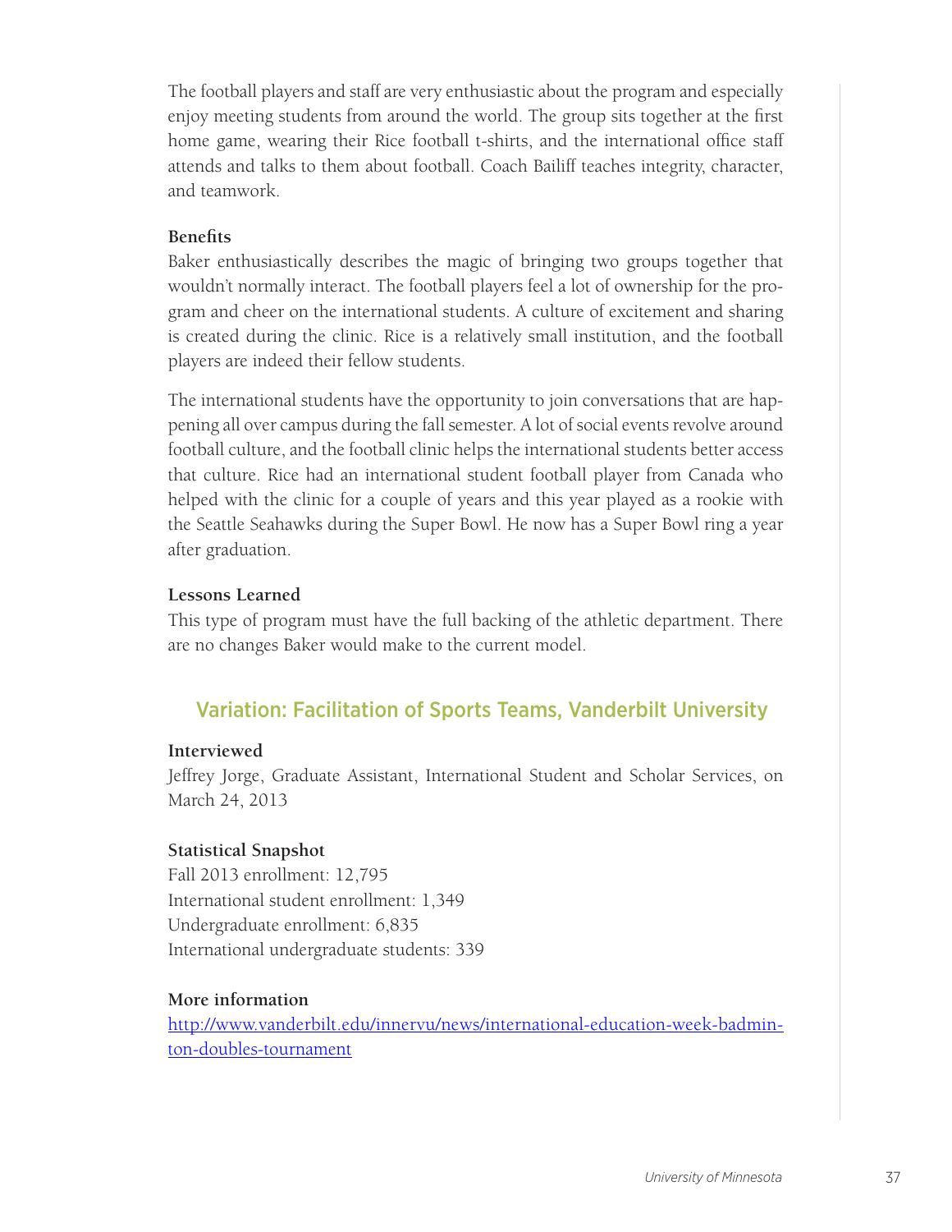The football players and staff are very enthusiastic about the program and especially enjoy meeting students from around the world. The group sits together at the first home game, wearing their Rice football t-shirts, and the international office staff attends and talks to them about football. Coach Bailiff teaches integrity, character, and teamwork.

**Benefits**

Baker enthusiastically describes the magic of bringing two groups together that wouldn't normally interact. The football players feel a lot of ownership for the program and cheer on the international students. A culture of excitement and sharing is created during the clinic. Rice is a relatively small institution, and the football players are indeed their fellow students.

The international students have the opportunity to join conversations that are happening all over campus during the fall semester. A lot of social events revolve around football culture, and the football clinic helps the international students better access that culture. Rice had an international student football player from Canada who helped with the clinic for a couple of years and this year played as a rookie with the Seattle Seahawks during the Super Bowl. He now has a Super Bowl ring a year after graduation.

**Lessons Learned**

This type of program must have the full backing of the athletic department. There are no changes Baker would make to the current model.

## Variation: Facilitation of Sports Teams, Vanderbilt University

**Interviewed**

Jeffrey Jorge, Graduate Assistant, International Student and Scholar Services, on March 24, 2013

**Statistical Snapshot**

Fall 2013 enrollment: 12,795
International student enrollment: 1,349
Undergraduate enrollment: 6,835
International undergraduate students: 339

**More information**

http://www.vanderbilt.edu/innervu/news/international-education-week-badminton-doubles-tournament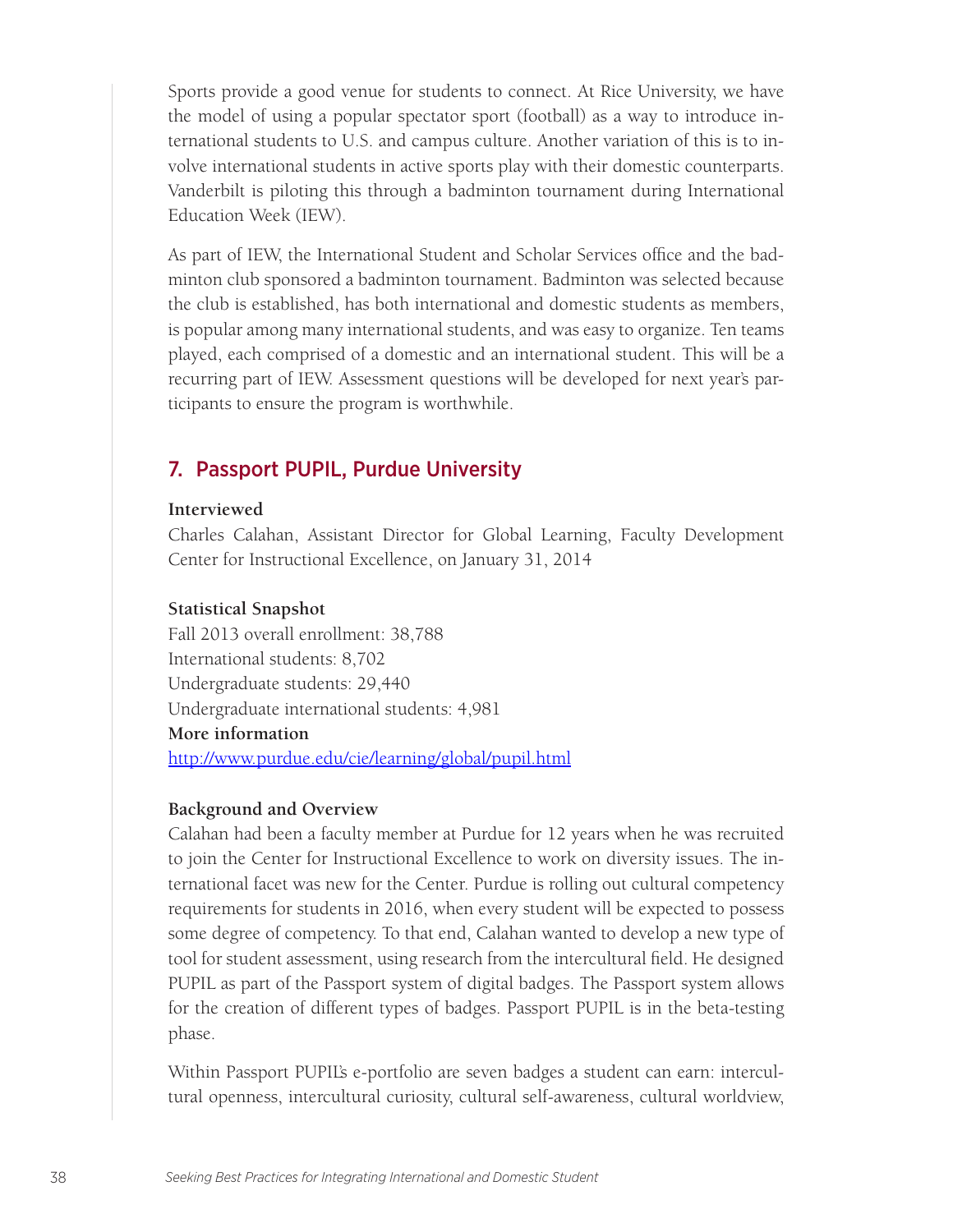Sports provide a good venue for students to connect. At Rice University, we have the model of using a popular spectator sport (football) as a way to introduce international students to U.S. and campus culture. Another variation of this is to involve international students in active sports play with their domestic counterparts. Vanderbilt is piloting this through a badminton tournament during International Education Week (IEW).

As part of IEW, the International Student and Scholar Services office and the badminton club sponsored a badminton tournament. Badminton was selected because the club is established, has both international and domestic students as members, is popular among many international students, and was easy to organize. Ten teams played, each comprised of a domestic and an international student. This will be a recurring part of IEW. Assessment questions will be developed for next year's participants to ensure the program is worthwhile.

## 7. Passport PUPIL, Purdue University

**Interviewed**

Charles Calahan, Assistant Director for Global Learning, Faculty Development Center for Instructional Excellence, on January 31, 2014

**Statistical Snapshot**

Fall 2013 overall enrollment: 38,788
International students: 8,702
Undergraduate students: 29,440
Undergraduate international students: 4,981

**More information**

http://www.purdue.edu/cie/learning/global/pupil.html

**Background and Overview**

Calahan had been a faculty member at Purdue for 12 years when he was recruited to join the Center for Instructional Excellence to work on diversity issues. The international facet was new for the Center. Purdue is rolling out cultural competency requirements for students in 2016, when every student will be expected to possess some degree of competency. To that end, Calahan wanted to develop a new type of tool for student assessment, using research from the intercultural field. He designed PUPIL as part of the Passport system of digital badges. The Passport system allows for the creation of different types of badges. Passport PUPIL is in the beta-testing phase.

Within Passport PUPIL's e-portfolio are seven badges a student can earn: intercultural openness, intercultural curiosity, cultural self-awareness, cultural worldview,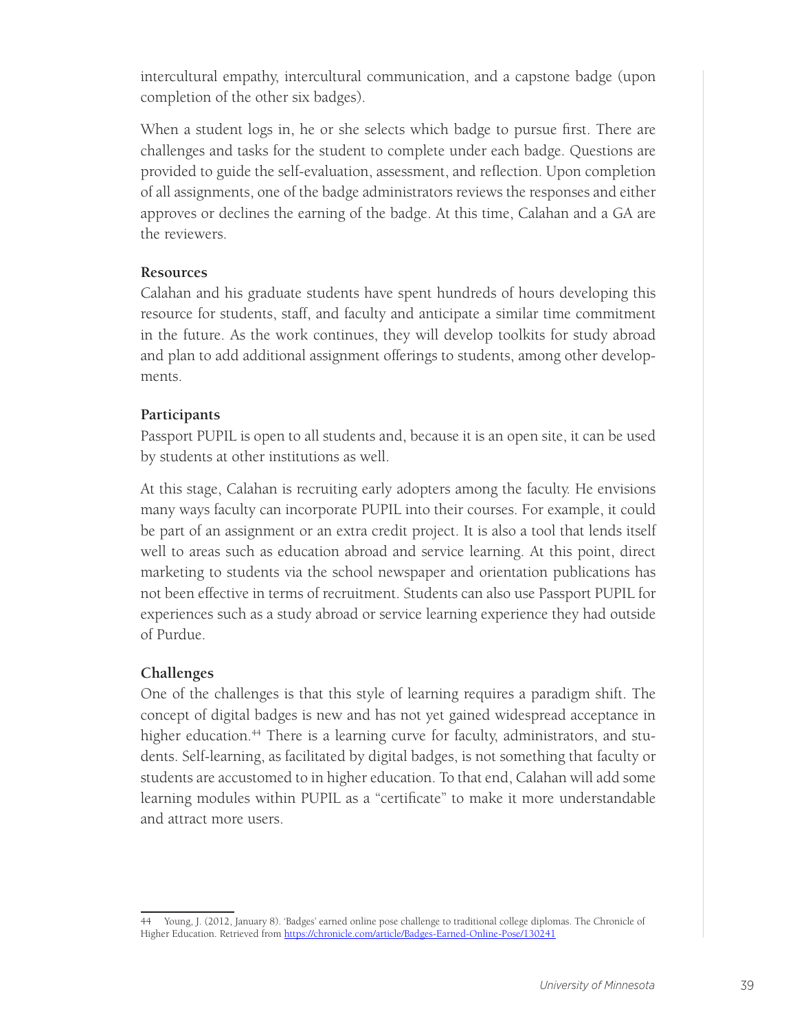intercultural empathy, intercultural communication, and a capstone badge (upon completion of the other six badges).

When a student logs in, he or she selects which badge to pursue first. There are challenges and tasks for the student to complete under each badge. Questions are provided to guide the self-evaluation, assessment, and reflection. Upon completion of all assignments, one of the badge administrators reviews the responses and either approves or declines the earning of the badge. At this time, Calahan and a GA are the reviewers.

**Resources**

Calahan and his graduate students have spent hundreds of hours developing this resource for students, staff, and faculty and anticipate a similar time commitment in the future. As the work continues, they will develop toolkits for study abroad and plan to add additional assignment offerings to students, among other developments.

**Participants**

Passport PUPIL is open to all students and, because it is an open site, it can be used by students at other institutions as well.

At this stage, Calahan is recruiting early adopters among the faculty. He envisions many ways faculty can incorporate PUPIL into their courses. For example, it could be part of an assignment or an extra credit project. It is also a tool that lends itself well to areas such as education abroad and service learning. At this point, direct marketing to students via the school newspaper and orientation publications has not been effective in terms of recruitment. Students can also use Passport PUPIL for experiences such as a study abroad or service learning experience they had outside of Purdue.

**Challenges**

One of the challenges is that this style of learning requires a paradigm shift. The concept of digital badges is new and has not yet gained widespread acceptance in higher education.[44] There is a learning curve for faculty, administrators, and students. Self-learning, as facilitated by digital badges, is not something that faculty or students are accustomed to in higher education. To that end, Calahan will add some learning modules within PUPIL as a "certificate" to make it more understandable and attract more users.

44 Young, J. (2012, January 8). 'Badges' earned online pose challenge to traditional college diplomas. The Chronicle of Higher Education. Retrieved from https://chronicle.com/article/Badges-Earned-Online-Pose/130241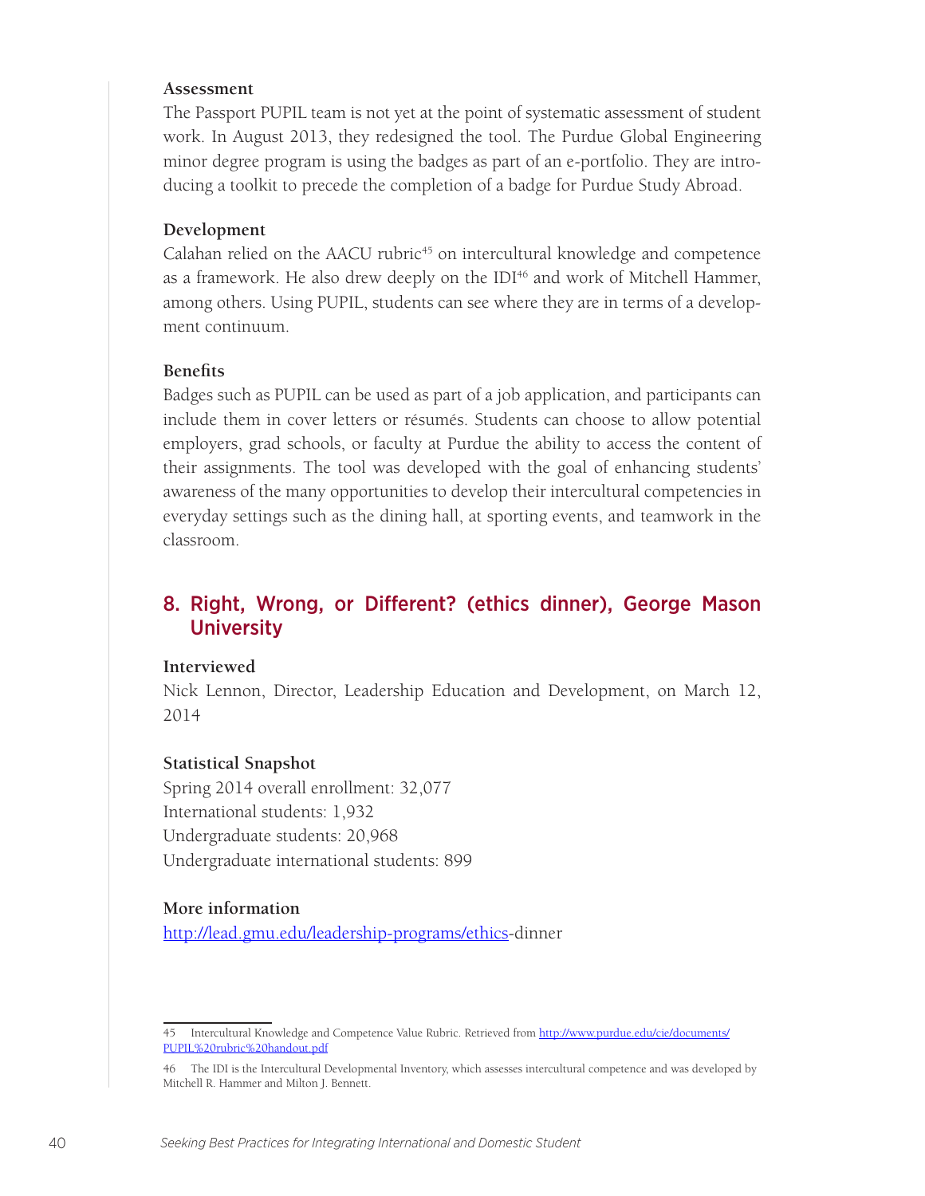**Assessment**

The Passport PUPIL team is not yet at the point of systematic assessment of student work. In August 2013, they redesigned the tool. The Purdue Global Engineering minor degree program is using the badges as part of an e-portfolio. They are introducing a toolkit to precede the completion of a badge for Purdue Study Abroad.

**Development**

Calahan relied on the AACU rubric[45] on intercultural knowledge and competence as a framework. He also drew deeply on the IDI[46] and work of Mitchell Hammer, among others. Using PUPIL, students can see where they are in terms of a development continuum.

**Benefits**

Badges such as PUPIL can be used as part of a job application, and participants can include them in cover letters or résumés. Students can choose to allow potential employers, grad schools, or faculty at Purdue the ability to access the content of their assignments. The tool was developed with the goal of enhancing students' awareness of the many opportunities to develop their intercultural competencies in everyday settings such as the dining hall, at sporting events, and teamwork in the classroom.

## 8. Right, Wrong, or Different? (ethics dinner), George Mason University

**Interviewed**

Nick Lennon, Director, Leadership Education and Development, on March 12, 2014

**Statistical Snapshot**

Spring 2014 overall enrollment: 32,077
International students: 1,932
Undergraduate students: 20,968
Undergraduate international students: 899

**More information**

http://lead.gmu.edu/leadership-programs/ethics-dinner

---

45 Intercultural Knowledge and Competence Value Rubric. Retrieved from http://www.purdue.edu/cie/documents/PUPIL%20rubric%20handout.pdf

46 The IDI is the Intercultural Developmental Inventory, which assesses intercultural competence and was developed by Mitchell R. Hammer and Milton J. Bennett.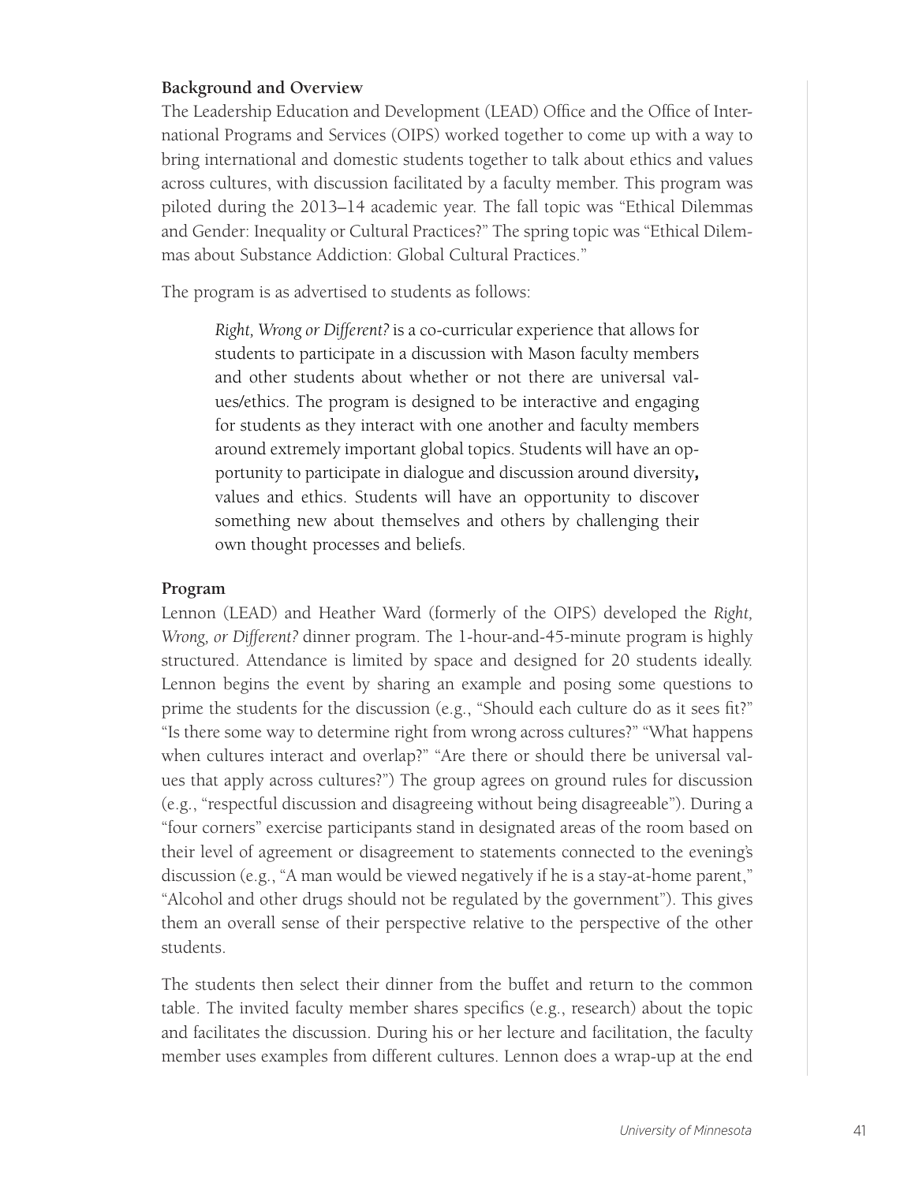**Background and Overview**

The Leadership Education and Development (LEAD) Office and the Office of International Programs and Services (OIPS) worked together to come up with a way to bring international and domestic students together to talk about ethics and values across cultures, with discussion facilitated by a faculty member. This program was piloted during the 2013–14 academic year. The fall topic was "Ethical Dilemmas and Gender: Inequality or Cultural Practices?" The spring topic was "Ethical Dilemmas about Substance Addiction: Global Cultural Practices."

The program is as advertised to students as follows:

> *Right, Wrong or Different?* is a co-curricular experience that allows for students to participate in a discussion with Mason faculty members and other students about whether or not there are universal values/ethics. The program is designed to be interactive and engaging for students as they interact with one another and faculty members around extremely important global topics. Students will have an opportunity to participate in dialogue and discussion around diversity**,** values and ethics. Students will have an opportunity to discover something new about themselves and others by challenging their own thought processes and beliefs.

**Program**

Lennon (LEAD) and Heather Ward (formerly of the OIPS) developed the *Right, Wrong, or Different?* dinner program. The 1-hour-and-45-minute program is highly structured. Attendance is limited by space and designed for 20 students ideally. Lennon begins the event by sharing an example and posing some questions to prime the students for the discussion (e.g., "Should each culture do as it sees fit?" "Is there some way to determine right from wrong across cultures?" "What happens when cultures interact and overlap?" "Are there or should there be universal values that apply across cultures?") The group agrees on ground rules for discussion (e.g., "respectful discussion and disagreeing without being disagreeable"). During a "four corners" exercise participants stand in designated areas of the room based on their level of agreement or disagreement to statements connected to the evening's discussion (e.g., "A man would be viewed negatively if he is a stay-at-home parent," "Alcohol and other drugs should not be regulated by the government"). This gives them an overall sense of their perspective relative to the perspective of the other students.

The students then select their dinner from the buffet and return to the common table. The invited faculty member shares specifics (e.g., research) about the topic and facilitates the discussion. During his or her lecture and facilitation, the faculty member uses examples from different cultures. Lennon does a wrap-up at the end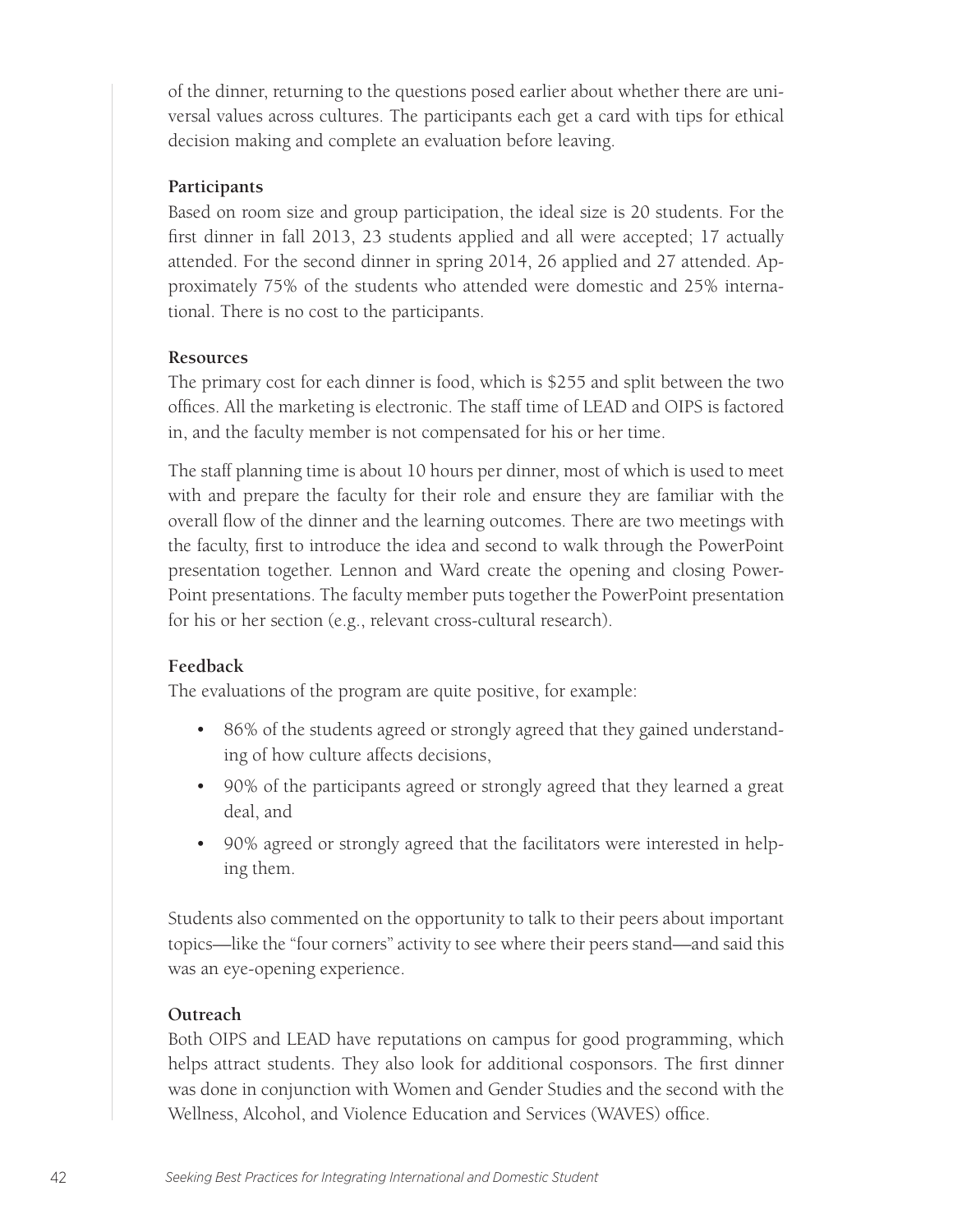of the dinner, returning to the questions posed earlier about whether there are universal values across cultures. The participants each get a card with tips for ethical decision making and complete an evaluation before leaving.

### Participants

Based on room size and group participation, the ideal size is 20 students. For the first dinner in fall 2013, 23 students applied and all were accepted; 17 actually attended. For the second dinner in spring 2014, 26 applied and 27 attended. Approximately 75% of the students who attended were domestic and 25% international. There is no cost to the participants.

### Resources

The primary cost for each dinner is food, which is $255 and split between the two offices. All the marketing is electronic. The staff time of LEAD and OIPS is factored in, and the faculty member is not compensated for his or her time.

The staff planning time is about 10 hours per dinner, most of which is used to meet with and prepare the faculty for their role and ensure they are familiar with the overall flow of the dinner and the learning outcomes. There are two meetings with the faculty, first to introduce the idea and second to walk through the PowerPoint presentation together. Lennon and Ward create the opening and closing PowerPoint presentations. The faculty member puts together the PowerPoint presentation for his or her section (e.g., relevant cross-cultural research).

### Feedback

The evaluations of the program are quite positive, for example:

- 86% of the students agreed or strongly agreed that they gained understanding of how culture affects decisions,
- 90% of the participants agreed or strongly agreed that they learned a great deal, and
- 90% agreed or strongly agreed that the facilitators were interested in helping them.

Students also commented on the opportunity to talk to their peers about important topics—like the "four corners" activity to see where their peers stand—and said this was an eye-opening experience.

### Outreach

Both OIPS and LEAD have reputations on campus for good programming, which helps attract students. They also look for additional cosponsors. The first dinner was done in conjunction with Women and Gender Studies and the second with the Wellness, Alcohol, and Violence Education and Services (WAVES) office.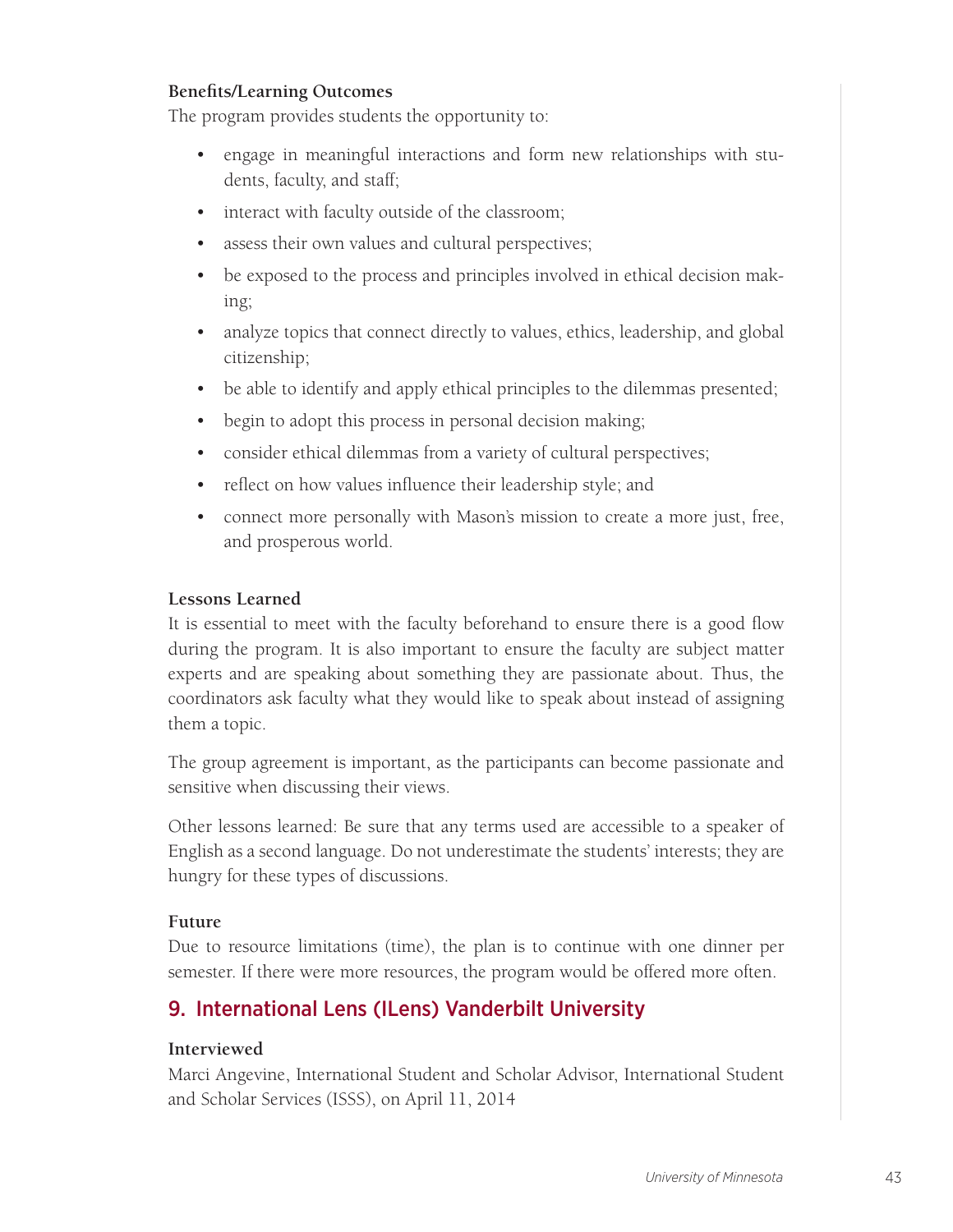**Benefits/Learning Outcomes**

The program provides students the opportunity to:

- engage in meaningful interactions and form new relationships with students, faculty, and staff;
- interact with faculty outside of the classroom;
- assess their own values and cultural perspectives;
- be exposed to the process and principles involved in ethical decision making;
- analyze topics that connect directly to values, ethics, leadership, and global citizenship;
- be able to identify and apply ethical principles to the dilemmas presented;
- begin to adopt this process in personal decision making;
- consider ethical dilemmas from a variety of cultural perspectives;
- reflect on how values influence their leadership style; and
- connect more personally with Mason's mission to create a more just, free, and prosperous world.

**Lessons Learned**

It is essential to meet with the faculty beforehand to ensure there is a good flow during the program. It is also important to ensure the faculty are subject matter experts and are speaking about something they are passionate about. Thus, the coordinators ask faculty what they would like to speak about instead of assigning them a topic.

The group agreement is important, as the participants can become passionate and sensitive when discussing their views.

Other lessons learned: Be sure that any terms used are accessible to a speaker of English as a second language. Do not underestimate the students' interests; they are hungry for these types of discussions.

**Future**

Due to resource limitations (time), the plan is to continue with one dinner per semester. If there were more resources, the program would be offered more often.

## 9. International Lens (ILens) Vanderbilt University

**Interviewed**

Marci Angevine, International Student and Scholar Advisor, International Student and Scholar Services (ISSS), on April 11, 2014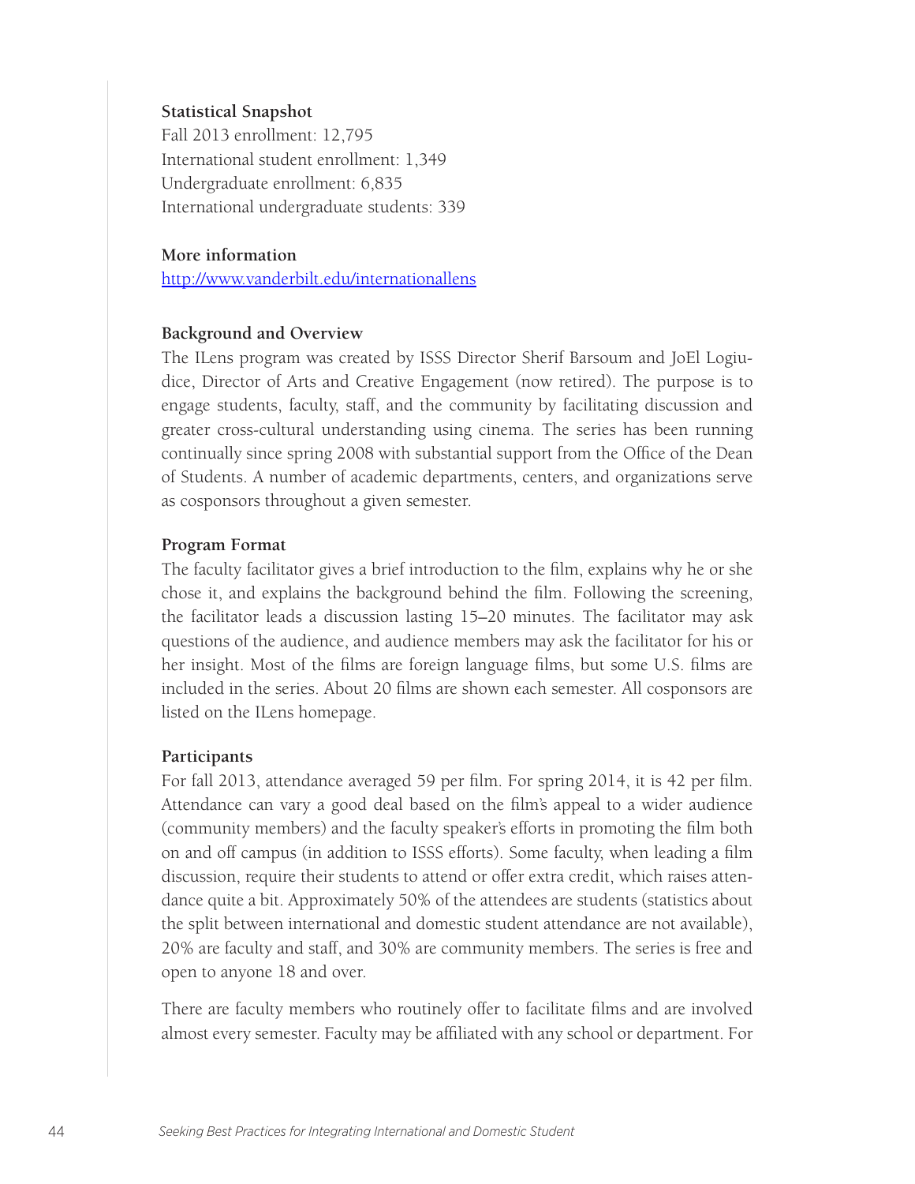**Statistical Snapshot**
Fall 2013 enrollment: 12,795
International student enrollment: 1,349
Undergraduate enrollment: 6,835
International undergraduate students: 339

**More information**
http://www.vanderbilt.edu/internationallens

**Background and Overview**

The ILens program was created by ISSS Director Sherif Barsoum and JoEl Logiudice, Director of Arts and Creative Engagement (now retired). The purpose is to engage students, faculty, staff, and the community by facilitating discussion and greater cross-cultural understanding using cinema. The series has been running continually since spring 2008 with substantial support from the Office of the Dean of Students. A number of academic departments, centers, and organizations serve as cosponsors throughout a given semester.

**Program Format**

The faculty facilitator gives a brief introduction to the film, explains why he or she chose it, and explains the background behind the film. Following the screening, the facilitator leads a discussion lasting 15–20 minutes. The facilitator may ask questions of the audience, and audience members may ask the facilitator for his or her insight. Most of the films are foreign language films, but some U.S. films are included in the series. About 20 films are shown each semester. All cosponsors are listed on the ILens homepage.

**Participants**

For fall 2013, attendance averaged 59 per film. For spring 2014, it is 42 per film. Attendance can vary a good deal based on the film's appeal to a wider audience (community members) and the faculty speaker's efforts in promoting the film both on and off campus (in addition to ISSS efforts). Some faculty, when leading a film discussion, require their students to attend or offer extra credit, which raises attendance quite a bit. Approximately 50% of the attendees are students (statistics about the split between international and domestic student attendance are not available), 20% are faculty and staff, and 30% are community members. The series is free and open to anyone 18 and over.

There are faculty members who routinely offer to facilitate films and are involved almost every semester. Faculty may be affiliated with any school or department. For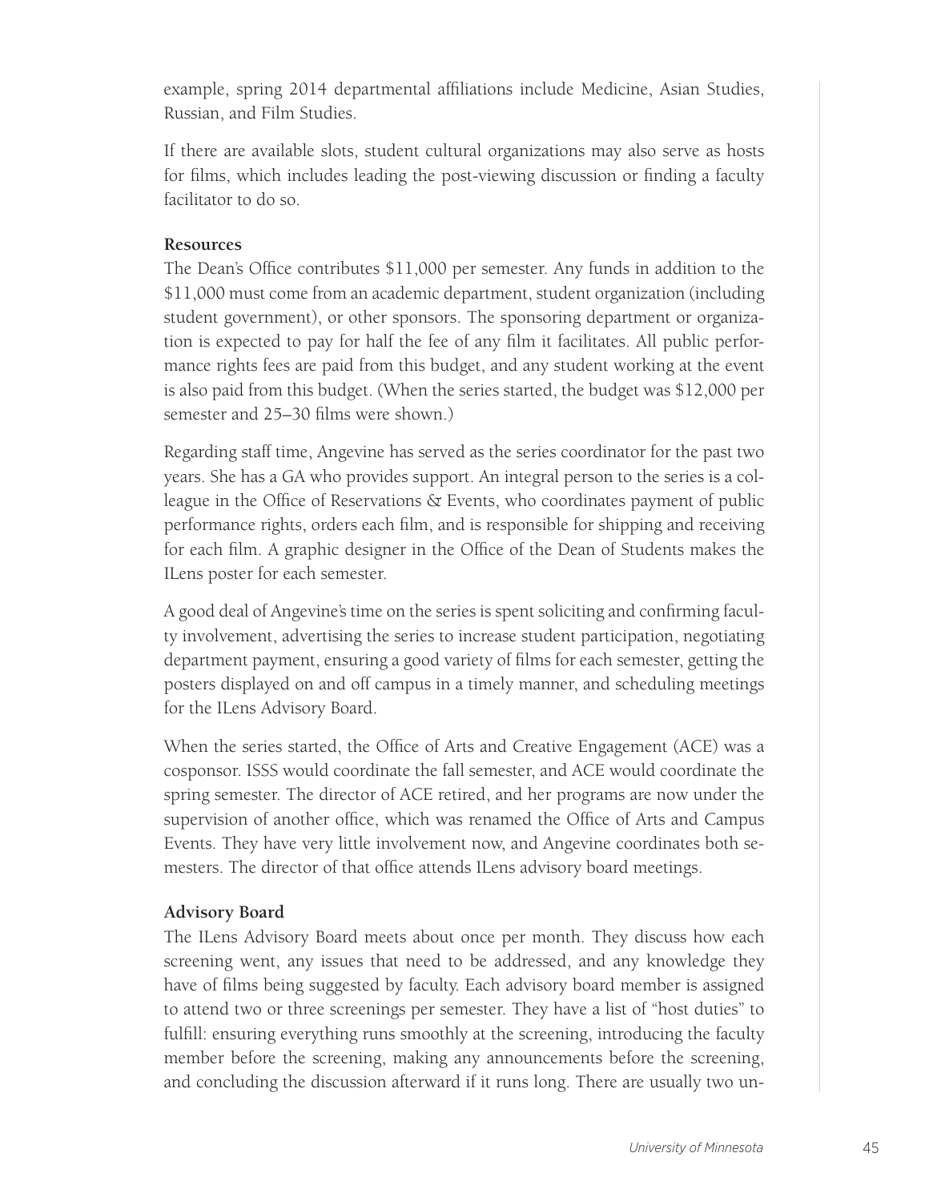example, spring 2014 departmental affiliations include Medicine, Asian Studies, Russian, and Film Studies.

If there are available slots, student cultural organizations may also serve as hosts for films, which includes leading the post-viewing discussion or finding a faculty facilitator to do so.

**Resources**

The Dean's Office contributes $11,000 per semester. Any funds in addition to the $11,000 must come from an academic department, student organization (including student government), or other sponsors. The sponsoring department or organization is expected to pay for half the fee of any film it facilitates. All public performance rights fees are paid from this budget, and any student working at the event is also paid from this budget. (When the series started, the budget was $12,000 per semester and 25–30 films were shown.)

Regarding staff time, Angevine has served as the series coordinator for the past two years. She has a GA who provides support. An integral person to the series is a colleague in the Office of Reservations & Events, who coordinates payment of public performance rights, orders each film, and is responsible for shipping and receiving for each film. A graphic designer in the Office of the Dean of Students makes the ILens poster for each semester.

A good deal of Angevine's time on the series is spent soliciting and confirming faculty involvement, advertising the series to increase student participation, negotiating department payment, ensuring a good variety of films for each semester, getting the posters displayed on and off campus in a timely manner, and scheduling meetings for the ILens Advisory Board.

When the series started, the Office of Arts and Creative Engagement (ACE) was a cosponsor. ISSS would coordinate the fall semester, and ACE would coordinate the spring semester. The director of ACE retired, and her programs are now under the supervision of another office, which was renamed the Office of Arts and Campus Events. They have very little involvement now, and Angevine coordinates both semesters. The director of that office attends ILens advisory board meetings.

**Advisory Board**

The ILens Advisory Board meets about once per month. They discuss how each screening went, any issues that need to be addressed, and any knowledge they have of films being suggested by faculty. Each advisory board member is assigned to attend two or three screenings per semester. They have a list of "host duties" to fulfill: ensuring everything runs smoothly at the screening, introducing the faculty member before the screening, making any announcements before the screening, and concluding the discussion afterward if it runs long. There are usually two un-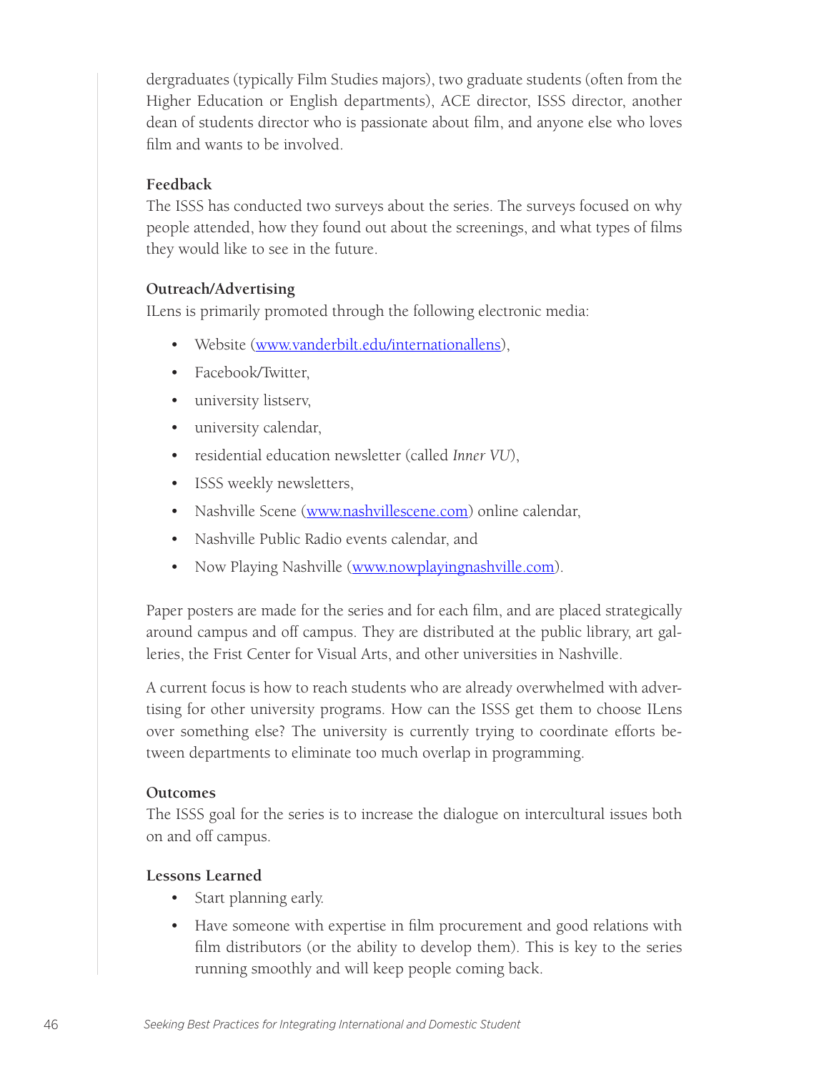dergraduates (typically Film Studies majors), two graduate students (often from the Higher Education or English departments), ACE director, ISSS director, another dean of students director who is passionate about film, and anyone else who loves film and wants to be involved.

**Feedback**

The ISSS has conducted two surveys about the series. The surveys focused on why people attended, how they found out about the screenings, and what types of films they would like to see in the future.

**Outreach/Advertising**

ILens is primarily promoted through the following electronic media:

- Website (www.vanderbilt.edu/internationallens),
- Facebook/Twitter,
- university listserv,
- university calendar,
- residential education newsletter (called *Inner VU*),
- ISSS weekly newsletters,
- Nashville Scene (www.nashvillescene.com) online calendar,
- Nashville Public Radio events calendar, and
- Now Playing Nashville (www.nowplayingnashville.com).

Paper posters are made for the series and for each film, and are placed strategically around campus and off campus. They are distributed at the public library, art galleries, the Frist Center for Visual Arts, and other universities in Nashville.

A current focus is how to reach students who are already overwhelmed with advertising for other university programs. How can the ISSS get them to choose ILens over something else? The university is currently trying to coordinate efforts between departments to eliminate too much overlap in programming.

**Outcomes**

The ISSS goal for the series is to increase the dialogue on intercultural issues both on and off campus.

**Lessons Learned**

- Start planning early.
- Have someone with expertise in film procurement and good relations with film distributors (or the ability to develop them). This is key to the series running smoothly and will keep people coming back.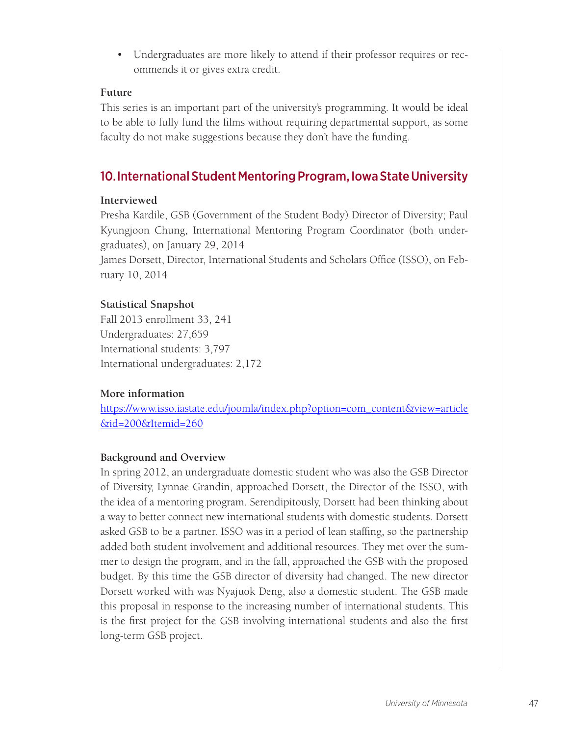- Undergraduates are more likely to attend if their professor requires or recommends it or gives extra credit.

**Future**

This series is an important part of the university's programming. It would be ideal to be able to fully fund the films without requiring departmental support, as some faculty do not make suggestions because they don't have the funding.

## 10. International Student Mentoring Program, Iowa State University

**Interviewed**

Presha Kardile, GSB (Government of the Student Body) Director of Diversity; Paul Kyungjoon Chung, International Mentoring Program Coordinator (both undergraduates), on January 29, 2014

James Dorsett, Director, International Students and Scholars Office (ISSO), on February 10, 2014

**Statistical Snapshot**

Fall 2013 enrollment 33, 241
Undergraduates: 27,659
International students: 3,797
International undergraduates: 2,172

**More information**

https://www.isso.iastate.edu/joomla/index.php?option=com_content&view=article&id=200&Itemid=260

**Background and Overview**

In spring 2012, an undergraduate domestic student who was also the GSB Director of Diversity, Lynnae Grandin, approached Dorsett, the Director of the ISSO, with the idea of a mentoring program. Serendipitously, Dorsett had been thinking about a way to better connect new international students with domestic students. Dorsett asked GSB to be a partner. ISSO was in a period of lean staffing, so the partnership added both student involvement and additional resources. They met over the summer to design the program, and in the fall, approached the GSB with the proposed budget. By this time the GSB director of diversity had changed. The new director Dorsett worked with was Nyajuok Deng, also a domestic student. The GSB made this proposal in response to the increasing number of international students. This is the first project for the GSB involving international students and also the first long-term GSB project.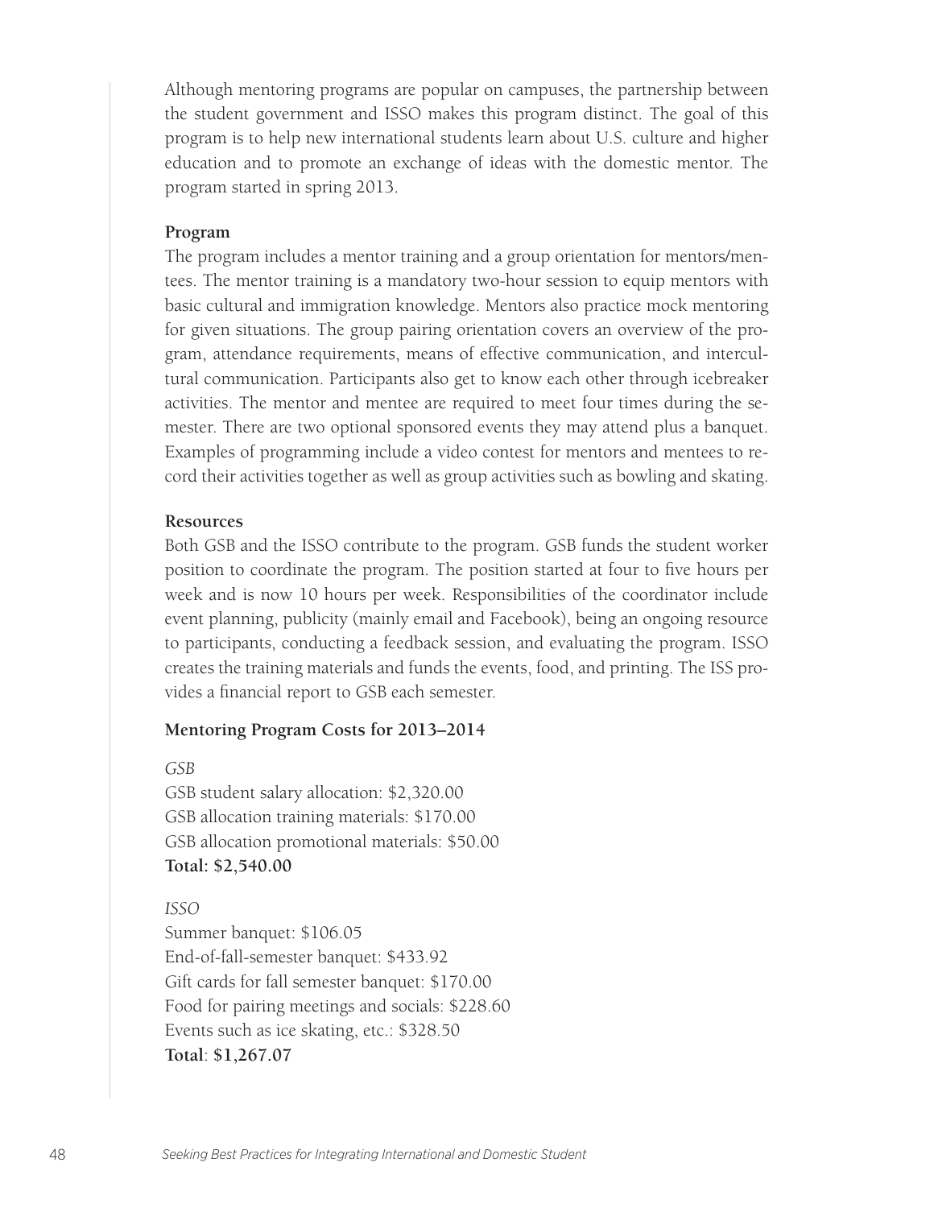Although mentoring programs are popular on campuses, the partnership between the student government and ISSO makes this program distinct. The goal of this program is to help new international students learn about U.S. culture and higher education and to promote an exchange of ideas with the domestic mentor. The program started in spring 2013.

**Program**

The program includes a mentor training and a group orientation for mentors/mentees. The mentor training is a mandatory two-hour session to equip mentors with basic cultural and immigration knowledge. Mentors also practice mock mentoring for given situations. The group pairing orientation covers an overview of the program, attendance requirements, means of effective communication, and intercultural communication. Participants also get to know each other through icebreaker activities. The mentor and mentee are required to meet four times during the semester. There are two optional sponsored events they may attend plus a banquet. Examples of programming include a video contest for mentors and mentees to record their activities together as well as group activities such as bowling and skating.

**Resources**

Both GSB and the ISSO contribute to the program. GSB funds the student worker position to coordinate the program. The position started at four to five hours per week and is now 10 hours per week. Responsibilities of the coordinator include event planning, publicity (mainly email and Facebook), being an ongoing resource to participants, conducting a feedback session, and evaluating the program. ISSO creates the training materials and funds the events, food, and printing. The ISS provides a financial report to GSB each semester.

**Mentoring Program Costs for 2013–2014**

*GSB*

GSB student salary allocation: $2,320.00
GSB allocation training materials: $170.00
GSB allocation promotional materials: $50.00
**Total: $2,540.00**

*ISSO*

Summer banquet: $106.05
End-of-fall-semester banquet: $433.92
Gift cards for fall semester banquet: $170.00
Food for pairing meetings and socials: $228.60
Events such as ice skating, etc.: $328.50
**Total**: **$1,267.07**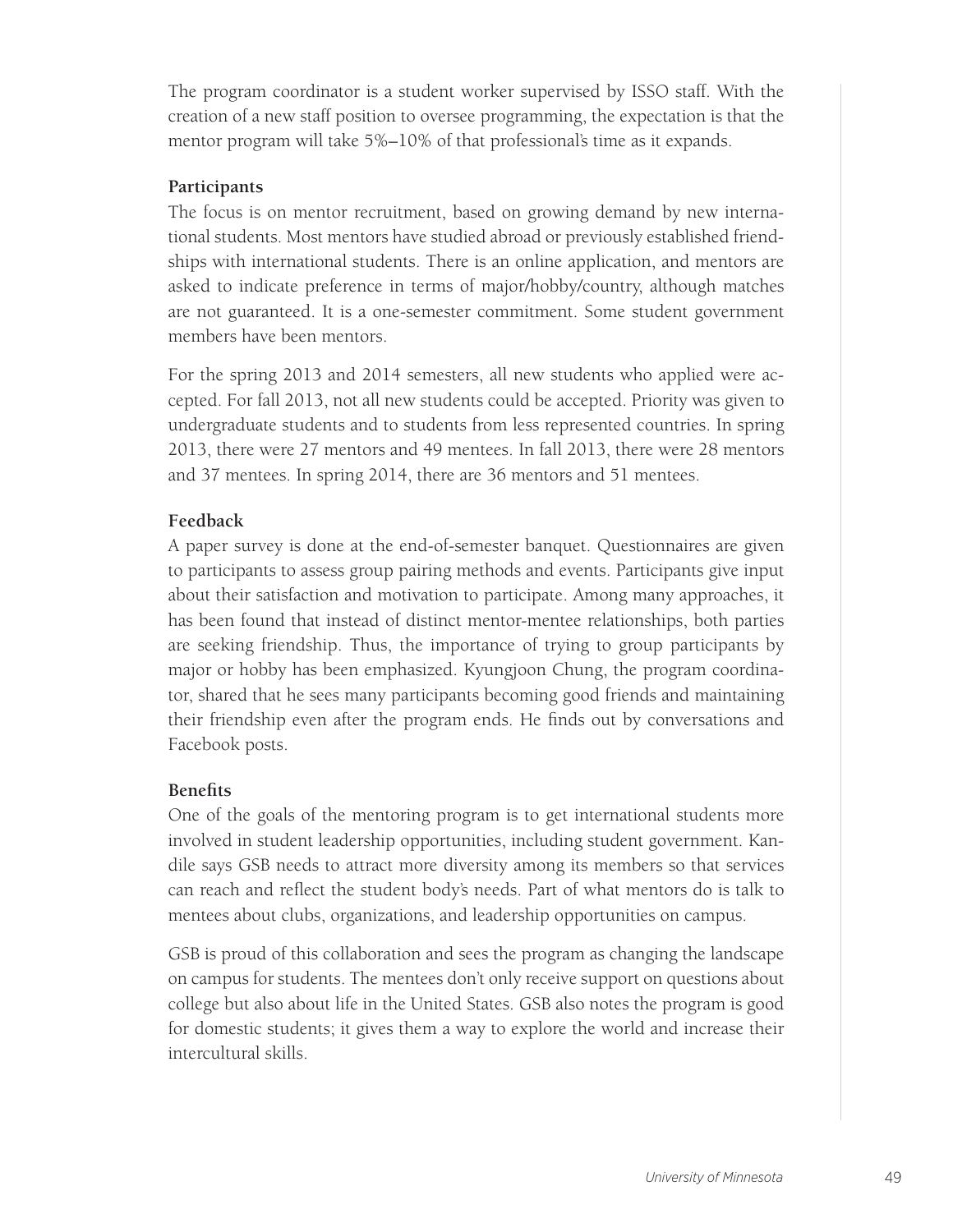The program coordinator is a student worker supervised by ISSO staff. With the creation of a new staff position to oversee programming, the expectation is that the mentor program will take 5%–10% of that professional's time as it expands.

**Participants**

The focus is on mentor recruitment, based on growing demand by new international students. Most mentors have studied abroad or previously established friendships with international students. There is an online application, and mentors are asked to indicate preference in terms of major/hobby/country, although matches are not guaranteed. It is a one-semester commitment. Some student government members have been mentors.

For the spring 2013 and 2014 semesters, all new students who applied were accepted. For fall 2013, not all new students could be accepted. Priority was given to undergraduate students and to students from less represented countries. In spring 2013, there were 27 mentors and 49 mentees. In fall 2013, there were 28 mentors and 37 mentees. In spring 2014, there are 36 mentors and 51 mentees.

**Feedback**

A paper survey is done at the end-of-semester banquet. Questionnaires are given to participants to assess group pairing methods and events. Participants give input about their satisfaction and motivation to participate. Among many approaches, it has been found that instead of distinct mentor-mentee relationships, both parties are seeking friendship. Thus, the importance of trying to group participants by major or hobby has been emphasized. Kyungjoon Chung, the program coordinator, shared that he sees many participants becoming good friends and maintaining their friendship even after the program ends. He finds out by conversations and Facebook posts.

**Benefits**

One of the goals of the mentoring program is to get international students more involved in student leadership opportunities, including student government. Kandile says GSB needs to attract more diversity among its members so that services can reach and reflect the student body's needs. Part of what mentors do is talk to mentees about clubs, organizations, and leadership opportunities on campus.

GSB is proud of this collaboration and sees the program as changing the landscape on campus for students. The mentees don't only receive support on questions about college but also about life in the United States. GSB also notes the program is good for domestic students; it gives them a way to explore the world and increase their intercultural skills.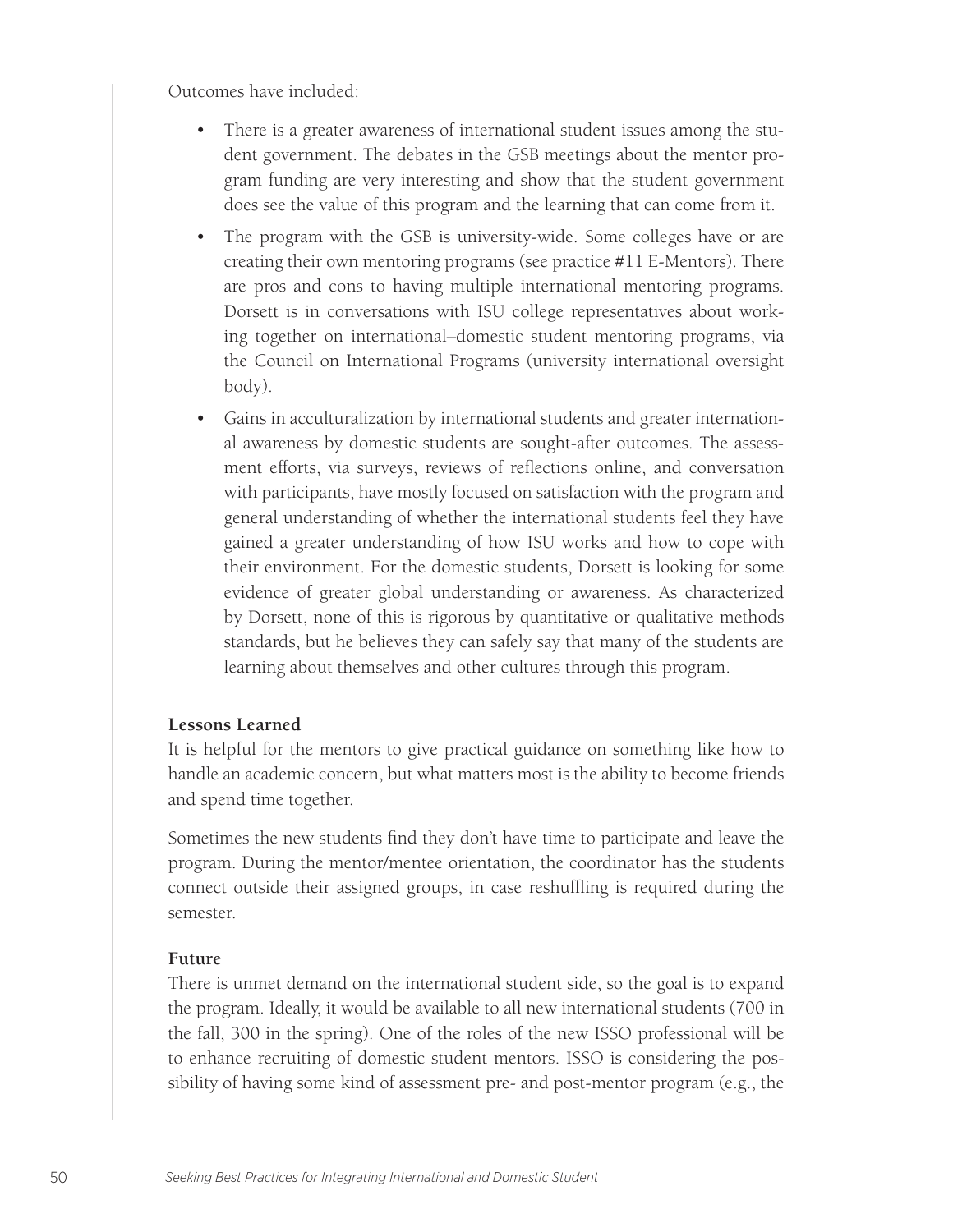Outcomes have included:

- There is a greater awareness of international student issues among the student government. The debates in the GSB meetings about the mentor program funding are very interesting and show that the student government does see the value of this program and the learning that can come from it.
- The program with the GSB is university-wide. Some colleges have or are creating their own mentoring programs (see practice #11 E-Mentors). There are pros and cons to having multiple international mentoring programs. Dorsett is in conversations with ISU college representatives about working together on international–domestic student mentoring programs, via the Council on International Programs (university international oversight body).
- Gains in acculturalization by international students and greater international awareness by domestic students are sought-after outcomes. The assessment efforts, via surveys, reviews of reflections online, and conversation with participants, have mostly focused on satisfaction with the program and general understanding of whether the international students feel they have gained a greater understanding of how ISU works and how to cope with their environment. For the domestic students, Dorsett is looking for some evidence of greater global understanding or awareness. As characterized by Dorsett, none of this is rigorous by quantitative or qualitative methods standards, but he believes they can safely say that many of the students are learning about themselves and other cultures through this program.

**Lessons Learned**

It is helpful for the mentors to give practical guidance on something like how to handle an academic concern, but what matters most is the ability to become friends and spend time together.

Sometimes the new students find they don't have time to participate and leave the program. During the mentor/mentee orientation, the coordinator has the students connect outside their assigned groups, in case reshuffling is required during the semester.

**Future**

There is unmet demand on the international student side, so the goal is to expand the program. Ideally, it would be available to all new international students (700 in the fall, 300 in the spring). One of the roles of the new ISSO professional will be to enhance recruiting of domestic student mentors. ISSO is considering the possibility of having some kind of assessment pre- and post-mentor program (e.g., the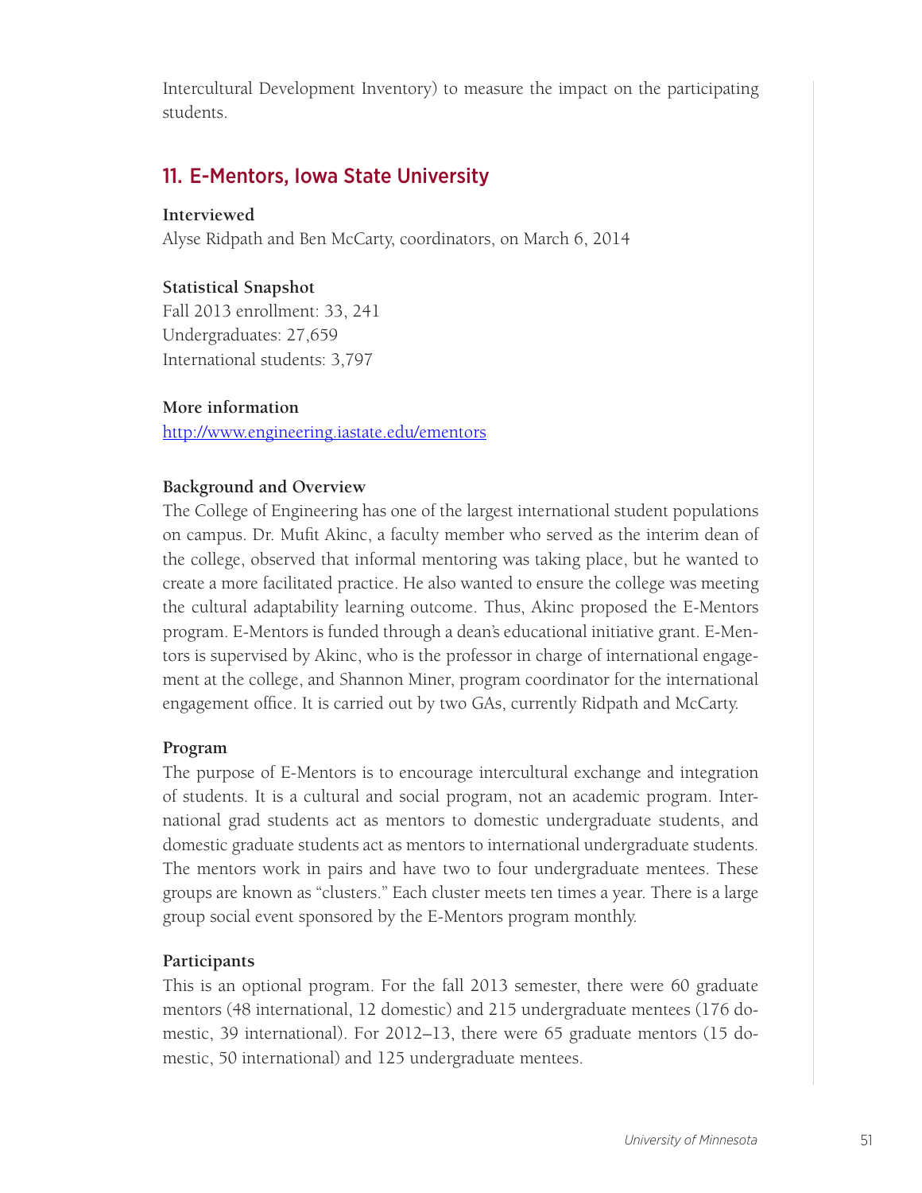Intercultural Development Inventory) to measure the impact on the participating students.

## 11. E-Mentors, Iowa State University

**Interviewed**

Alyse Ridpath and Ben McCarty, coordinators, on March 6, 2014

**Statistical Snapshot**

Fall 2013 enrollment: 33, 241
Undergraduates: 27,659
International students: 3,797

**More information**

http://www.engineering.iastate.edu/ementors

**Background and Overview**

The College of Engineering has one of the largest international student populations on campus. Dr. Mufit Akinc, a faculty member who served as the interim dean of the college, observed that informal mentoring was taking place, but he wanted to create a more facilitated practice. He also wanted to ensure the college was meeting the cultural adaptability learning outcome. Thus, Akinc proposed the E-Mentors program. E-Mentors is funded through a dean's educational initiative grant. E-Mentors is supervised by Akinc, who is the professor in charge of international engagement at the college, and Shannon Miner, program coordinator for the international engagement office. It is carried out by two GAs, currently Ridpath and McCarty.

**Program**

The purpose of E-Mentors is to encourage intercultural exchange and integration of students. It is a cultural and social program, not an academic program. International grad students act as mentors to domestic undergraduate students, and domestic graduate students act as mentors to international undergraduate students. The mentors work in pairs and have two to four undergraduate mentees. These groups are known as "clusters." Each cluster meets ten times a year. There is a large group social event sponsored by the E-Mentors program monthly.

**Participants**

This is an optional program. For the fall 2013 semester, there were 60 graduate mentors (48 international, 12 domestic) and 215 undergraduate mentees (176 domestic, 39 international). For 2012–13, there were 65 graduate mentors (15 domestic, 50 international) and 125 undergraduate mentees.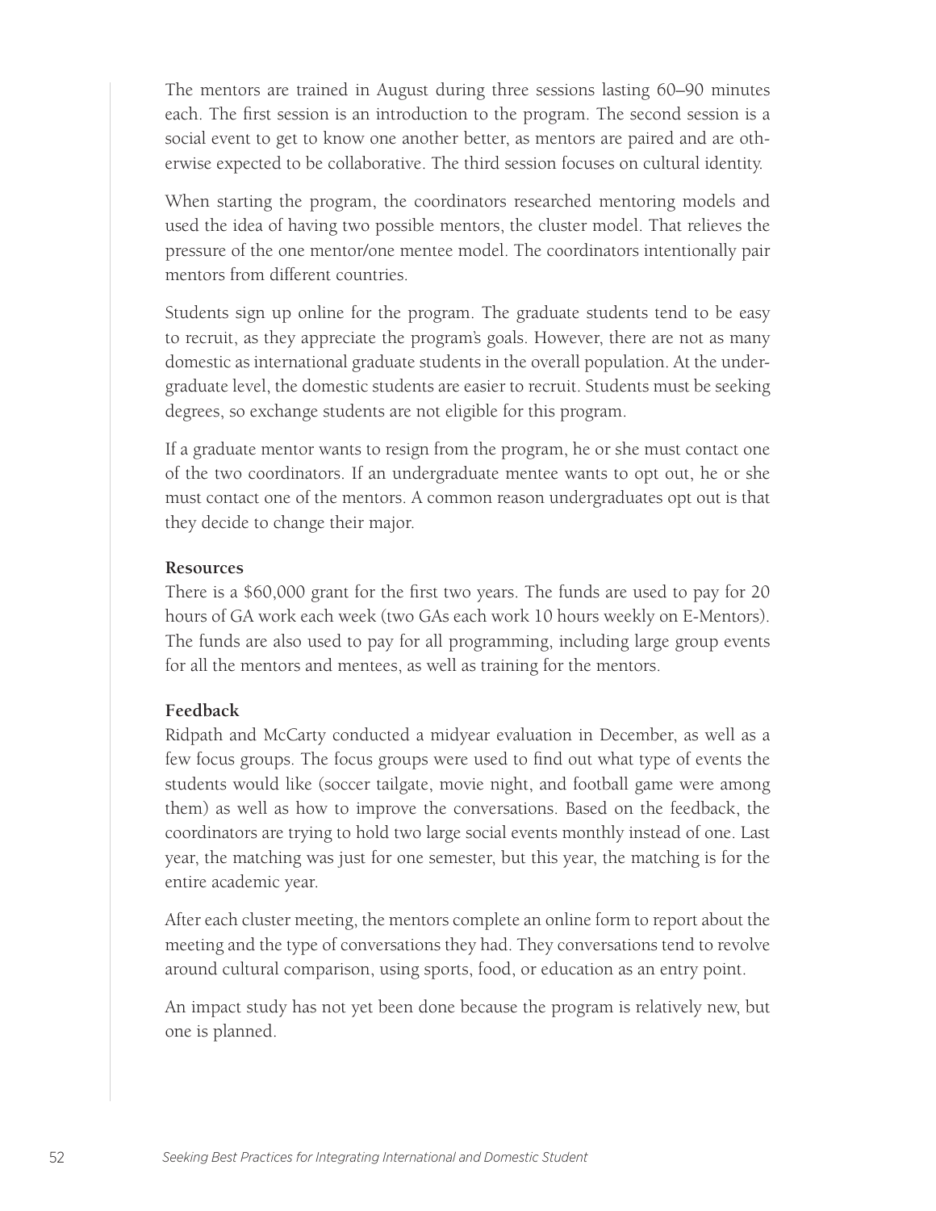The mentors are trained in August during three sessions lasting 60–90 minutes each. The first session is an introduction to the program. The second session is a social event to get to know one another better, as mentors are paired and are otherwise expected to be collaborative. The third session focuses on cultural identity.

When starting the program, the coordinators researched mentoring models and used the idea of having two possible mentors, the cluster model. That relieves the pressure of the one mentor/one mentee model. The coordinators intentionally pair mentors from different countries.

Students sign up online for the program. The graduate students tend to be easy to recruit, as they appreciate the program's goals. However, there are not as many domestic as international graduate students in the overall population. At the undergraduate level, the domestic students are easier to recruit. Students must be seeking degrees, so exchange students are not eligible for this program.

If a graduate mentor wants to resign from the program, he or she must contact one of the two coordinators. If an undergraduate mentee wants to opt out, he or she must contact one of the mentors. A common reason undergraduates opt out is that they decide to change their major.

**Resources**

There is a $60,000 grant for the first two years. The funds are used to pay for 20 hours of GA work each week (two GAs each work 10 hours weekly on E-Mentors). The funds are also used to pay for all programming, including large group events for all the mentors and mentees, as well as training for the mentors.

**Feedback**

Ridpath and McCarty conducted a midyear evaluation in December, as well as a few focus groups. The focus groups were used to find out what type of events the students would like (soccer tailgate, movie night, and football game were among them) as well as how to improve the conversations. Based on the feedback, the coordinators are trying to hold two large social events monthly instead of one. Last year, the matching was just for one semester, but this year, the matching is for the entire academic year.

After each cluster meeting, the mentors complete an online form to report about the meeting and the type of conversations they had. They conversations tend to revolve around cultural comparison, using sports, food, or education as an entry point.

An impact study has not yet been done because the program is relatively new, but one is planned.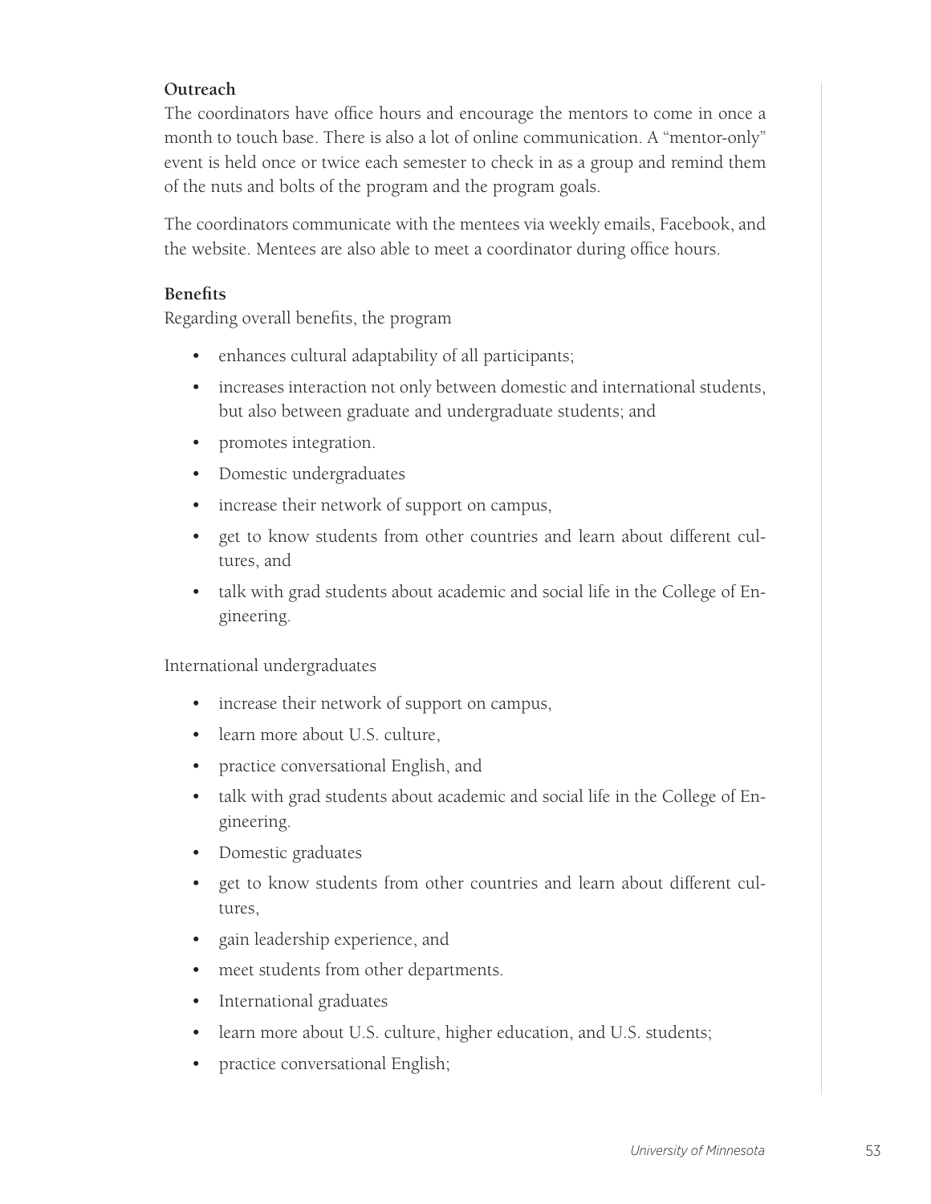**Outreach**

The coordinators have office hours and encourage the mentors to come in once a month to touch base. There is also a lot of online communication. A "mentor-only" event is held once or twice each semester to check in as a group and remind them of the nuts and bolts of the program and the program goals.

The coordinators communicate with the mentees via weekly emails, Facebook, and the website. Mentees are also able to meet a coordinator during office hours.

**Benefits**

Regarding overall benefits, the program

- enhances cultural adaptability of all participants;
- increases interaction not only between domestic and international students, but also between graduate and undergraduate students; and
- promotes integration.
- Domestic undergraduates
- increase their network of support on campus,
- get to know students from other countries and learn about different cultures, and
- talk with grad students about academic and social life in the College of Engineering.

International undergraduates

- increase their network of support on campus,
- learn more about U.S. culture,
- practice conversational English, and
- talk with grad students about academic and social life in the College of Engineering.
- Domestic graduates
- get to know students from other countries and learn about different cultures,
- gain leadership experience, and
- meet students from other departments.
- International graduates
- learn more about U.S. culture, higher education, and U.S. students;
- practice conversational English;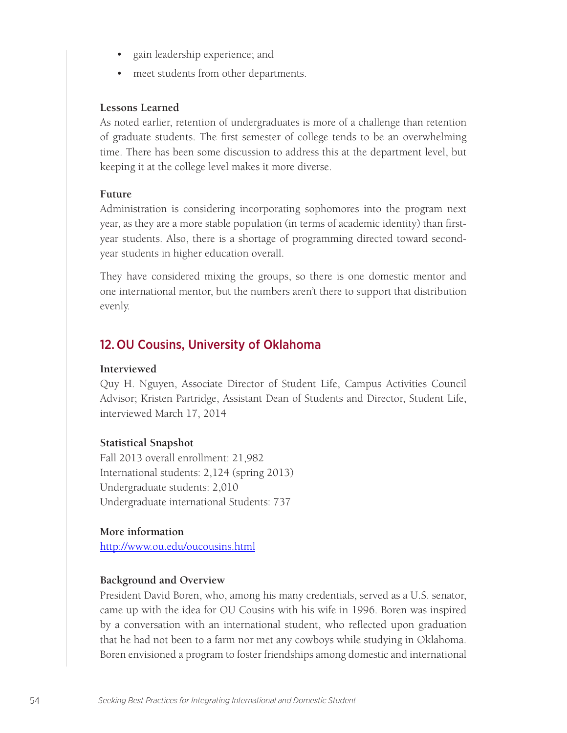- gain leadership experience; and
- meet students from other departments.

**Lessons Learned**

As noted earlier, retention of undergraduates is more of a challenge than retention of graduate students. The first semester of college tends to be an overwhelming time. There has been some discussion to address this at the department level, but keeping it at the college level makes it more diverse.

**Future**

Administration is considering incorporating sophomores into the program next year, as they are a more stable population (in terms of academic identity) than first-year students. Also, there is a shortage of programming directed toward second-year students in higher education overall.

They have considered mixing the groups, so there is one domestic mentor and one international mentor, but the numbers aren't there to support that distribution evenly.

## 12. OU Cousins, University of Oklahoma

**Interviewed**

Quy H. Nguyen, Associate Director of Student Life, Campus Activities Council Advisor; Kristen Partridge, Assistant Dean of Students and Director, Student Life, interviewed March 17, 2014

**Statistical Snapshot**

Fall 2013 overall enrollment: 21,982
International students: 2,124 (spring 2013)
Undergraduate students: 2,010
Undergraduate international Students: 737

**More information**

[http://www.ou.edu/oucousins.html](http://www.ou.edu/oucousins.html)

**Background and Overview**

President David Boren, who, among his many credentials, served as a U.S. senator, came up with the idea for OU Cousins with his wife in 1996. Boren was inspired by a conversation with an international student, who reflected upon graduation that he had not been to a farm nor met any cowboys while studying in Oklahoma. Boren envisioned a program to foster friendships among domestic and international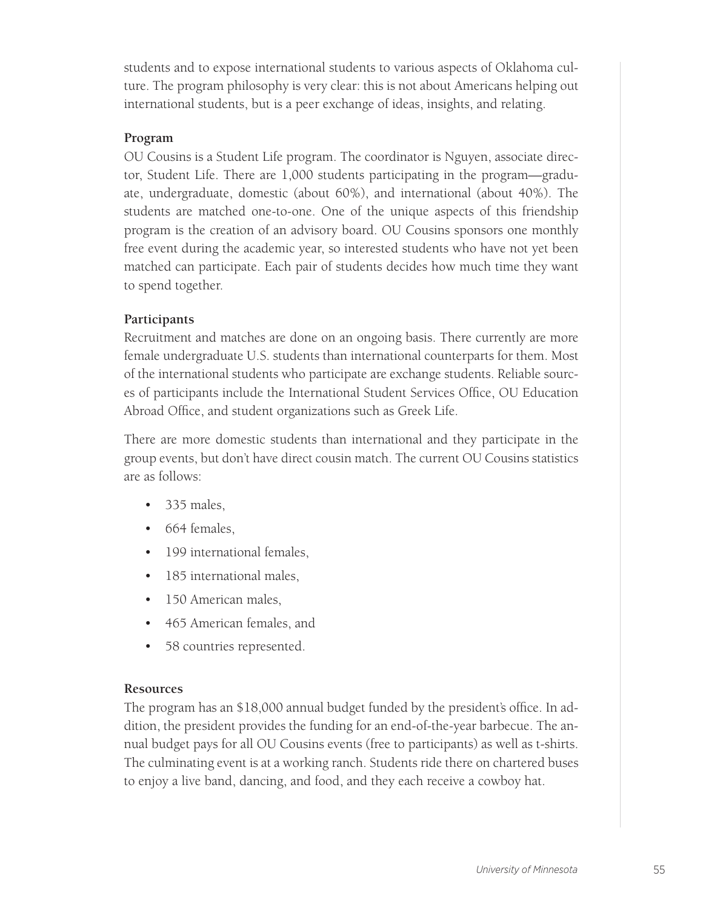students and to expose international students to various aspects of Oklahoma culture. The program philosophy is very clear: this is not about Americans helping out international students, but is a peer exchange of ideas, insights, and relating.

**Program**

OU Cousins is a Student Life program. The coordinator is Nguyen, associate director, Student Life. There are 1,000 students participating in the program—graduate, undergraduate, domestic (about 60%), and international (about 40%). The students are matched one-to-one. One of the unique aspects of this friendship program is the creation of an advisory board. OU Cousins sponsors one monthly free event during the academic year, so interested students who have not yet been matched can participate. Each pair of students decides how much time they want to spend together.

**Participants**

Recruitment and matches are done on an ongoing basis. There currently are more female undergraduate U.S. students than international counterparts for them. Most of the international students who participate are exchange students. Reliable sources of participants include the International Student Services Office, OU Education Abroad Office, and student organizations such as Greek Life.

There are more domestic students than international and they participate in the group events, but don't have direct cousin match. The current OU Cousins statistics are as follows:

- 335 males,
- 664 females,
- 199 international females,
- 185 international males,
- 150 American males,
- 465 American females, and
- 58 countries represented.

**Resources**

The program has an $18,000 annual budget funded by the president's office. In addition, the president provides the funding for an end-of-the-year barbecue. The annual budget pays for all OU Cousins events (free to participants) as well as t-shirts. The culminating event is at a working ranch. Students ride there on chartered buses to enjoy a live band, dancing, and food, and they each receive a cowboy hat.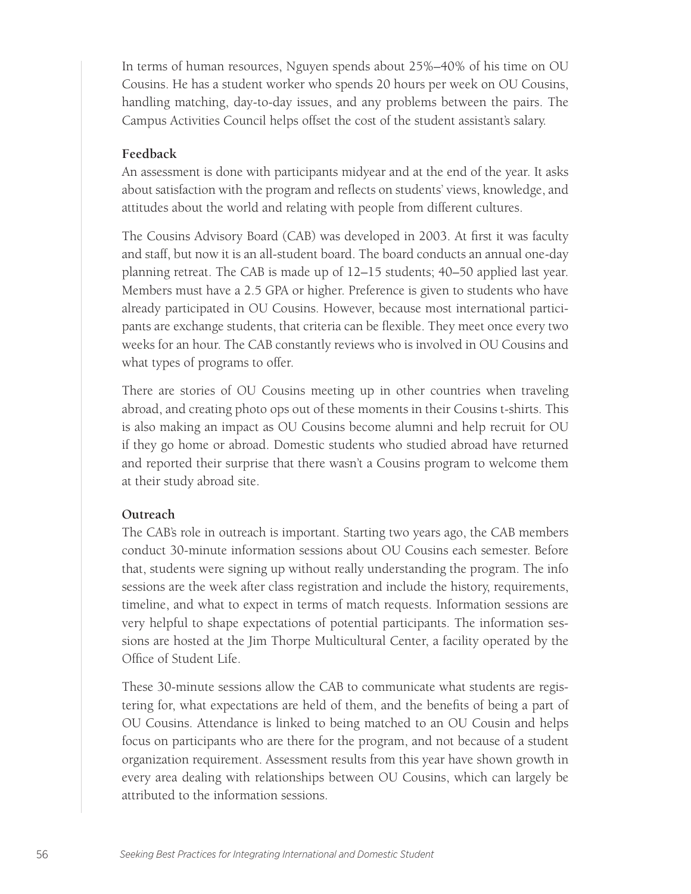In terms of human resources, Nguyen spends about 25%–40% of his time on OU Cousins. He has a student worker who spends 20 hours per week on OU Cousins, handling matching, day-to-day issues, and any problems between the pairs. The Campus Activities Council helps offset the cost of the student assistant's salary.

**Feedback**

An assessment is done with participants midyear and at the end of the year. It asks about satisfaction with the program and reflects on students' views, knowledge, and attitudes about the world and relating with people from different cultures.

The Cousins Advisory Board (CAB) was developed in 2003. At first it was faculty and staff, but now it is an all-student board. The board conducts an annual one-day planning retreat. The CAB is made up of 12–15 students; 40–50 applied last year. Members must have a 2.5 GPA or higher. Preference is given to students who have already participated in OU Cousins. However, because most international participants are exchange students, that criteria can be flexible. They meet once every two weeks for an hour. The CAB constantly reviews who is involved in OU Cousins and what types of programs to offer.

There are stories of OU Cousins meeting up in other countries when traveling abroad, and creating photo ops out of these moments in their Cousins t-shirts. This is also making an impact as OU Cousins become alumni and help recruit for OU if they go home or abroad. Domestic students who studied abroad have returned and reported their surprise that there wasn't a Cousins program to welcome them at their study abroad site.

**Outreach**

The CAB's role in outreach is important. Starting two years ago, the CAB members conduct 30-minute information sessions about OU Cousins each semester. Before that, students were signing up without really understanding the program. The info sessions are the week after class registration and include the history, requirements, timeline, and what to expect in terms of match requests. Information sessions are very helpful to shape expectations of potential participants. The information sessions are hosted at the Jim Thorpe Multicultural Center, a facility operated by the Office of Student Life.

These 30-minute sessions allow the CAB to communicate what students are registering for, what expectations are held of them, and the benefits of being a part of OU Cousins. Attendance is linked to being matched to an OU Cousin and helps focus on participants who are there for the program, and not because of a student organization requirement. Assessment results from this year have shown growth in every area dealing with relationships between OU Cousins, which can largely be attributed to the information sessions.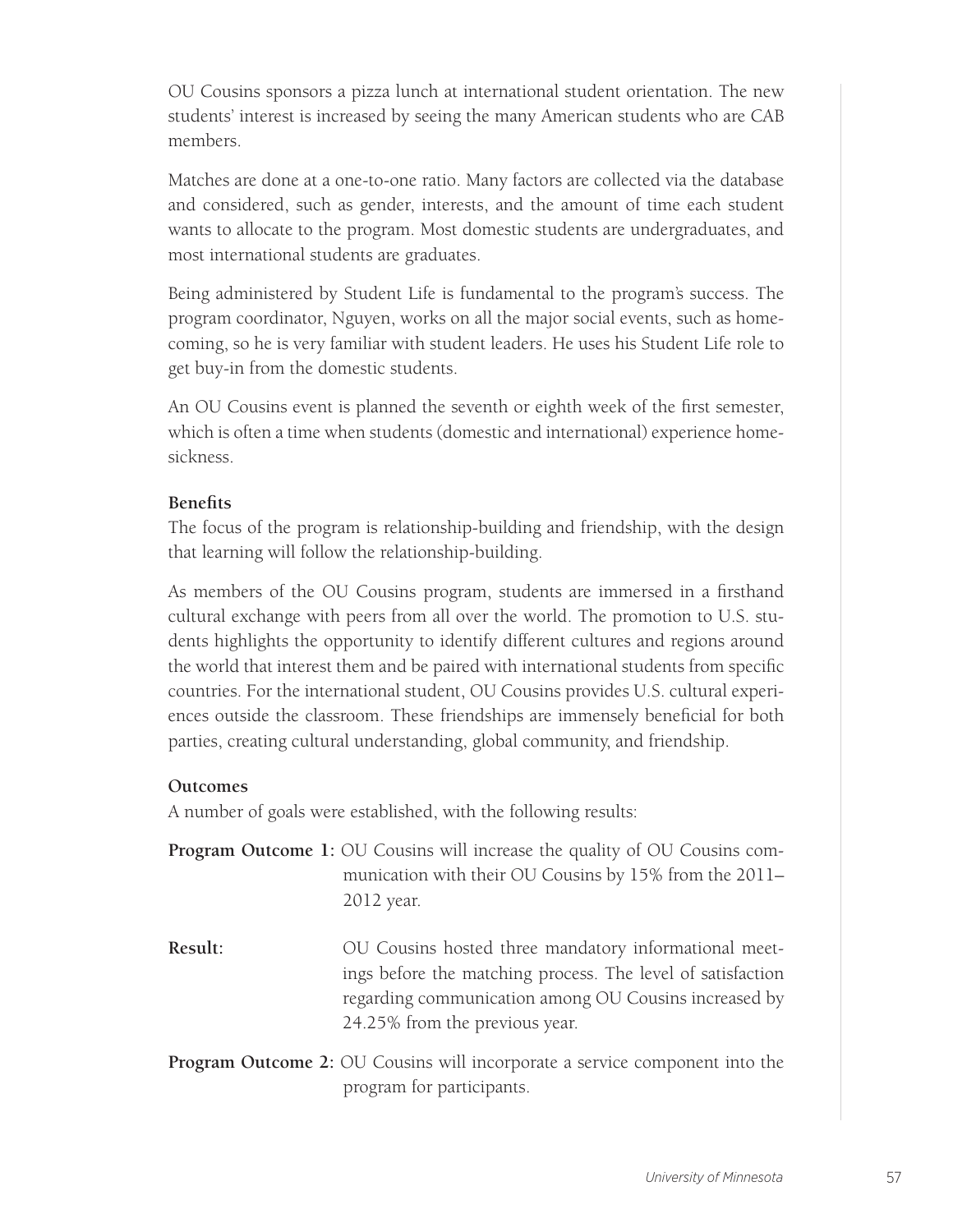OU Cousins sponsors a pizza lunch at international student orientation. The new students' interest is increased by seeing the many American students who are CAB members.

Matches are done at a one-to-one ratio. Many factors are collected via the database and considered, such as gender, interests, and the amount of time each student wants to allocate to the program. Most domestic students are undergraduates, and most international students are graduates.

Being administered by Student Life is fundamental to the program's success. The program coordinator, Nguyen, works on all the major social events, such as homecoming, so he is very familiar with student leaders. He uses his Student Life role to get buy-in from the domestic students.

An OU Cousins event is planned the seventh or eighth week of the first semester, which is often a time when students (domestic and international) experience homesickness.

**Benefits**

The focus of the program is relationship-building and friendship, with the design that learning will follow the relationship-building.

As members of the OU Cousins program, students are immersed in a firsthand cultural exchange with peers from all over the world. The promotion to U.S. students highlights the opportunity to identify different cultures and regions around the world that interest them and be paired with international students from specific countries. For the international student, OU Cousins provides U.S. cultural experiences outside the classroom. These friendships are immensely beneficial for both parties, creating cultural understanding, global community, and friendship.

**Outcomes**

A number of goals were established, with the following results:

**Program Outcome 1:** OU Cousins will increase the quality of OU Cousins communication with their OU Cousins by 15% from the 2011–2012 year.

**Result:** OU Cousins hosted three mandatory informational meetings before the matching process. The level of satisfaction regarding communication among OU Cousins increased by 24.25% from the previous year.

**Program Outcome 2:** OU Cousins will incorporate a service component into the program for participants.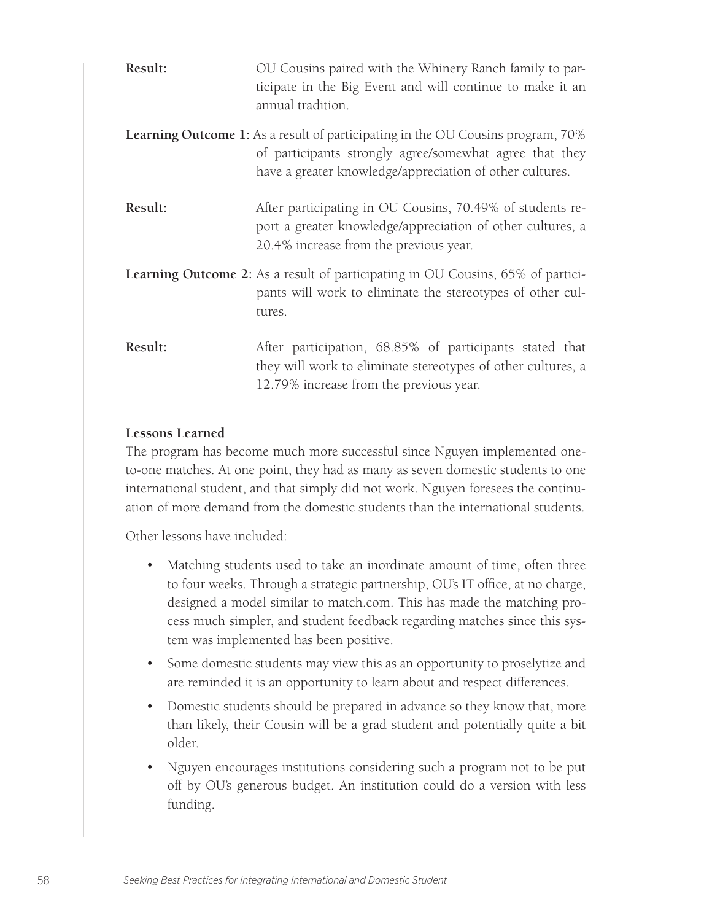**Result:** OU Cousins paired with the Whinery Ranch family to participate in the Big Event and will continue to make it an annual tradition.

**Learning Outcome 1:** As a result of participating in the OU Cousins program, 70% of participants strongly agree/somewhat agree that they have a greater knowledge/appreciation of other cultures.

**Result:** After participating in OU Cousins, 70.49% of students report a greater knowledge/appreciation of other cultures, a 20.4% increase from the previous year.

**Learning Outcome 2:** As a result of participating in OU Cousins, 65% of participants will work to eliminate the stereotypes of other cultures.

**Result:** After participation, 68.85% of participants stated that they will work to eliminate stereotypes of other cultures, a 12.79% increase from the previous year.

**Lessons Learned**

The program has become much more successful since Nguyen implemented one-to-one matches. At one point, they had as many as seven domestic students to one international student, and that simply did not work. Nguyen foresees the continuation of more demand from the domestic students than the international students.

Other lessons have included:

- Matching students used to take an inordinate amount of time, often three to four weeks. Through a strategic partnership, OU's IT office, at no charge, designed a model similar to match.com. This has made the matching process much simpler, and student feedback regarding matches since this system was implemented has been positive.
- Some domestic students may view this as an opportunity to proselytize and are reminded it is an opportunity to learn about and respect differences.
- Domestic students should be prepared in advance so they know that, more than likely, their Cousin will be a grad student and potentially quite a bit older.
- Nguyen encourages institutions considering such a program not to be put off by OU's generous budget. An institution could do a version with less funding.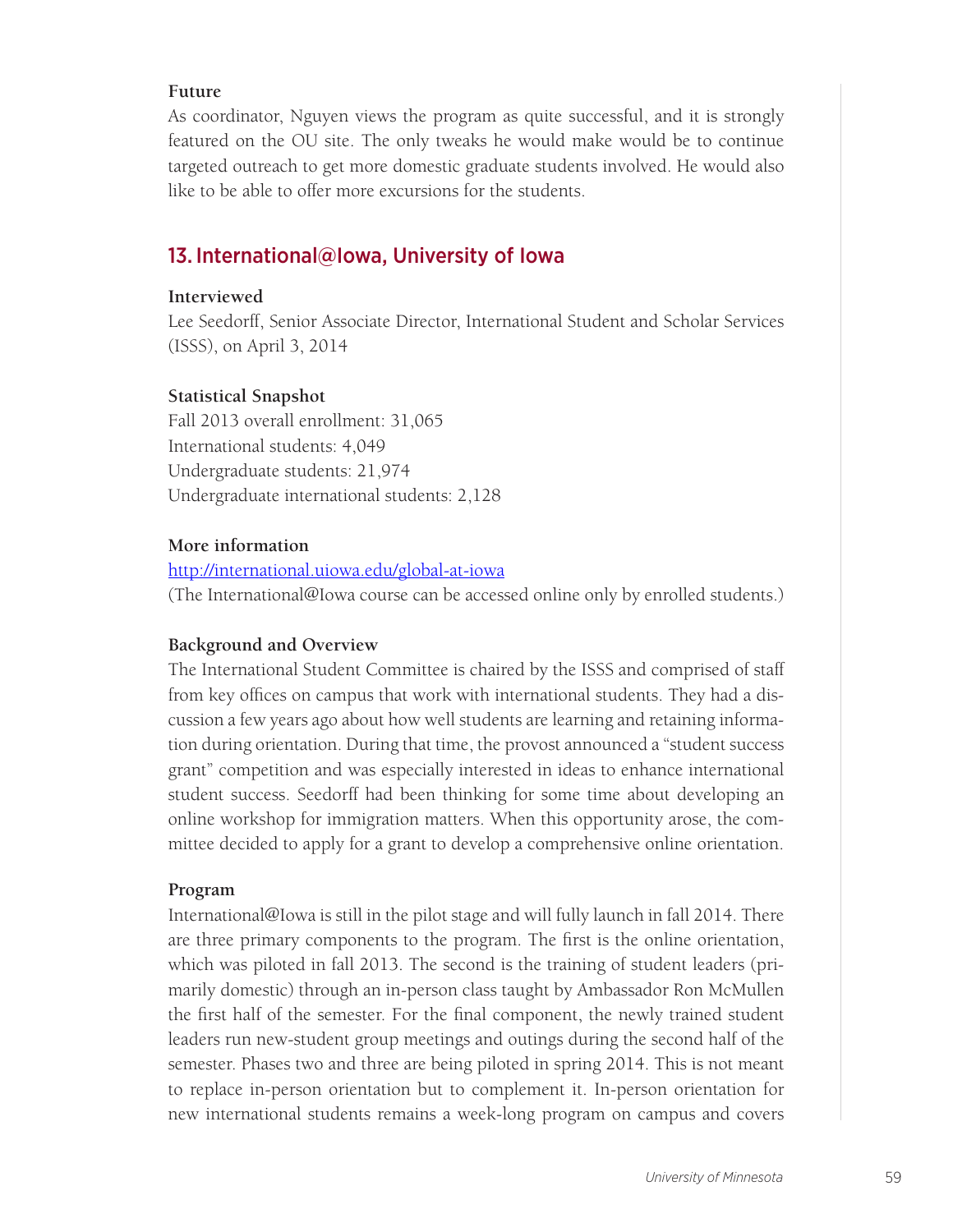### Future

As coordinator, Nguyen views the program as quite successful, and it is strongly featured on the OU site. The only tweaks he would make would be to continue targeted outreach to get more domestic graduate students involved. He would also like to be able to offer more excursions for the students.

## 13. International@Iowa, University of Iowa

### Interviewed

Lee Seedorff, Senior Associate Director, International Student and Scholar Services (ISSS), on April 3, 2014

### Statistical Snapshot

Fall 2013 overall enrollment: 31,065
International students: 4,049
Undergraduate students: 21,974
Undergraduate international students: 2,128

### More information

http://international.uiowa.edu/global-at-iowa
(The International@Iowa course can be accessed online only by enrolled students.)

### Background and Overview

The International Student Committee is chaired by the ISSS and comprised of staff from key offices on campus that work with international students. They had a discussion a few years ago about how well students are learning and retaining information during orientation. During that time, the provost announced a "student success grant" competition and was especially interested in ideas to enhance international student success. Seedorff had been thinking for some time about developing an online workshop for immigration matters. When this opportunity arose, the committee decided to apply for a grant to develop a comprehensive online orientation.

### Program

International@Iowa is still in the pilot stage and will fully launch in fall 2014. There are three primary components to the program. The first is the online orientation, which was piloted in fall 2013. The second is the training of student leaders (primarily domestic) through an in-person class taught by Ambassador Ron McMullen the first half of the semester. For the final component, the newly trained student leaders run new-student group meetings and outings during the second half of the semester. Phases two and three are being piloted in spring 2014. This is not meant to replace in-person orientation but to complement it. In-person orientation for new international students remains a week-long program on campus and covers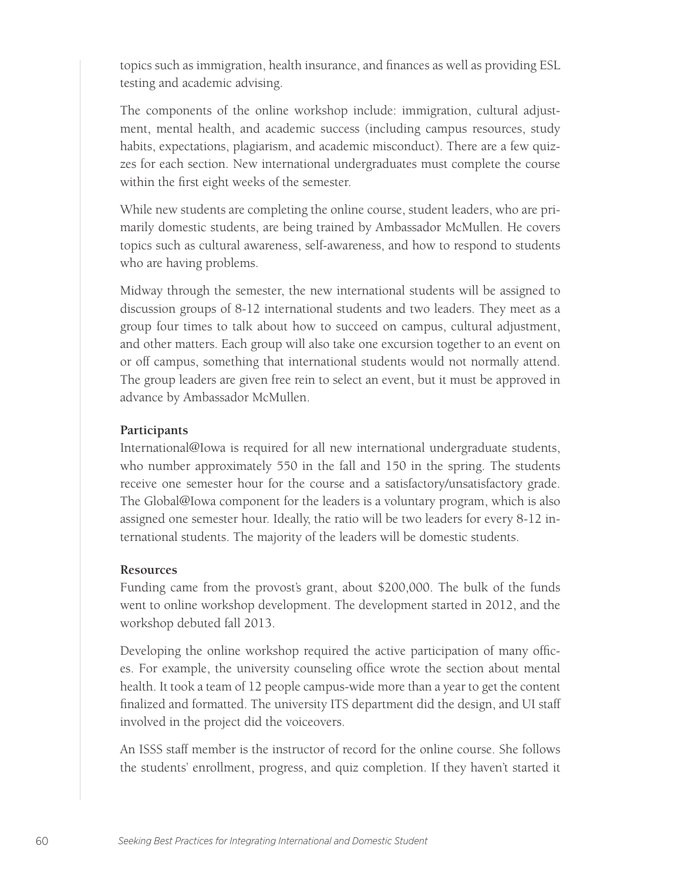topics such as immigration, health insurance, and finances as well as providing ESL testing and academic advising.

The components of the online workshop include: immigration, cultural adjustment, mental health, and academic success (including campus resources, study habits, expectations, plagiarism, and academic misconduct). There are a few quizzes for each section. New international undergraduates must complete the course within the first eight weeks of the semester.

While new students are completing the online course, student leaders, who are primarily domestic students, are being trained by Ambassador McMullen. He covers topics such as cultural awareness, self-awareness, and how to respond to students who are having problems.

Midway through the semester, the new international students will be assigned to discussion groups of 8-12 international students and two leaders. They meet as a group four times to talk about how to succeed on campus, cultural adjustment, and other matters. Each group will also take one excursion together to an event on or off campus, something that international students would not normally attend. The group leaders are given free rein to select an event, but it must be approved in advance by Ambassador McMullen.

**Participants**

International@Iowa is required for all new international undergraduate students, who number approximately 550 in the fall and 150 in the spring. The students receive one semester hour for the course and a satisfactory/unsatisfactory grade. The Global@Iowa component for the leaders is a voluntary program, which is also assigned one semester hour. Ideally, the ratio will be two leaders for every 8-12 international students. The majority of the leaders will be domestic students.

**Resources**

Funding came from the provost's grant, about $200,000. The bulk of the funds went to online workshop development. The development started in 2012, and the workshop debuted fall 2013.

Developing the online workshop required the active participation of many offices. For example, the university counseling office wrote the section about mental health. It took a team of 12 people campus-wide more than a year to get the content finalized and formatted. The university ITS department did the design, and UI staff involved in the project did the voiceovers.

An ISSS staff member is the instructor of record for the online course. She follows the students' enrollment, progress, and quiz completion. If they haven't started it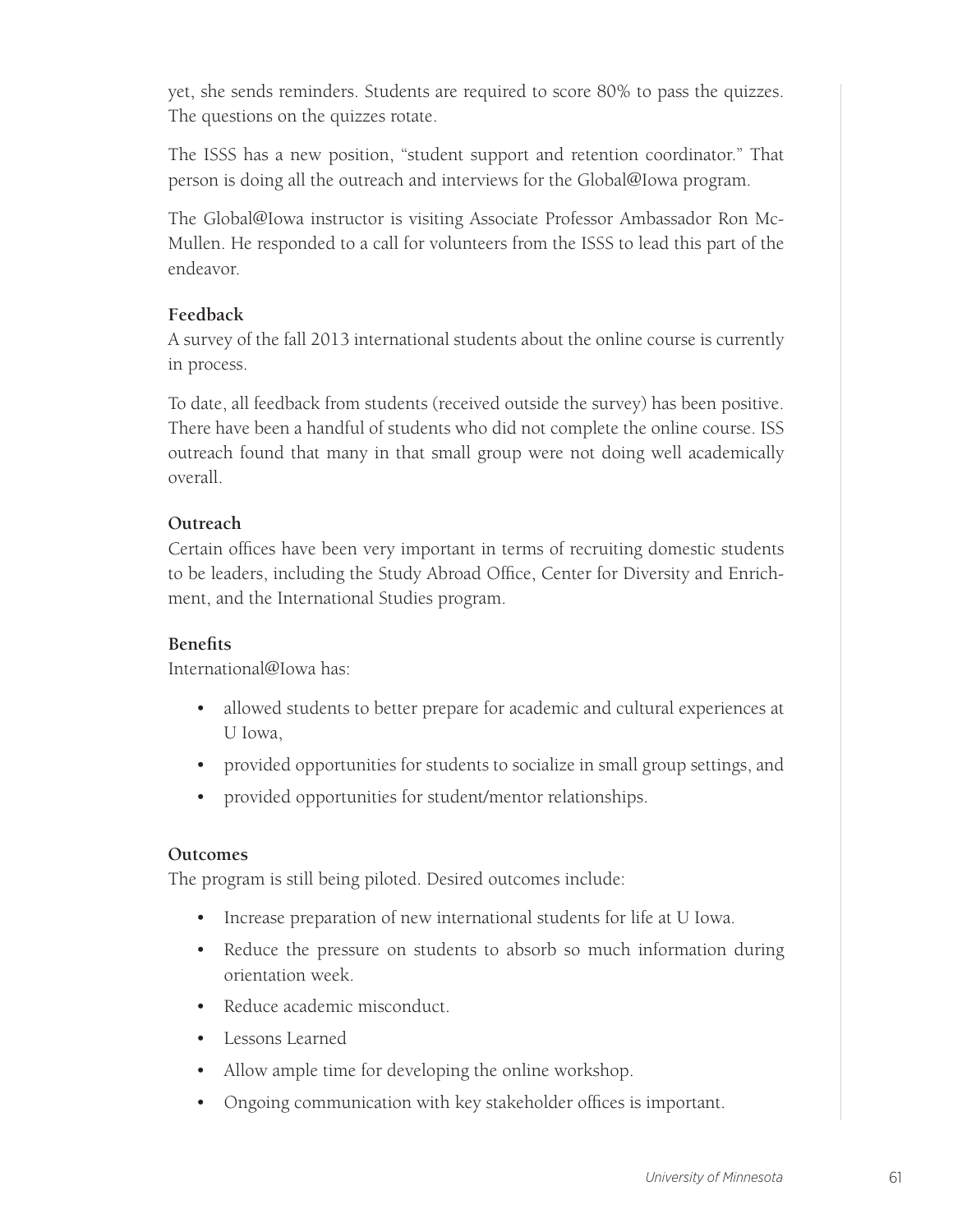yet, she sends reminders. Students are required to score 80% to pass the quizzes. The questions on the quizzes rotate.

The ISSS has a new position, "student support and retention coordinator." That person is doing all the outreach and interviews for the Global@Iowa program.

The Global@Iowa instructor is visiting Associate Professor Ambassador Ron McMullen. He responded to a call for volunteers from the ISSS to lead this part of the endeavor.

**Feedback**

A survey of the fall 2013 international students about the online course is currently in process.

To date, all feedback from students (received outside the survey) has been positive. There have been a handful of students who did not complete the online course. ISS outreach found that many in that small group were not doing well academically overall.

**Outreach**

Certain offices have been very important in terms of recruiting domestic students to be leaders, including the Study Abroad Office, Center for Diversity and Enrichment, and the International Studies program.

**Benefits**

International@Iowa has:

- allowed students to better prepare for academic and cultural experiences at U Iowa,
- provided opportunities for students to socialize in small group settings, and
- provided opportunities for student/mentor relationships.

**Outcomes**

The program is still being piloted. Desired outcomes include:

- Increase preparation of new international students for life at U Iowa.
- Reduce the pressure on students to absorb so much information during orientation week.
- Reduce academic misconduct.
- Lessons Learned
- Allow ample time for developing the online workshop.
- Ongoing communication with key stakeholder offices is important.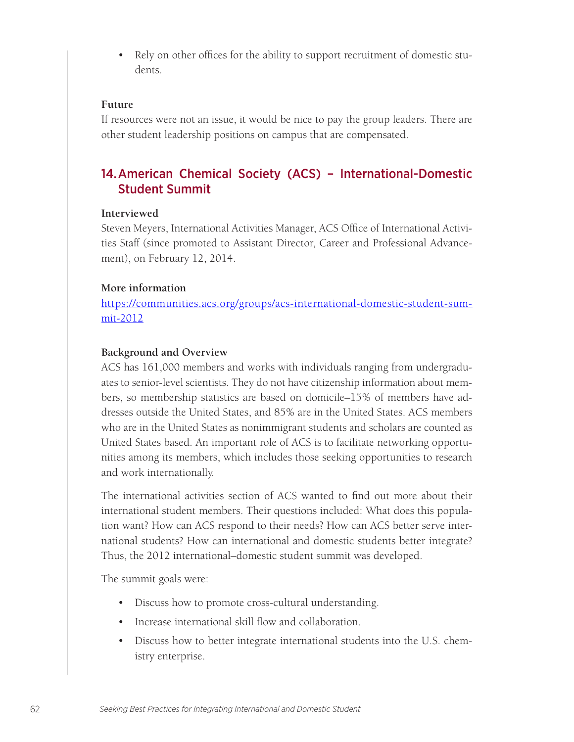- Rely on other offices for the ability to support recruitment of domestic students.

**Future**

If resources were not an issue, it would be nice to pay the group leaders. There are other student leadership positions on campus that are compensated.

## 14. American Chemical Society (ACS) – International-Domestic Student Summit

**Interviewed**

Steven Meyers, International Activities Manager, ACS Office of International Activities Staff (since promoted to Assistant Director, Career and Professional Advancement), on February 12, 2014.

**More information**

[https://communities.acs.org/groups/acs-international-domestic-student-summit-2012](https://communities.acs.org/groups/acs-international-domestic-student-summit-2012)

**Background and Overview**

ACS has 161,000 members and works with individuals ranging from undergraduates to senior-level scientists. They do not have citizenship information about members, so membership statistics are based on domicile–15% of members have addresses outside the United States, and 85% are in the United States. ACS members who are in the United States as nonimmigrant students and scholars are counted as United States based. An important role of ACS is to facilitate networking opportunities among its members, which includes those seeking opportunities to research and work internationally.

The international activities section of ACS wanted to find out more about their international student members. Their questions included: What does this population want? How can ACS respond to their needs? How can ACS better serve international students? How can international and domestic students better integrate? Thus, the 2012 international–domestic student summit was developed.

The summit goals were:

- Discuss how to promote cross-cultural understanding.
- Increase international skill flow and collaboration.
- Discuss how to better integrate international students into the U.S. chemistry enterprise.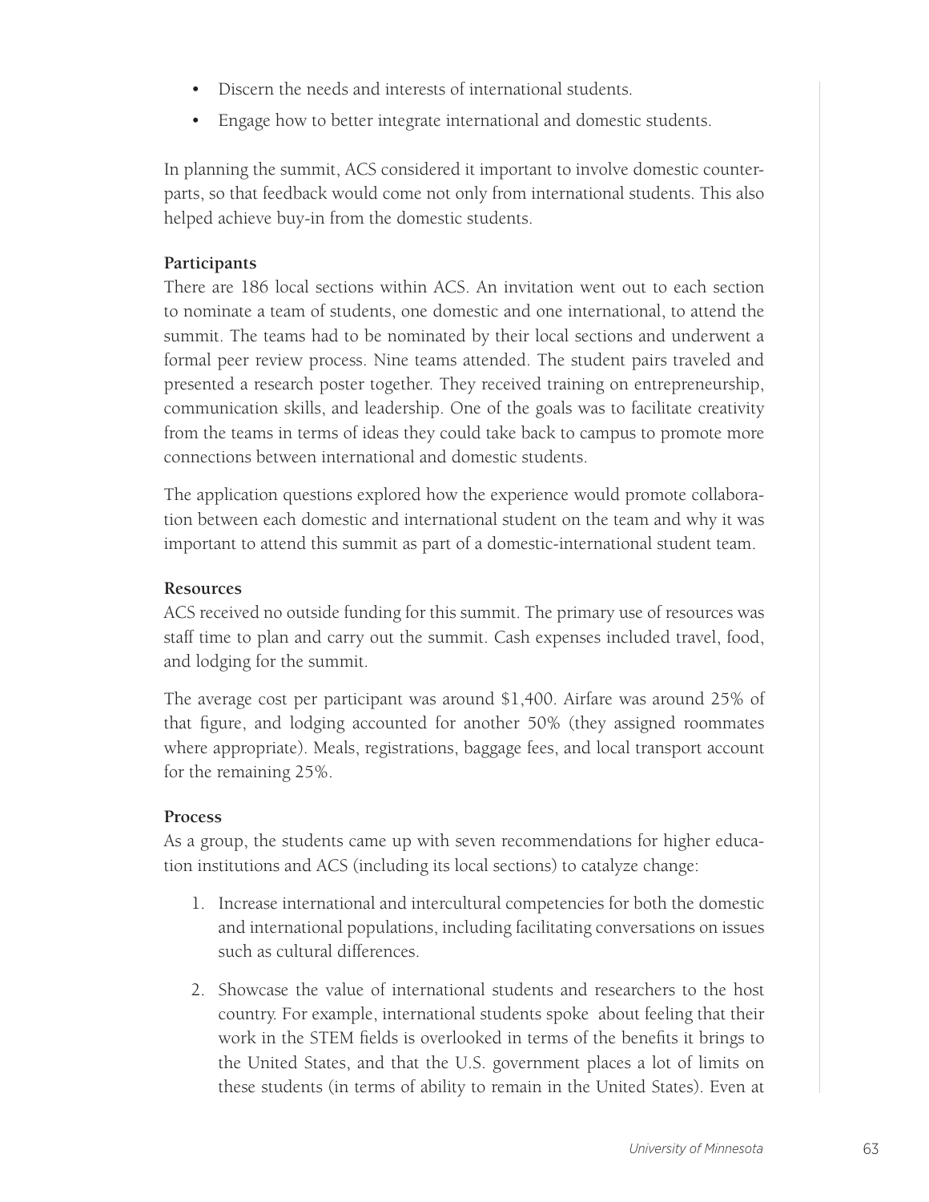- Discern the needs and interests of international students.
- Engage how to better integrate international and domestic students.

In planning the summit, ACS considered it important to involve domestic counterparts, so that feedback would come not only from international students. This also helped achieve buy-in from the domestic students.

**Participants**

There are 186 local sections within ACS. An invitation went out to each section to nominate a team of students, one domestic and one international, to attend the summit. The teams had to be nominated by their local sections and underwent a formal peer review process. Nine teams attended. The student pairs traveled and presented a research poster together. They received training on entrepreneurship, communication skills, and leadership. One of the goals was to facilitate creativity from the teams in terms of ideas they could take back to campus to promote more connections between international and domestic students.

The application questions explored how the experience would promote collaboration between each domestic and international student on the team and why it was important to attend this summit as part of a domestic-international student team.

**Resources**

ACS received no outside funding for this summit. The primary use of resources was staff time to plan and carry out the summit. Cash expenses included travel, food, and lodging for the summit.

The average cost per participant was around $1,400. Airfare was around 25% of that figure, and lodging accounted for another 50% (they assigned roommates where appropriate). Meals, registrations, baggage fees, and local transport account for the remaining 25%.

**Process**

As a group, the students came up with seven recommendations for higher education institutions and ACS (including its local sections) to catalyze change:

1. Increase international and intercultural competencies for both the domestic and international populations, including facilitating conversations on issues such as cultural differences.
2. Showcase the value of international students and researchers to the host country. For example, international students spoke about feeling that their work in the STEM fields is overlooked in terms of the benefits it brings to the United States, and that the U.S. government places a lot of limits on these students (in terms of ability to remain in the United States). Even at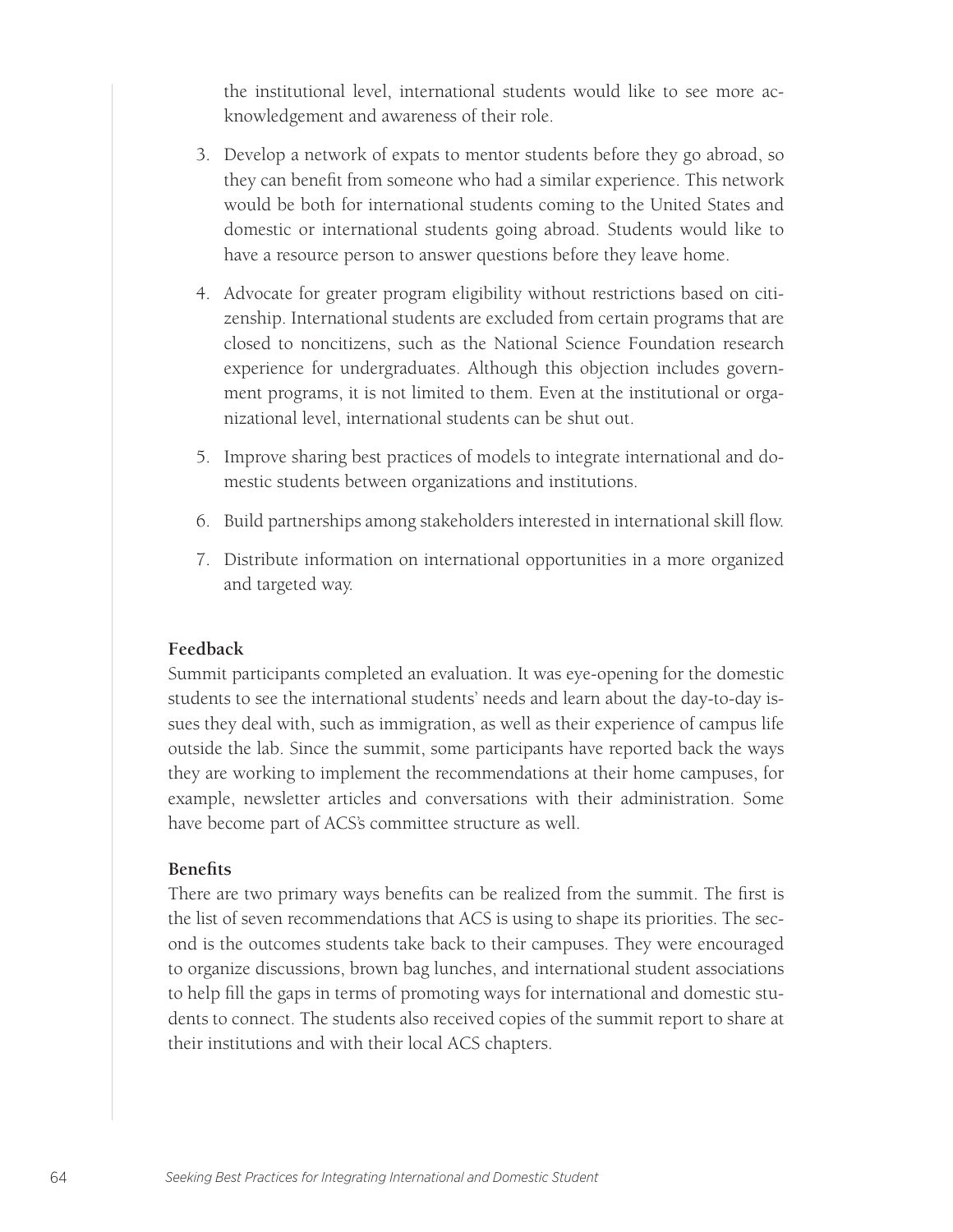the institutional level, international students would like to see more acknowledgement and awareness of their role.

3. Develop a network of expats to mentor students before they go abroad, so they can benefit from someone who had a similar experience. This network would be both for international students coming to the United States and domestic or international students going abroad. Students would like to have a resource person to answer questions before they leave home.

4. Advocate for greater program eligibility without restrictions based on citizenship. International students are excluded from certain programs that are closed to noncitizens, such as the National Science Foundation research experience for undergraduates. Although this objection includes government programs, it is not limited to them. Even at the institutional or organizational level, international students can be shut out.

5. Improve sharing best practices of models to integrate international and domestic students between organizations and institutions.

6. Build partnerships among stakeholders interested in international skill flow.

7. Distribute information on international opportunities in a more organized and targeted way.

**Feedback**

Summit participants completed an evaluation. It was eye-opening for the domestic students to see the international students' needs and learn about the day-to-day issues they deal with, such as immigration, as well as their experience of campus life outside the lab. Since the summit, some participants have reported back the ways they are working to implement the recommendations at their home campuses, for example, newsletter articles and conversations with their administration. Some have become part of ACS's committee structure as well.

**Benefits**

There are two primary ways benefits can be realized from the summit. The first is the list of seven recommendations that ACS is using to shape its priorities. The second is the outcomes students take back to their campuses. They were encouraged to organize discussions, brown bag lunches, and international student associations to help fill the gaps in terms of promoting ways for international and domestic students to connect. The students also received copies of the summit report to share at their institutions and with their local ACS chapters.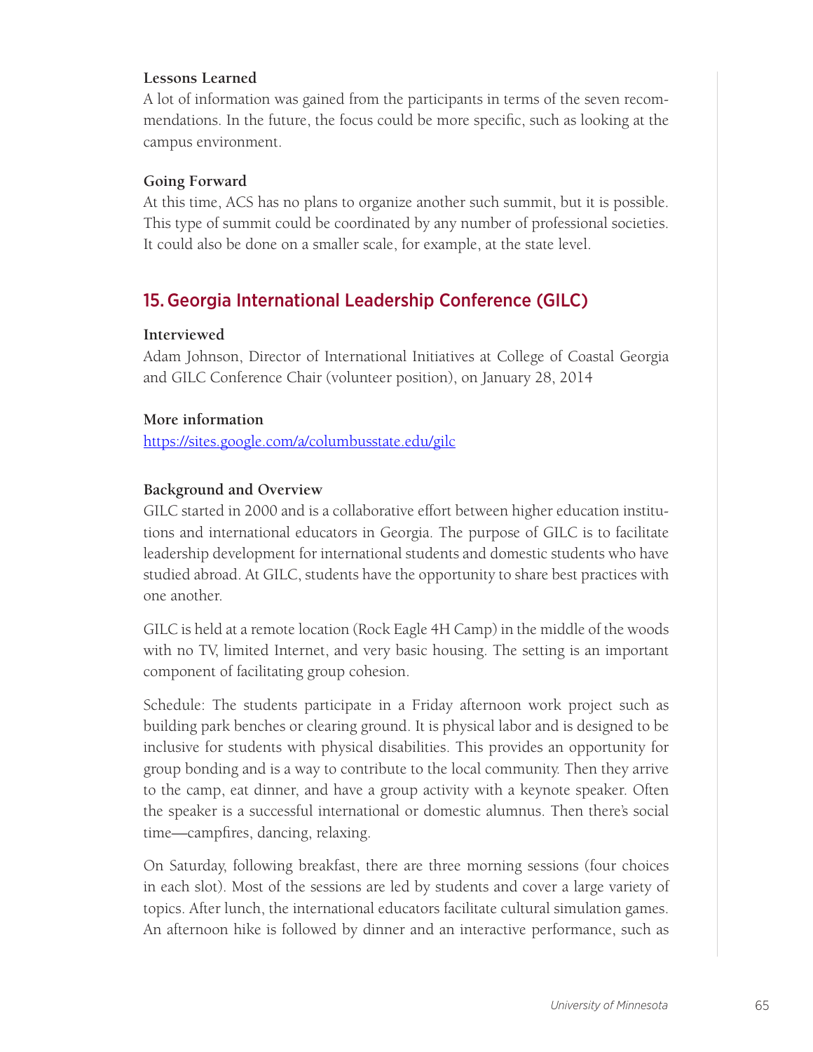**Lessons Learned**

A lot of information was gained from the participants in terms of the seven recommendations. In the future, the focus could be more specific, such as looking at the campus environment.

**Going Forward**

At this time, ACS has no plans to organize another such summit, but it is possible. This type of summit could be coordinated by any number of professional societies. It could also be done on a smaller scale, for example, at the state level.

## 15. Georgia International Leadership Conference (GILC)

**Interviewed**

Adam Johnson, Director of International Initiatives at College of Coastal Georgia and GILC Conference Chair (volunteer position), on January 28, 2014

**More information**

https://sites.google.com/a/columbusstate.edu/gilc

**Background and Overview**

GILC started in 2000 and is a collaborative effort between higher education institutions and international educators in Georgia. The purpose of GILC is to facilitate leadership development for international students and domestic students who have studied abroad. At GILC, students have the opportunity to share best practices with one another.

GILC is held at a remote location (Rock Eagle 4H Camp) in the middle of the woods with no TV, limited Internet, and very basic housing. The setting is an important component of facilitating group cohesion.

Schedule: The students participate in a Friday afternoon work project such as building park benches or clearing ground. It is physical labor and is designed to be inclusive for students with physical disabilities. This provides an opportunity for group bonding and is a way to contribute to the local community. Then they arrive to the camp, eat dinner, and have a group activity with a keynote speaker. Often the speaker is a successful international or domestic alumnus. Then there's social time—campfires, dancing, relaxing.

On Saturday, following breakfast, there are three morning sessions (four choices in each slot). Most of the sessions are led by students and cover a large variety of topics. After lunch, the international educators facilitate cultural simulation games. An afternoon hike is followed by dinner and an interactive performance, such as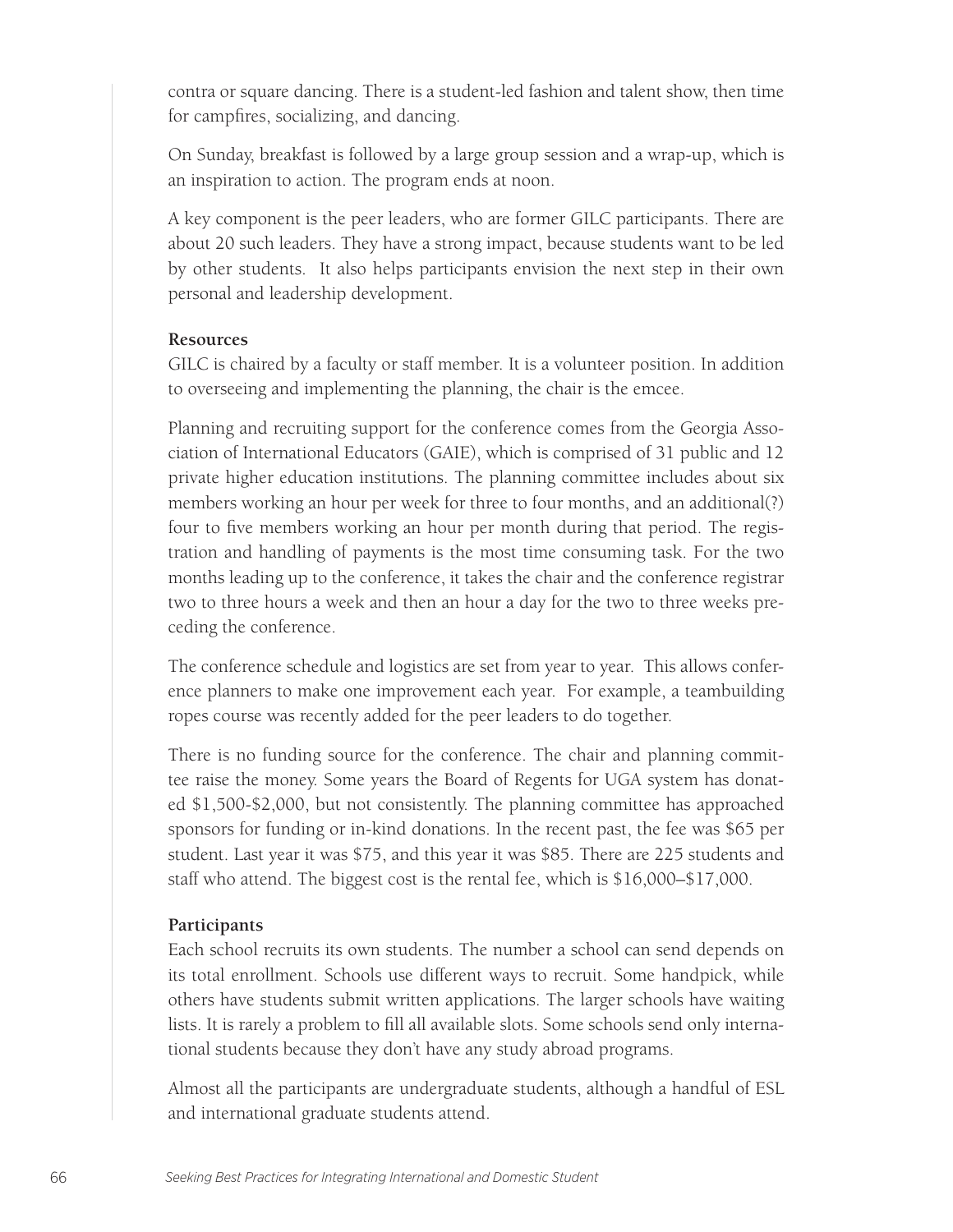contra or square dancing. There is a student-led fashion and talent show, then time for campfires, socializing, and dancing.

On Sunday, breakfast is followed by a large group session and a wrap-up, which is an inspiration to action. The program ends at noon.

A key component is the peer leaders, who are former GILC participants. There are about 20 such leaders. They have a strong impact, because students want to be led by other students. It also helps participants envision the next step in their own personal and leadership development.

**Resources**

GILC is chaired by a faculty or staff member. It is a volunteer position. In addition to overseeing and implementing the planning, the chair is the emcee.

Planning and recruiting support for the conference comes from the Georgia Association of International Educators (GAIE), which is comprised of 31 public and 12 private higher education institutions. The planning committee includes about six members working an hour per week for three to four months, and an additional(?) four to five members working an hour per month during that period. The registration and handling of payments is the most time consuming task. For the two months leading up to the conference, it takes the chair and the conference registrar two to three hours a week and then an hour a day for the two to three weeks preceding the conference.

The conference schedule and logistics are set from year to year. This allows conference planners to make one improvement each year. For example, a teambuilding ropes course was recently added for the peer leaders to do together.

There is no funding source for the conference. The chair and planning committee raise the money. Some years the Board of Regents for UGA system has donated $1,500-$2,000, but not consistently. The planning committee has approached sponsors for funding or in-kind donations. In the recent past, the fee was $65 per student. Last year it was $75, and this year it was $85. There are 225 students and staff who attend. The biggest cost is the rental fee, which is $16,000–$17,000.

**Participants**

Each school recruits its own students. The number a school can send depends on its total enrollment. Schools use different ways to recruit. Some handpick, while others have students submit written applications. The larger schools have waiting lists. It is rarely a problem to fill all available slots. Some schools send only international students because they don't have any study abroad programs.

Almost all the participants are undergraduate students, although a handful of ESL and international graduate students attend.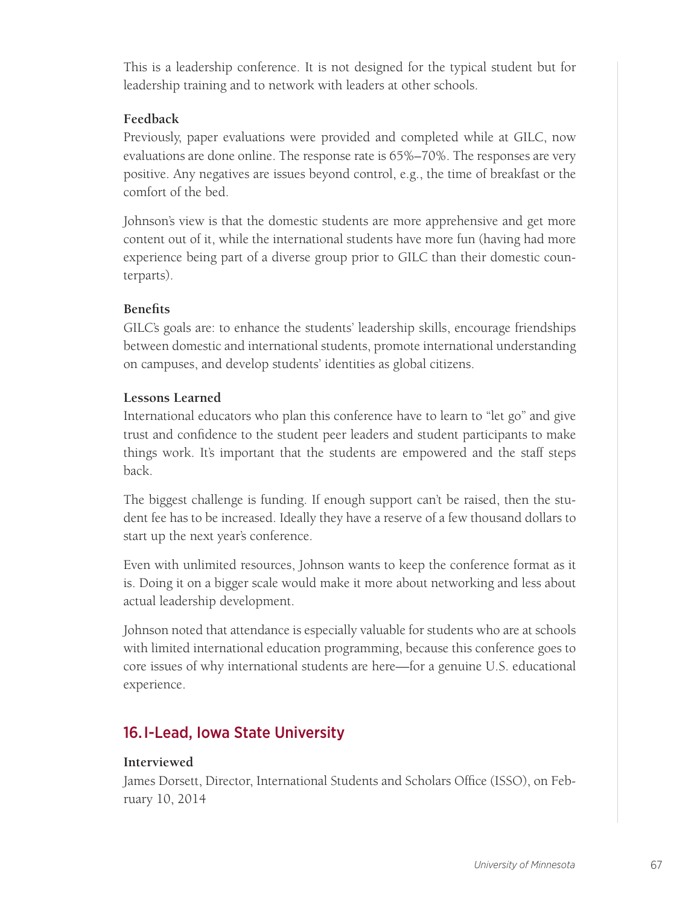This is a leadership conference. It is not designed for the typical student but for leadership training and to network with leaders at other schools.

**Feedback**

Previously, paper evaluations were provided and completed while at GILC, now evaluations are done online. The response rate is 65%–70%. The responses are very positive. Any negatives are issues beyond control, e.g., the time of breakfast or the comfort of the bed.

Johnson's view is that the domestic students are more apprehensive and get more content out of it, while the international students have more fun (having had more experience being part of a diverse group prior to GILC than their domestic counterparts).

**Benefits**

GILC's goals are: to enhance the students' leadership skills, encourage friendships between domestic and international students, promote international understanding on campuses, and develop students' identities as global citizens.

**Lessons Learned**

International educators who plan this conference have to learn to "let go" and give trust and confidence to the student peer leaders and student participants to make things work. It's important that the students are empowered and the staff steps back.

The biggest challenge is funding. If enough support can't be raised, then the student fee has to be increased. Ideally they have a reserve of a few thousand dollars to start up the next year's conference.

Even with unlimited resources, Johnson wants to keep the conference format as it is. Doing it on a bigger scale would make it more about networking and less about actual leadership development.

Johnson noted that attendance is especially valuable for students who are at schools with limited international education programming, because this conference goes to core issues of why international students are here—for a genuine U.S. educational experience.

## 16. I-Lead, Iowa State University

**Interviewed**

James Dorsett, Director, International Students and Scholars Office (ISSO), on February 10, 2014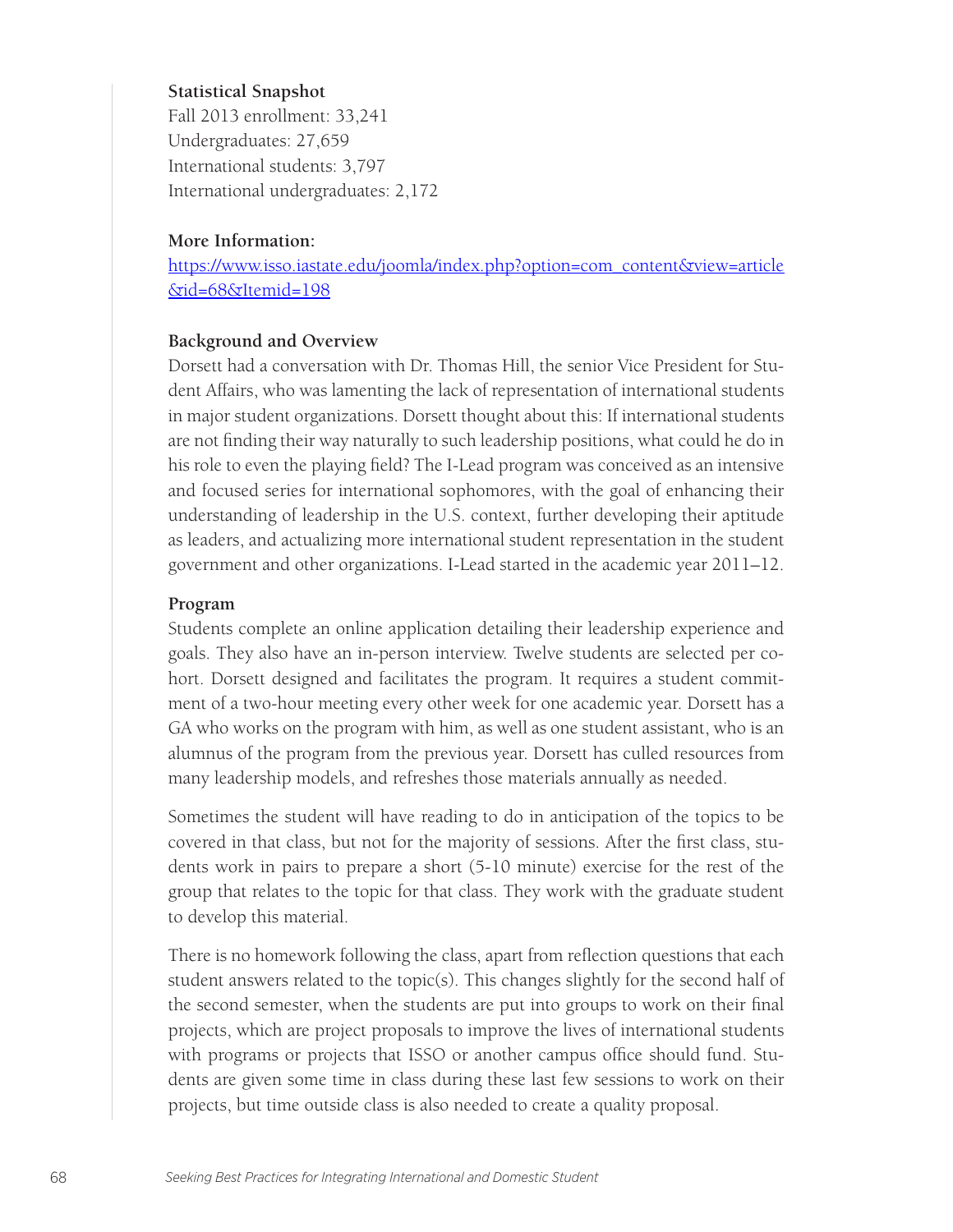**Statistical Snapshot**

Fall 2013 enrollment: 33,241
Undergraduates: 27,659
International students: 3,797
International undergraduates: 2,172

**More Information:**

https://www.isso.iastate.edu/joomla/index.php?option=com_content&view=article&id=68&Itemid=198

**Background and Overview**

Dorsett had a conversation with Dr. Thomas Hill, the senior Vice President for Student Affairs, who was lamenting the lack of representation of international students in major student organizations. Dorsett thought about this: If international students are not finding their way naturally to such leadership positions, what could he do in his role to even the playing field? The I-Lead program was conceived as an intensive and focused series for international sophomores, with the goal of enhancing their understanding of leadership in the U.S. context, further developing their aptitude as leaders, and actualizing more international student representation in the student government and other organizations. I-Lead started in the academic year 2011–12.

**Program**

Students complete an online application detailing their leadership experience and goals. They also have an in-person interview. Twelve students are selected per cohort. Dorsett designed and facilitates the program. It requires a student commitment of a two-hour meeting every other week for one academic year. Dorsett has a GA who works on the program with him, as well as one student assistant, who is an alumnus of the program from the previous year. Dorsett has culled resources from many leadership models, and refreshes those materials annually as needed.

Sometimes the student will have reading to do in anticipation of the topics to be covered in that class, but not for the majority of sessions. After the first class, students work in pairs to prepare a short (5-10 minute) exercise for the rest of the group that relates to the topic for that class. They work with the graduate student to develop this material.

There is no homework following the class, apart from reflection questions that each student answers related to the topic(s). This changes slightly for the second half of the second semester, when the students are put into groups to work on their final projects, which are project proposals to improve the lives of international students with programs or projects that ISSO or another campus office should fund. Students are given some time in class during these last few sessions to work on their projects, but time outside class is also needed to create a quality proposal.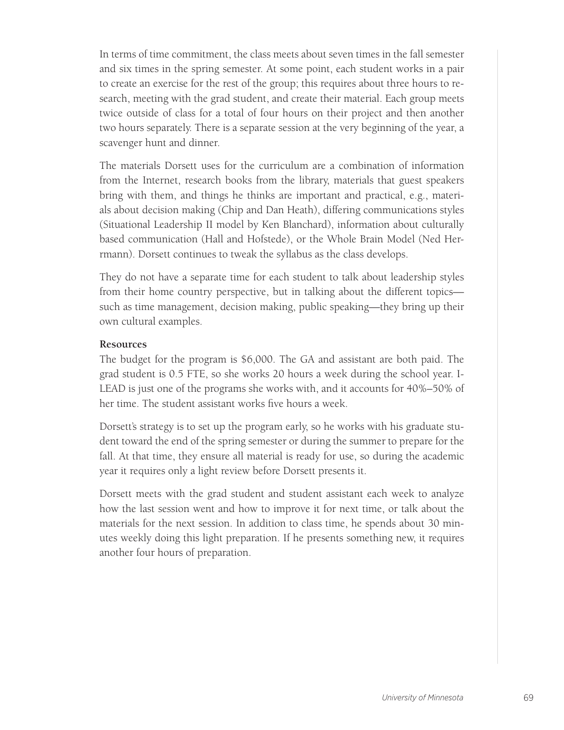In terms of time commitment, the class meets about seven times in the fall semester and six times in the spring semester. At some point, each student works in a pair to create an exercise for the rest of the group; this requires about three hours to research, meeting with the grad student, and create their material. Each group meets twice outside of class for a total of four hours on their project and then another two hours separately. There is a separate session at the very beginning of the year, a scavenger hunt and dinner.

The materials Dorsett uses for the curriculum are a combination of information from the Internet, research books from the library, materials that guest speakers bring with them, and things he thinks are important and practical, e.g., materials about decision making (Chip and Dan Heath), differing communications styles (Situational Leadership II model by Ken Blanchard), information about culturally based communication (Hall and Hofstede), or the Whole Brain Model (Ned Herrmann). Dorsett continues to tweak the syllabus as the class develops.

They do not have a separate time for each student to talk about leadership styles from their home country perspective, but in talking about the different topics—such as time management, decision making, public speaking—they bring up their own cultural examples.

**Resources**

The budget for the program is $6,000. The GA and assistant are both paid. The grad student is 0.5 FTE, so she works 20 hours a week during the school year. I-LEAD is just one of the programs she works with, and it accounts for 40%–50% of her time. The student assistant works five hours a week.

Dorsett's strategy is to set up the program early, so he works with his graduate student toward the end of the spring semester or during the summer to prepare for the fall. At that time, they ensure all material is ready for use, so during the academic year it requires only a light review before Dorsett presents it.

Dorsett meets with the grad student and student assistant each week to analyze how the last session went and how to improve it for next time, or talk about the materials for the next session. In addition to class time, he spends about 30 minutes weekly doing this light preparation. If he presents something new, it requires another four hours of preparation.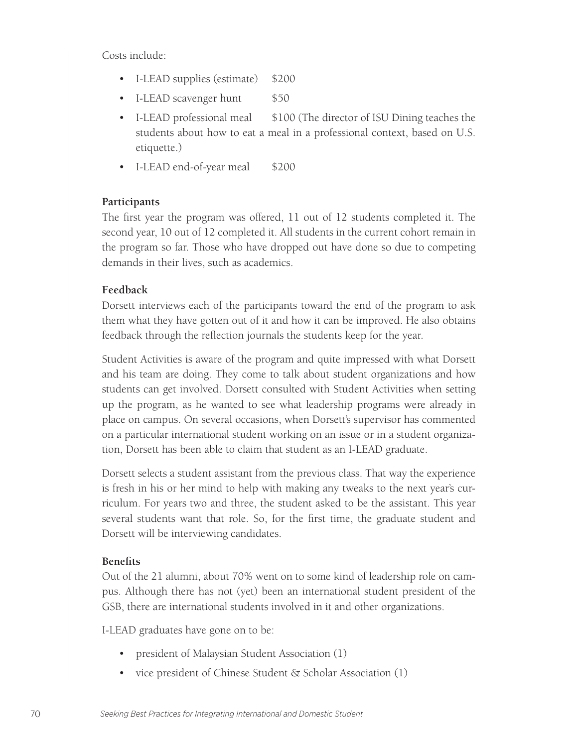Costs include:

- I-LEAD supplies (estimate) $200
- I-LEAD scavenger hunt $50
- I-LEAD professional meal $100 (The director of ISU Dining teaches the students about how to eat a meal in a professional context, based on U.S. etiquette.)
- I-LEAD end-of-year meal $200

**Participants**

The first year the program was offered, 11 out of 12 students completed it. The second year, 10 out of 12 completed it. All students in the current cohort remain in the program so far. Those who have dropped out have done so due to competing demands in their lives, such as academics.

**Feedback**

Dorsett interviews each of the participants toward the end of the program to ask them what they have gotten out of it and how it can be improved. He also obtains feedback through the reflection journals the students keep for the year.

Student Activities is aware of the program and quite impressed with what Dorsett and his team are doing. They come to talk about student organizations and how students can get involved. Dorsett consulted with Student Activities when setting up the program, as he wanted to see what leadership programs were already in place on campus. On several occasions, when Dorsett's supervisor has commented on a particular international student working on an issue or in a student organization, Dorsett has been able to claim that student as an I-LEAD graduate.

Dorsett selects a student assistant from the previous class. That way the experience is fresh in his or her mind to help with making any tweaks to the next year's curriculum. For years two and three, the student asked to be the assistant. This year several students want that role. So, for the first time, the graduate student and Dorsett will be interviewing candidates.

**Benefits**

Out of the 21 alumni, about 70% went on to some kind of leadership role on campus. Although there has not (yet) been an international student president of the GSB, there are international students involved in it and other organizations.

I-LEAD graduates have gone on to be:

- president of Malaysian Student Association (1)
- vice president of Chinese Student & Scholar Association (1)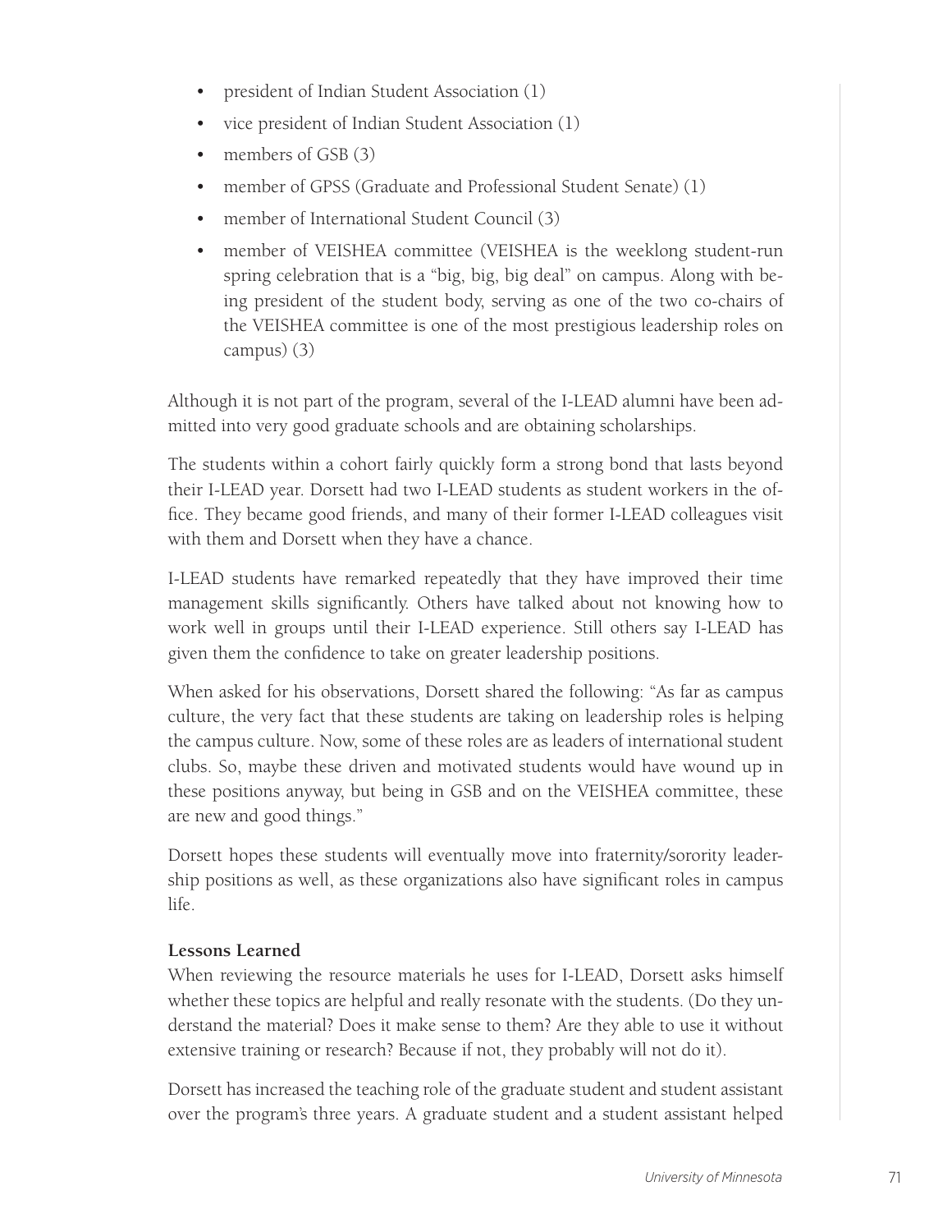- president of Indian Student Association (1)
- vice president of Indian Student Association (1)
- members of GSB (3)
- member of GPSS (Graduate and Professional Student Senate) (1)
- member of International Student Council (3)
- member of VEISHEA committee (VEISHEA is the weeklong student-run spring celebration that is a "big, big, big deal" on campus. Along with being president of the student body, serving as one of the two co-chairs of the VEISHEA committee is one of the most prestigious leadership roles on campus) (3)

Although it is not part of the program, several of the I-LEAD alumni have been admitted into very good graduate schools and are obtaining scholarships.

The students within a cohort fairly quickly form a strong bond that lasts beyond their I-LEAD year. Dorsett had two I-LEAD students as student workers in the office. They became good friends, and many of their former I-LEAD colleagues visit with them and Dorsett when they have a chance.

I-LEAD students have remarked repeatedly that they have improved their time management skills significantly. Others have talked about not knowing how to work well in groups until their I-LEAD experience. Still others say I-LEAD has given them the confidence to take on greater leadership positions.

When asked for his observations, Dorsett shared the following: "As far as campus culture, the very fact that these students are taking on leadership roles is helping the campus culture. Now, some of these roles are as leaders of international student clubs. So, maybe these driven and motivated students would have wound up in these positions anyway, but being in GSB and on the VEISHEA committee, these are new and good things."

Dorsett hopes these students will eventually move into fraternity/sorority leadership positions as well, as these organizations also have significant roles in campus life.

**Lessons Learned**

When reviewing the resource materials he uses for I-LEAD, Dorsett asks himself whether these topics are helpful and really resonate with the students. (Do they understand the material? Does it make sense to them? Are they able to use it without extensive training or research? Because if not, they probably will not do it).

Dorsett has increased the teaching role of the graduate student and student assistant over the program's three years. A graduate student and a student assistant helped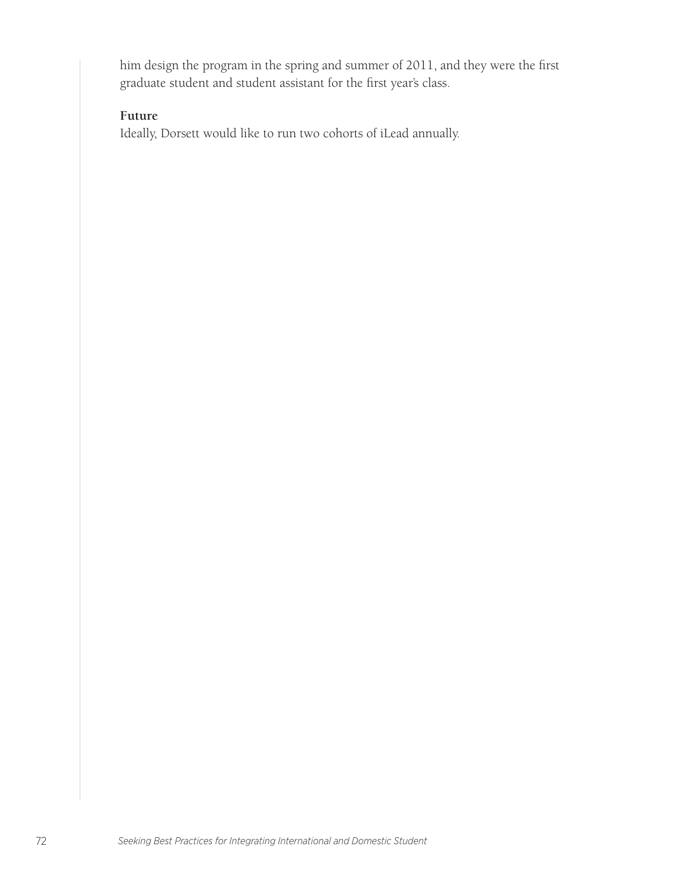him design the program in the spring and summer of 2011, and they were the first graduate student and student assistant for the first year's class.

**Future**

Ideally, Dorsett would like to run two cohorts of iLead annually.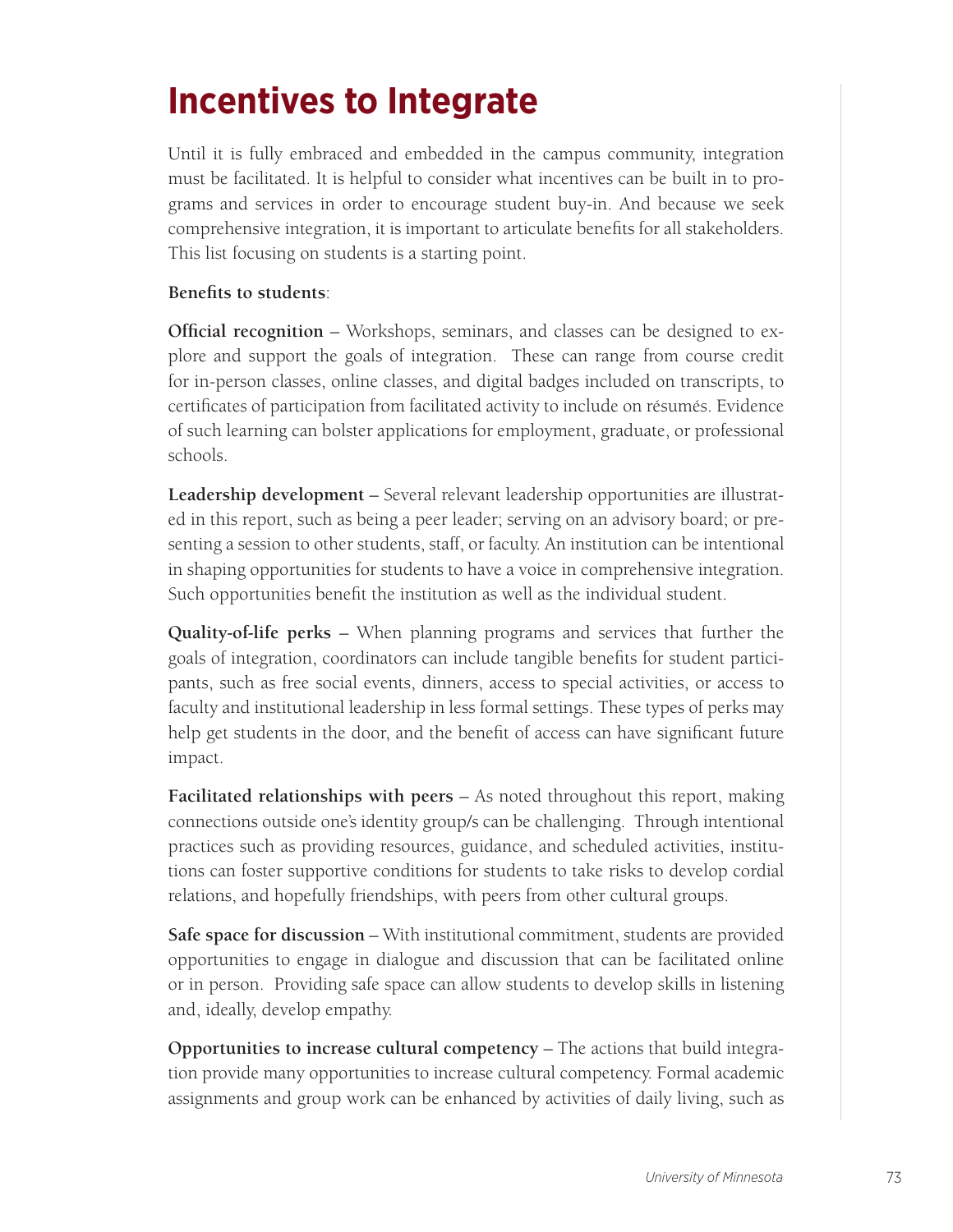# Incentives to Integrate

Until it is fully embraced and embedded in the campus community, integration must be facilitated. It is helpful to consider what incentives can be built in to programs and services in order to encourage student buy-in. And because we seek comprehensive integration, it is important to articulate benefits for all stakeholders. This list focusing on students is a starting point.

**Benefits to students**:

**Official recognition** – Workshops, seminars, and classes can be designed to explore and support the goals of integration. These can range from course credit for in-person classes, online classes, and digital badges included on transcripts, to certificates of participation from facilitated activity to include on résumés. Evidence of such learning can bolster applications for employment, graduate, or professional schools.

**Leadership development** – Several relevant leadership opportunities are illustrated in this report, such as being a peer leader; serving on an advisory board; or presenting a session to other students, staff, or faculty. An institution can be intentional in shaping opportunities for students to have a voice in comprehensive integration. Such opportunities benefit the institution as well as the individual student.

**Quality-of-life perks** – When planning programs and services that further the goals of integration, coordinators can include tangible benefits for student participants, such as free social events, dinners, access to special activities, or access to faculty and institutional leadership in less formal settings. These types of perks may help get students in the door, and the benefit of access can have significant future impact.

**Facilitated relationships with peers** – As noted throughout this report, making connections outside one's identity group/s can be challenging. Through intentional practices such as providing resources, guidance, and scheduled activities, institutions can foster supportive conditions for students to take risks to develop cordial relations, and hopefully friendships, with peers from other cultural groups.

**Safe space for discussion** – With institutional commitment, students are provided opportunities to engage in dialogue and discussion that can be facilitated online or in person. Providing safe space can allow students to develop skills in listening and, ideally, develop empathy.

**Opportunities to increase cultural competency** – The actions that build integration provide many opportunities to increase cultural competency. Formal academic assignments and group work can be enhanced by activities of daily living, such as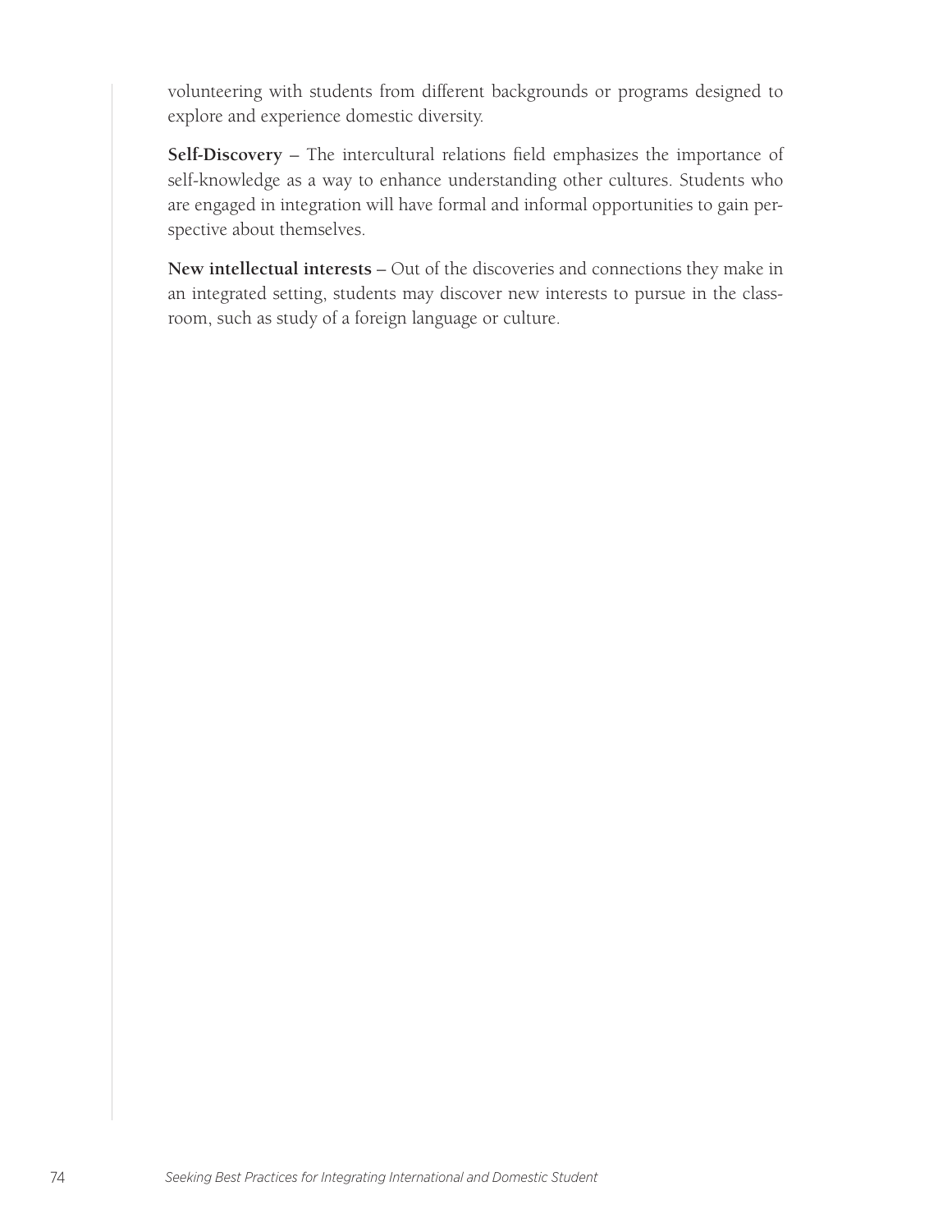volunteering with students from different backgrounds or programs designed to explore and experience domestic diversity.

**Self-Discovery** – The intercultural relations field emphasizes the importance of self-knowledge as a way to enhance understanding other cultures. Students who are engaged in integration will have formal and informal opportunities to gain perspective about themselves.

**New intellectual interests** – Out of the discoveries and connections they make in an integrated setting, students may discover new interests to pursue in the classroom, such as study of a foreign language or culture.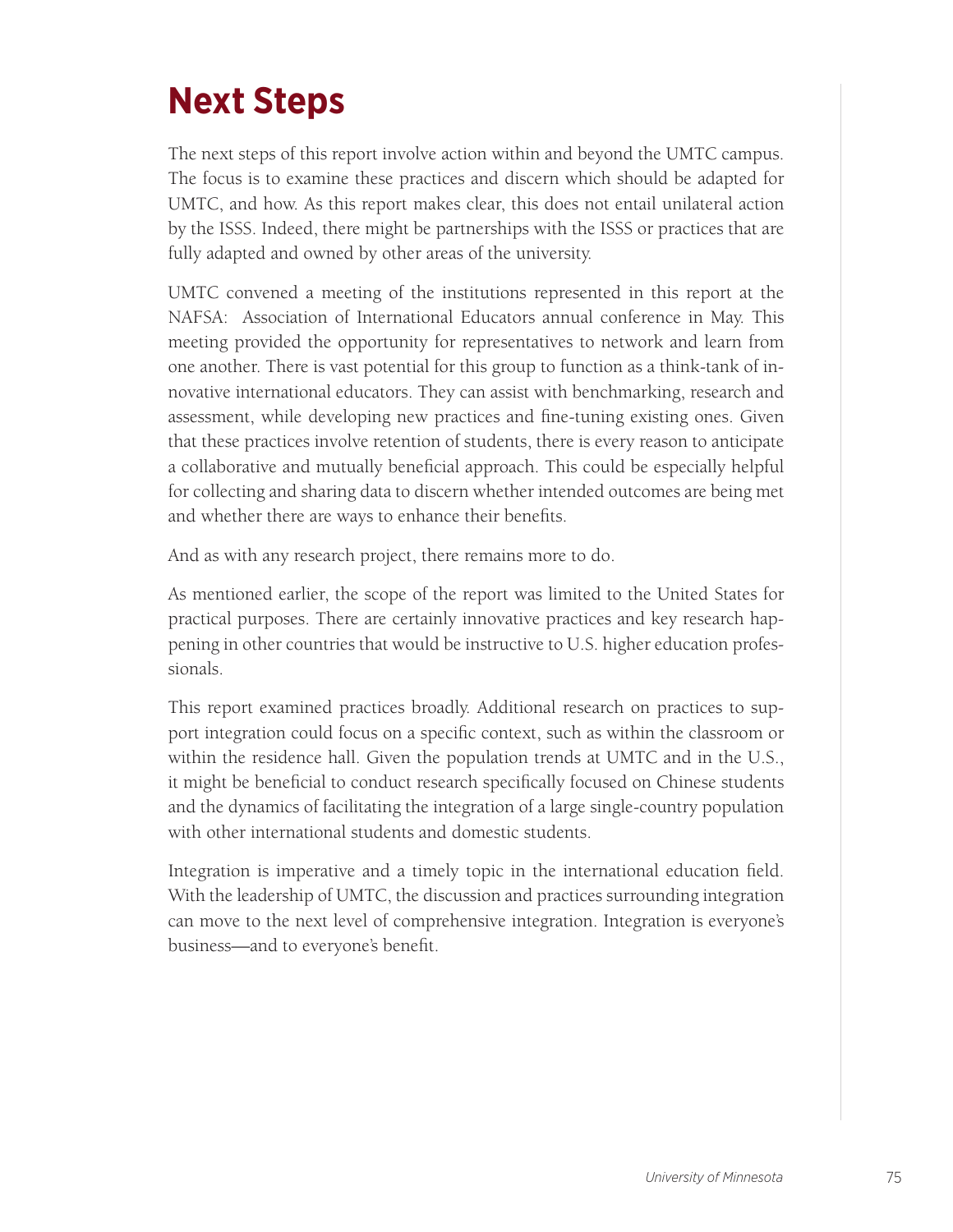# Next Steps

The next steps of this report involve action within and beyond the UMTC campus. The focus is to examine these practices and discern which should be adapted for UMTC, and how. As this report makes clear, this does not entail unilateral action by the ISSS. Indeed, there might be partnerships with the ISSS or practices that are fully adapted and owned by other areas of the university.

UMTC convened a meeting of the institutions represented in this report at the NAFSA: Association of International Educators annual conference in May. This meeting provided the opportunity for representatives to network and learn from one another. There is vast potential for this group to function as a think-tank of innovative international educators. They can assist with benchmarking, research and assessment, while developing new practices and fine-tuning existing ones. Given that these practices involve retention of students, there is every reason to anticipate a collaborative and mutually beneficial approach. This could be especially helpful for collecting and sharing data to discern whether intended outcomes are being met and whether there are ways to enhance their benefits.

And as with any research project, there remains more to do.

As mentioned earlier, the scope of the report was limited to the United States for practical purposes. There are certainly innovative practices and key research happening in other countries that would be instructive to U.S. higher education professionals.

This report examined practices broadly. Additional research on practices to support integration could focus on a specific context, such as within the classroom or within the residence hall. Given the population trends at UMTC and in the U.S., it might be beneficial to conduct research specifically focused on Chinese students and the dynamics of facilitating the integration of a large single-country population with other international students and domestic students.

Integration is imperative and a timely topic in the international education field. With the leadership of UMTC, the discussion and practices surrounding integration can move to the next level of comprehensive integration. Integration is everyone's business—and to everyone's benefit.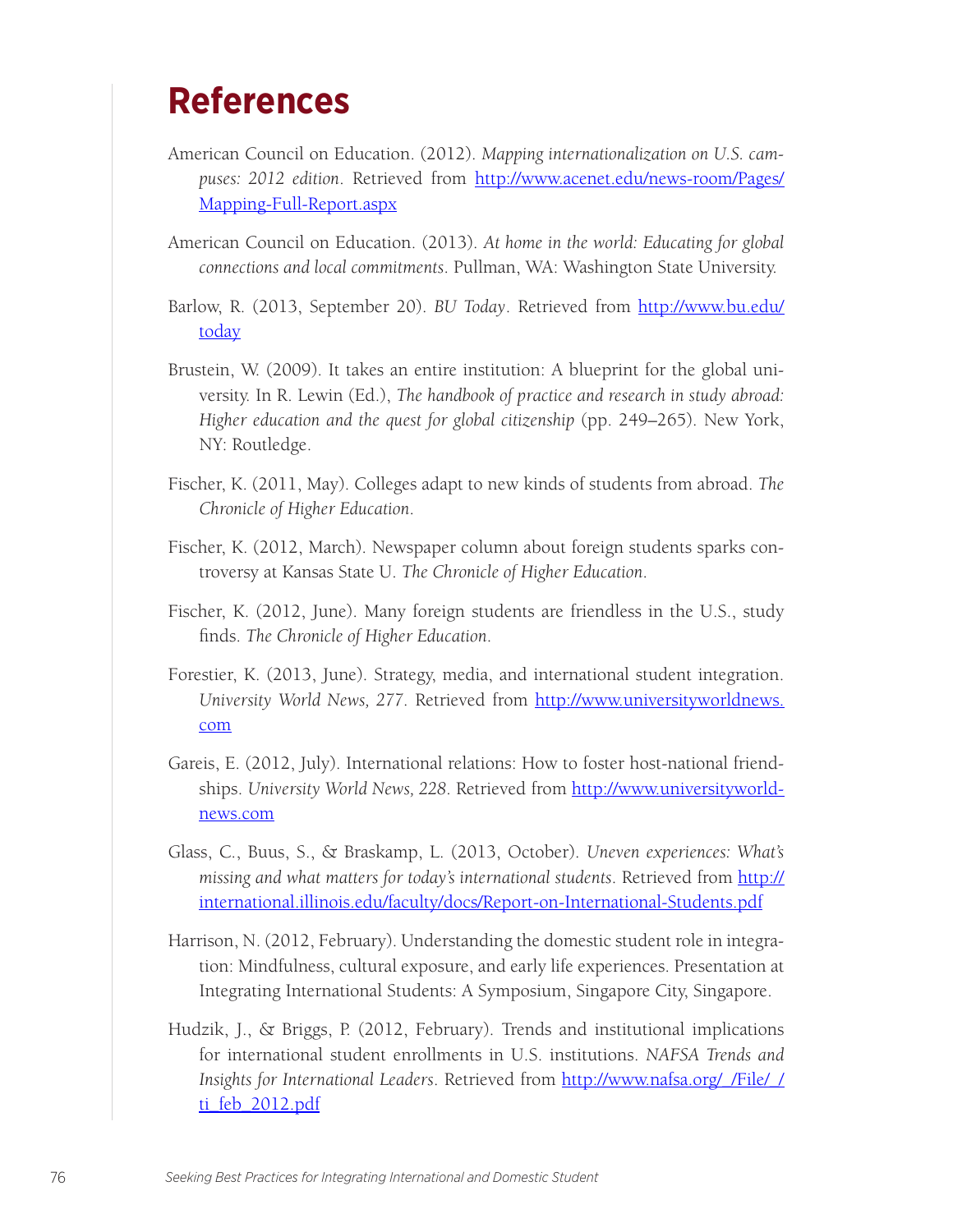# References

American Council on Education. (2012). *Mapping internationalization on U.S. campuses: 2012 edition*. Retrieved from http://www.acenet.edu/news-room/Pages/Mapping-Full-Report.aspx

American Council on Education. (2013). *At home in the world: Educating for global connections and local commitments*. Pullman, WA: Washington State University.

Barlow, R. (2013, September 20). *BU Today*. Retrieved from http://www.bu.edu/today

Brustein, W. (2009). It takes an entire institution: A blueprint for the global university. In R. Lewin (Ed.), *The handbook of practice and research in study abroad: Higher education and the quest for global citizenship* (pp. 249–265). New York, NY: Routledge.

Fischer, K. (2011, May). Colleges adapt to new kinds of students from abroad. *The Chronicle of Higher Education*.

Fischer, K. (2012, March). Newspaper column about foreign students sparks controversy at Kansas State U. *The Chronicle of Higher Education*.

Fischer, K. (2012, June). Many foreign students are friendless in the U.S., study finds. *The Chronicle of Higher Education*.

Forestier, K. (2013, June). Strategy, media, and international student integration. *University World News, 277*. Retrieved from http://www.universityworldnews.com

Gareis, E. (2012, July). International relations: How to foster host-national friendships. *University World News, 228*. Retrieved from http://www.universityworldnews.com

Glass, C., Buus, S., & Braskamp, L. (2013, October). *Uneven experiences: What's missing and what matters for today's international students*. Retrieved from http://international.illinois.edu/faculty/docs/Report-on-International-Students.pdf

Harrison, N. (2012, February). Understanding the domestic student role in integration: Mindfulness, cultural exposure, and early life experiences. Presentation at Integrating International Students: A Symposium, Singapore City, Singapore.

Hudzik, J., & Briggs, P. (2012, February). Trends and institutional implications for international student enrollments in U.S. institutions. *NAFSA Trends and Insights for International Leaders*. Retrieved from http://www.nafsa.org/_/File/_/ti_feb_2012.pdf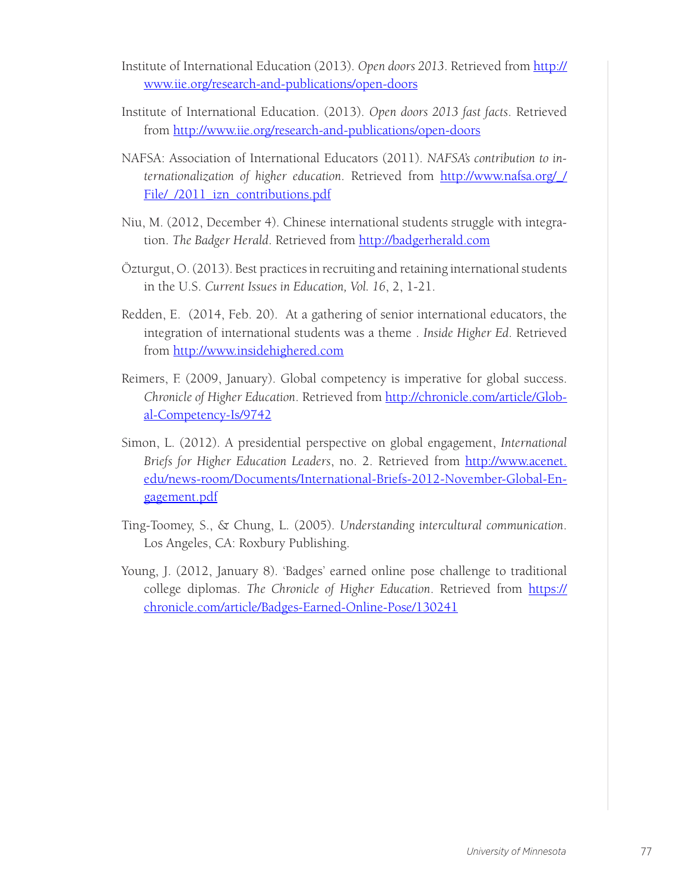Institute of International Education (2013). *Open doors 2013*. Retrieved from http://www.iie.org/research-and-publications/open-doors

Institute of International Education. (2013). *Open doors 2013 fast facts*. Retrieved from http://www.iie.org/research-and-publications/open-doors

NAFSA: Association of International Educators (2011). *NAFSA's contribution to internationalization of higher education*. Retrieved from http://www.nafsa.org/_/File/_/2011_izn_contributions.pdf

Niu, M. (2012, December 4). Chinese international students struggle with integration. *The Badger Herald*. Retrieved from http://badgerherald.com

Özturgut, O. (2013). Best practices in recruiting and retaining international students in the U.S. *Current Issues in Education, Vol. 16*, 2, 1-21.

Redden, E. (2014, Feb. 20). At a gathering of senior international educators, the integration of international students was a theme . *Inside Higher Ed*. Retrieved from http://www.insidehighered.com

Reimers, F. (2009, January). Global competency is imperative for global success. *Chronicle of Higher Education*. Retrieved from http://chronicle.com/article/Global-Competency-Is/9742

Simon, L. (2012). A presidential perspective on global engagement, *International Briefs for Higher Education Leaders*, no. 2. Retrieved from http://www.acenet.edu/news-room/Documents/International-Briefs-2012-November-Global-Engagement.pdf

Ting-Toomey, S., & Chung, L. (2005). *Understanding intercultural communication*. Los Angeles, CA: Roxbury Publishing.

Young, J. (2012, January 8). 'Badges' earned online pose challenge to traditional college diplomas. *The Chronicle of Higher Education*. Retrieved from https://chronicle.com/article/Badges-Earned-Online-Pose/130241